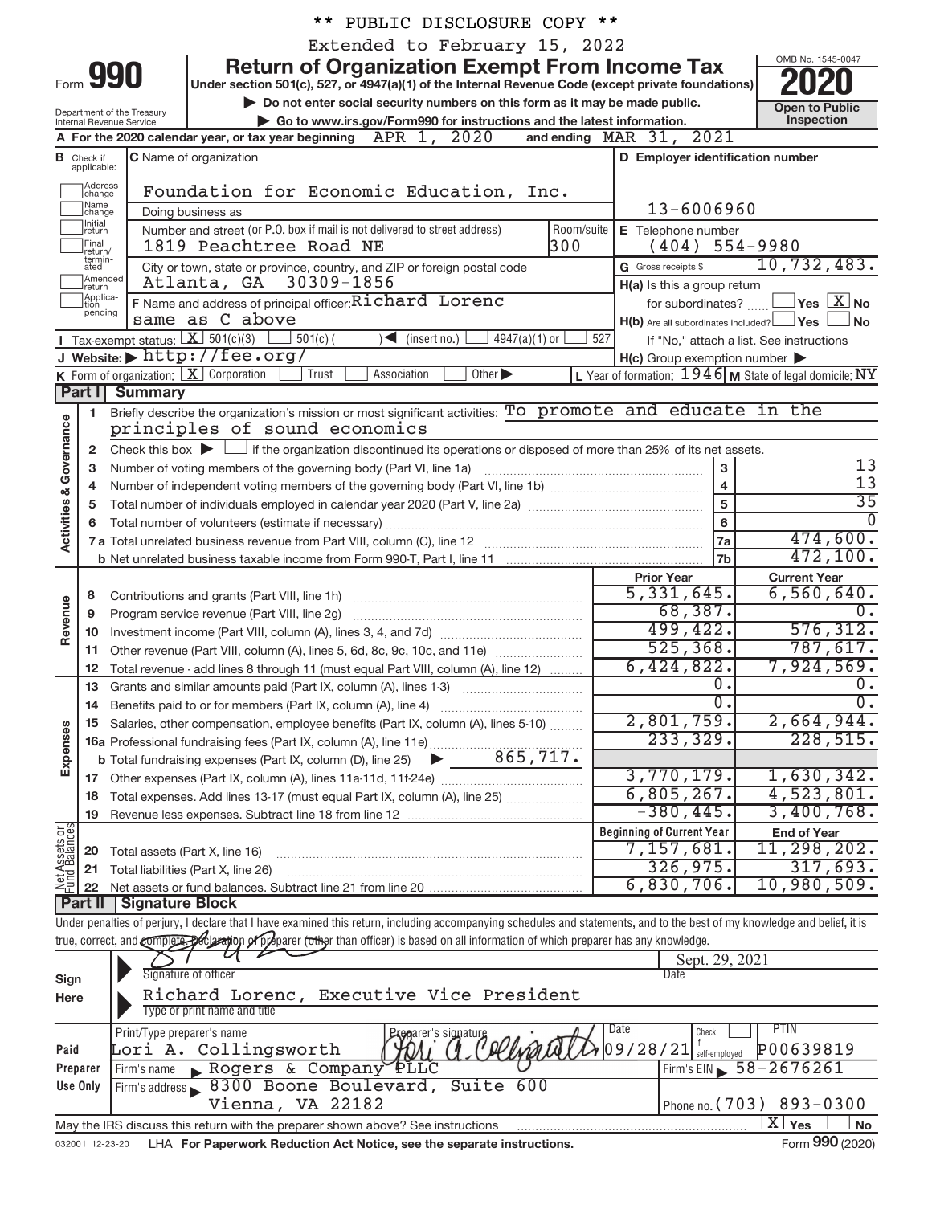** PUBLIC DISCLOSURE COPY **

Extended to February 15, 2022

# Form 990 — Return of Organization Exempt From Income Tax — 2020

Under section 501(c), 527, or 4947(a)(1) of the Internal Revenue Code (except private foundations)

▶ Do not enter social security numbers on this form as it may be made public.

▶ Go to www.irs.gov/Form990 for instructions and the latest information.

Department of the Treasury, Internal Revenue Service

OMB No. 1545-0047 — Open to Public Inspection

**A** For the 2020 calendar year, or tax year beginning APR 1, 2020 and ending MAR 31, 2021

**B** Check if applicable: Address change / Name change / Initial return / Final return/terminated / Amended return / Application pending

**C** Name of organization: Foundation for Economic Education, Inc.

Doing business as

Number and street (or P.O. box if mail is not delivered to street address): 1819 Peachtree Road NE — Room/suite: 300

City or town, state or province, country, and ZIP or foreign postal code: Atlanta, GA 30309-1856

**D** Employer identification number: 13-6006960

**E** Telephone number: (404) 554-9980

**G** Gross receipts $ 10,732,483.

**F** Name and address of principal officer: Richard Lorenc, same as C above

**H(a)** Is this a group return for subordinates? Yes [ ] No [X]

**H(b)** Are all subordinates included? Yes [ ] No [ ] — If "No," attach a list. See instructions

**H(c)** Group exemption number ▶

**I** Tax-exempt status: [X] 501(c)(3) [ ] 501(c) ( ) ◀ (insert no.) [ ] 4947(a)(1) or [ ] 527

**J** Website: ▶ http://fee.org/

**K** Form of organization: [X] Corporation [ ] Trust [ ] Association [ ] Other ▶

**L** Year of formation: 1946 **M** State of legal domicile: NY

## Part I Summary

**Activities & Governance**

1. Briefly describe the organization's mission or most significant activities: To promote and educate in the principles of sound economics
2. Check this box ▶ [ ] if the organization discontinued its operations or disposed of more than 25% of its net assets.

| | | | |
|---|---|---|---|
| 3 | Number of voting members of the governing body (Part VI, line 1a) | 3 | 13 |
| 4 | Number of independent voting members of the governing body (Part VI, line 1b) | 4 | 13 |
| 5 | Total number of individuals employed in calendar year 2020 (Part V, line 2a) | 5 | 35 |
| 6 | Total number of volunteers (estimate if necessary) | 6 | 0 |
| 7a | Total unrelated business revenue from Part VIII, column (C), line 12 | 7a | 474,600. |
| b | Net unrelated business taxable income from Form 990-T, Part I, line 11 | 7b | 472,100. |

| | | Prior Year | Current Year |
|---|---|---|---|
| **Revenue** | | | |
| 8 | Contributions and grants (Part VIII, line 1h) | 5,331,645. | 6,560,640. |
| 9 | Program service revenue (Part VIII, line 2g) | 68,387. | 0. |
| 10 | Investment income (Part VIII, column (A), lines 3, 4, and 7d) | 499,422. | 576,312. |
| 11 | Other revenue (Part VIII, column (A), lines 5, 6d, 8c, 9c, 10c, and 11e) | 525,368. | 787,617. |
| 12 | Total revenue - add lines 8 through 11 (must equal Part VIII, column (A), line 12) | 6,424,822. | 7,924,569. |
| **Expenses** | | | |
| 13 | Grants and similar amounts paid (Part IX, column (A), lines 1-3) | 0. | 0. |
| 14 | Benefits paid to or for members (Part IX, column (A), line 4) | 0. | 0. |
| 15 | Salaries, other compensation, employee benefits (Part IX, column (A), lines 5-10) | 2,801,759. | 2,664,944. |
| 16a | Professional fundraising fees (Part IX, column (A), line 11e) | 233,329. | 228,515. |
| b | Total fundraising expenses (Part IX, column (D), line 25) ▶ 865,717. | | |
| 17 | Other expenses (Part IX, column (A), lines 11a-11d, 11f-24e) | 3,770,179. | 1,630,342. |
| 18 | Total expenses. Add lines 13-17 (must equal Part IX, column (A), line 25) | 6,805,267. | 4,523,801. |
| 19 | Revenue less expenses. Subtract line 18 from line 12 | -380,445. | 3,400,768. |
| **Net Assets or Fund Balances** | | **Beginning of Current Year** | **End of Year** |
| 20 | Total assets (Part X, line 16) | 7,157,681. | 11,298,202. |
| 21 | Total liabilities (Part X, line 26) | 326,975. | 317,693. |
| 22 | Net assets or fund balances. Subtract line 21 from line 20 | 6,830,706. | 10,980,509. |

## Part II Signature Block

Under penalties of perjury, I declare that I have examined this return, including accompanying schedules and statements, and to the best of my knowledge and belief, it is true, correct, and complete. Declaration of preparer (other than officer) is based on all information of which preparer has any knowledge.

**Sign Here**

Signature of officer — Date: Sept. 29, 2021

Richard Lorenc, Executive Vice President

Type or print name and title

**Paid Preparer Use Only**

| Print/Type preparer's name | Preparer's signature | Date | Check if self-employed | PTIN |
|---|---|---|---|---|
| Lori A. Collingsworth | Lori A. Collingsworth | 09/28/21 | [ ] | P00639819 |

Firm's name ▶ Rogers & Company PLLC — Firm's EIN ▶ 58-2676261

Firm's address ▶ 8300 Boone Boulevard, Suite 600, Vienna, VA 22182 — Phone no. (703) 893-0300

May the IRS discuss this return with the preparer shown above? See instructions [X] Yes [ ] No

032001 12-23-20 LHA For Paperwork Reduction Act Notice, see the separate instructions. Form 990 (2020)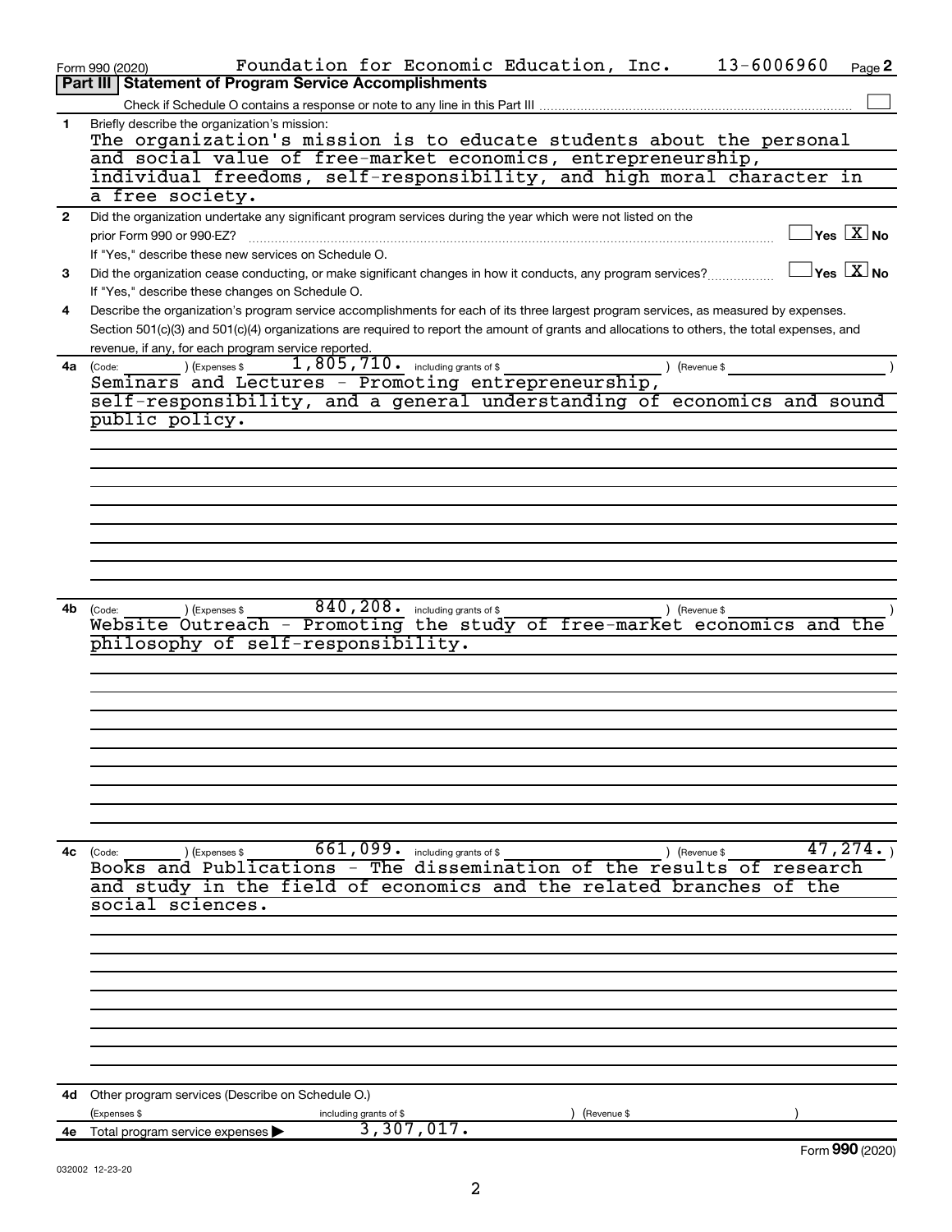Form 990 (2020) Foundation for Economic Education, Inc. 13-6006960 Page 2

## Part III Statement of Program Service Accomplishments

Check if Schedule O contains a response or note to any line in this Part III ☐

**1** Briefly describe the organization's mission:

The organization's mission is to educate students about the personal and social value of free-market economics, entrepreneurship, individual freedoms, self-responsibility, and high moral character in a free society.

**2** Did the organization undertake any significant program services during the year which were not listed on the prior Form 990 or 990-EZ? ☐ Yes ☒ No

If "Yes," describe these new services on Schedule O.

**3** Did the organization cease conducting, or make significant changes in how it conducts, any program services? ☐ Yes ☒ No

If "Yes," describe these changes on Schedule O.

**4** Describe the organization's program service accomplishments for each of its three largest program services, as measured by expenses. Section 501(c)(3) and 501(c)(4) organizations are required to report the amount of grants and allocations to others, the total expenses, and revenue, if any, for each program service reported.

**4a** (Code: ) (Expenses $ 1,805,710. including grants of $ ) (Revenue $ )

Seminars and Lectures - Promoting entrepreneurship, self-responsibility, and a general understanding of economics and sound public policy.

**4b** (Code: ) (Expenses $ 840,208. including grants of $ ) (Revenue $ )

Website Outreach - Promoting the study of free-market economics and the philosophy of self-responsibility.

**4c** (Code: ) (Expenses $ 661,099. including grants of $ ) (Revenue $ 47,274. )

Books and Publications - The dissemination of the results of research and study in the field of economics and the related branches of the social sciences.

**4d** Other program services (Describe on Schedule O.)

(Expenses $ including grants of $ ) (Revenue $ )

**4e** Total program service expenses ▶ 3,307,017.

Form 990 (2020)

032002 12-23-20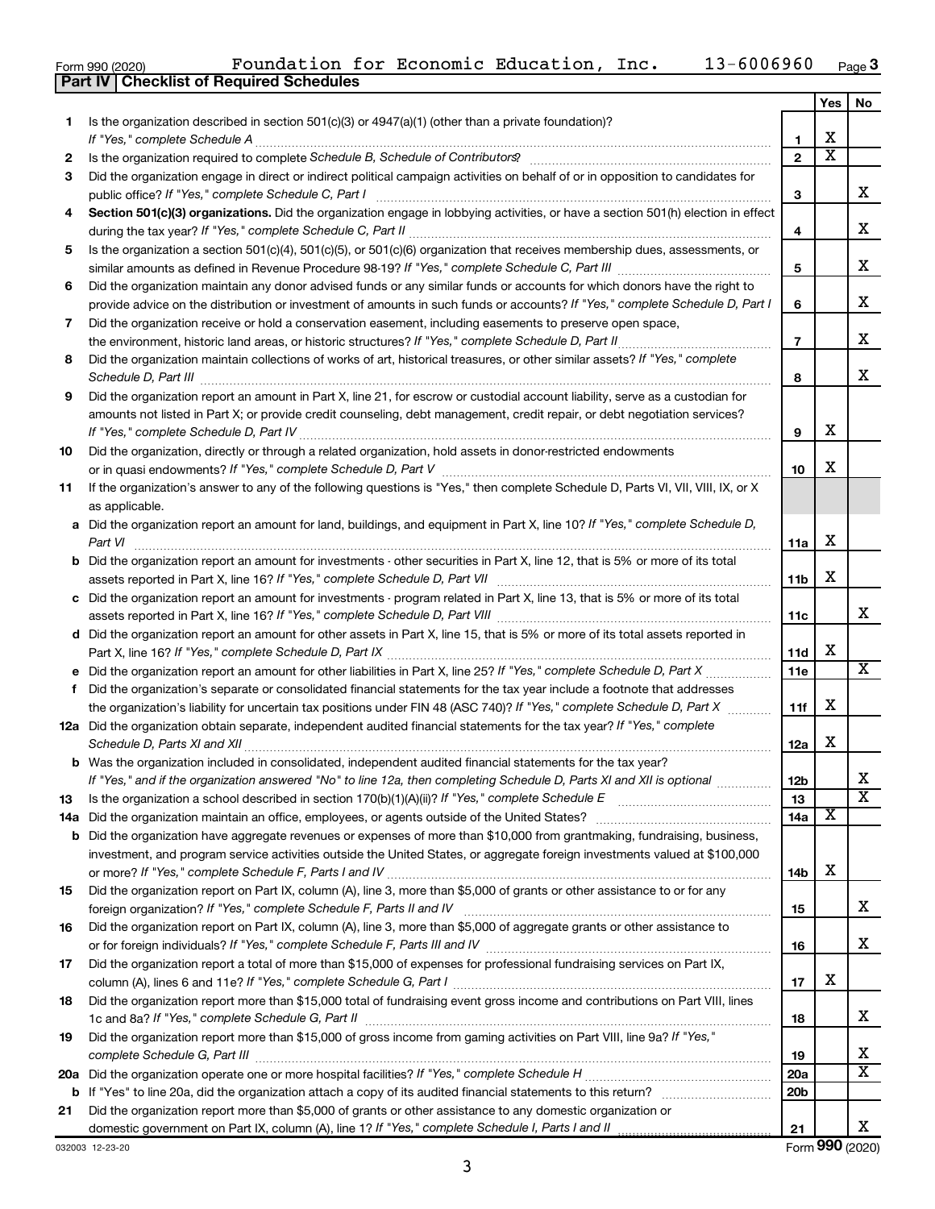Form 990 (2020) Foundation for Economic Education, Inc. 13-6006960 Page 3

**Part IV Checklist of Required Schedules**

| | | | Yes | No |
|---|---|---|---|---|
| 1 | Is the organization described in section 501(c)(3) or 4947(a)(1) (other than a private foundation)? *If "Yes," complete Schedule A* | 1 | X | |
| 2 | Is the organization required to complete *Schedule B, Schedule of Contributors*? | 2 | X | |
| 3 | Did the organization engage in direct or indirect political campaign activities on behalf of or in opposition to candidates for public office? *If "Yes," complete Schedule C, Part I* | 3 | | X |
| 4 | **Section 501(c)(3) organizations.** Did the organization engage in lobbying activities, or have a section 501(h) election in effect during the tax year? *If "Yes," complete Schedule C, Part II* | 4 | | X |
| 5 | Is the organization a section 501(c)(4), 501(c)(5), or 501(c)(6) organization that receives membership dues, assessments, or similar amounts as defined in Revenue Procedure 98-19? *If "Yes," complete Schedule C, Part III* | 5 | | X |
| 6 | Did the organization maintain any donor advised funds or any similar funds or accounts for which donors have the right to provide advice on the distribution or investment of amounts in such funds or accounts? *If "Yes," complete Schedule D, Part I* | 6 | | X |
| 7 | Did the organization receive or hold a conservation easement, including easements to preserve open space, the environment, historic land areas, or historic structures? *If "Yes," complete Schedule D, Part II* | 7 | | X |
| 8 | Did the organization maintain collections of works of art, historical treasures, or other similar assets? *If "Yes," complete Schedule D, Part III* | 8 | | X |
| 9 | Did the organization report an amount in Part X, line 21, for escrow or custodial account liability, serve as a custodian for amounts not listed in Part X; or provide credit counseling, debt management, credit repair, or debt negotiation services? *If "Yes," complete Schedule D, Part IV* | 9 | X | |
| 10 | Did the organization, directly or through a related organization, hold assets in donor-restricted endowments or in quasi endowments? *If "Yes," complete Schedule D, Part V* | 10 | X | |
| 11 | If the organization's answer to any of the following questions is "Yes," then complete Schedule D, Parts VI, VII, VIII, IX, or X as applicable. | | | |
| a | Did the organization report an amount for land, buildings, and equipment in Part X, line 10? *If "Yes," complete Schedule D, Part VI* | 11a | X | |
| b | Did the organization report an amount for investments - other securities in Part X, line 12, that is 5% or more of its total assets reported in Part X, line 16? *If "Yes," complete Schedule D, Part VII* | 11b | X | |
| c | Did the organization report an amount for investments - program related in Part X, line 13, that is 5% or more of its total assets reported in Part X, line 16? *If "Yes," complete Schedule D, Part VIII* | 11c | | X |
| d | Did the organization report an amount for other assets in Part X, line 15, that is 5% or more of its total assets reported in Part X, line 16? *If "Yes," complete Schedule D, Part IX* | 11d | X | |
| e | Did the organization report an amount for other liabilities in Part X, line 25? *If "Yes," complete Schedule D, Part X* | 11e | | X |
| f | Did the organization's separate or consolidated financial statements for the tax year include a footnote that addresses the organization's liability for uncertain tax positions under FIN 48 (ASC 740)? *If "Yes," complete Schedule D, Part X* | 11f | X | |
| 12a | Did the organization obtain separate, independent audited financial statements for the tax year? *If "Yes," complete Schedule D, Parts XI and XII* | 12a | X | |
| b | Was the organization included in consolidated, independent audited financial statements for the tax year? *If "Yes," and if the organization answered "No" to line 12a, then completing Schedule D, Parts XI and XII is optional* | 12b | | X |
| 13 | Is the organization a school described in section 170(b)(1)(A)(ii)? *If "Yes," complete Schedule E* | 13 | | X |
| 14a | Did the organization maintain an office, employees, or agents outside of the United States? | 14a | X | |
| b | Did the organization have aggregate revenues or expenses of more than $10,000 from grantmaking, fundraising, business, investment, and program service activities outside the United States, or aggregate foreign investments valued at $100,000 or more? *If "Yes," complete Schedule F, Parts I and IV* | 14b | X | |
| 15 | Did the organization report on Part IX, column (A), line 3, more than $5,000 of grants or other assistance to or for any foreign organization? *If "Yes," complete Schedule F, Parts II and IV* | 15 | | X |
| 16 | Did the organization report on Part IX, column (A), line 3, more than $5,000 of aggregate grants or other assistance to or for foreign individuals? *If "Yes," complete Schedule F, Parts III and IV* | 16 | | X |
| 17 | Did the organization report a total of more than $15,000 of expenses for professional fundraising services on Part IX, column (A), lines 6 and 11e? *If "Yes," complete Schedule G, Part I* | 17 | X | |
| 18 | Did the organization report more than $15,000 total of fundraising event gross income and contributions on Part VIII, lines 1c and 8a? *If "Yes," complete Schedule G, Part II* | 18 | | X |
| 19 | Did the organization report more than $15,000 of gross income from gaming activities on Part VIII, line 9a? *If "Yes," complete Schedule G, Part III* | 19 | | X |
| 20a | Did the organization operate one or more hospital facilities? *If "Yes," complete Schedule H* | 20a | | X |
| b | If "Yes" to line 20a, did the organization attach a copy of its audited financial statements to this return? | 20b | | |
| 21 | Did the organization report more than $5,000 of grants or other assistance to any domestic organization or domestic government on Part IX, column (A), line 1? *If "Yes," complete Schedule I, Parts I and II* | 21 | | X |

032003 12-23-20 Form **990** (2020)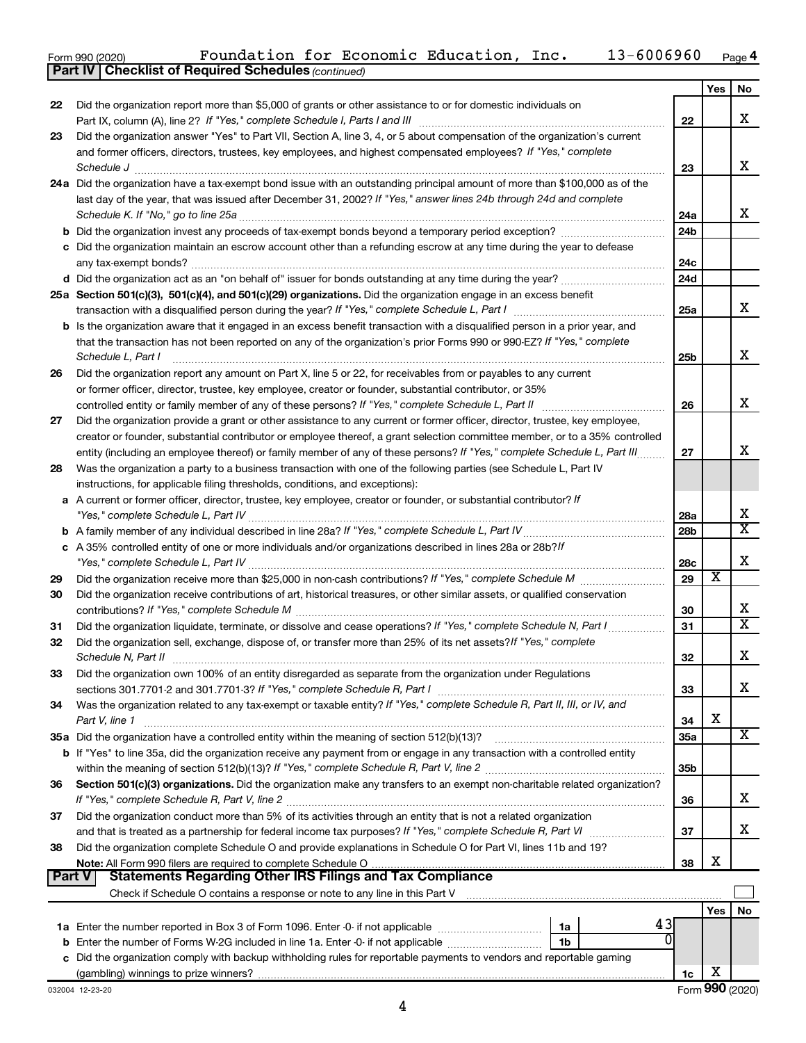Form 990 (2020) Foundation for Economic Education, Inc. 13-6006960 Page 4

**Part IV | Checklist of Required Schedules** *(continued)*

| | | | Yes | No |
|---|---|---|---|---|
| 22 | Did the organization report more than $5,000 of grants or other assistance to or for domestic individuals on Part IX, column (A), line 2? *If "Yes," complete Schedule I, Parts I and III* | 22 | | X |
| 23 | Did the organization answer "Yes" to Part VII, Section A, line 3, 4, or 5 about compensation of the organization's current and former officers, directors, trustees, key employees, and highest compensated employees? *If "Yes," complete Schedule J* | 23 | | X |
| 24a | Did the organization have a tax-exempt bond issue with an outstanding principal amount of more than $100,000 as of the last day of the year, that was issued after December 31, 2002? *If "Yes," answer lines 24b through 24d and complete Schedule K. If "No," go to line 25a* | 24a | | X |
| b | Did the organization invest any proceeds of tax-exempt bonds beyond a temporary period exception? | 24b | | |
| c | Did the organization maintain an escrow account other than a refunding escrow at any time during the year to defease any tax-exempt bonds? | 24c | | |
| d | Did the organization act as an "on behalf of" issuer for bonds outstanding at any time during the year? | 24d | | |
| 25a | **Section 501(c)(3), 501(c)(4), and 501(c)(29) organizations.** Did the organization engage in an excess benefit transaction with a disqualified person during the year? *If "Yes," complete Schedule L, Part I* | 25a | | X |
| b | Is the organization aware that it engaged in an excess benefit transaction with a disqualified person in a prior year, and that the transaction has not been reported on any of the organization's prior Forms 990 or 990-EZ? *If "Yes," complete Schedule L, Part I* | 25b | | X |
| 26 | Did the organization report any amount on Part X, line 5 or 22, for receivables from or payables to any current or former officer, director, trustee, key employee, creator or founder, substantial contributor, or 35% controlled entity or family member of any of these persons? *If "Yes," complete Schedule L, Part II* | 26 | | X |
| 27 | Did the organization provide a grant or other assistance to any current or former officer, director, trustee, key employee, creator or founder, substantial contributor or employee thereof, a grant selection committee member, or to a 35% controlled entity (including an employee thereof) or family member of any of these persons? *If "Yes," complete Schedule L, Part III* | 27 | | X |
| 28 | Was the organization a party to a business transaction with one of the following parties (see Schedule L, Part IV instructions, for applicable filing thresholds, conditions, and exceptions): | | | |
| a | A current or former officer, director, trustee, key employee, creator or founder, or substantial contributor? *If "Yes," complete Schedule L, Part IV* | 28a | | X |
| b | A family member of any individual described in line 28a? *If "Yes," complete Schedule L, Part IV* | 28b | | X |
| c | A 35% controlled entity of one or more individuals and/or organizations described in lines 28a or 28b? *If "Yes," complete Schedule L, Part IV* | 28c | | X |
| 29 | Did the organization receive more than $25,000 in non-cash contributions? *If "Yes," complete Schedule M* | 29 | X | |
| 30 | Did the organization receive contributions of art, historical treasures, or other similar assets, or qualified conservation contributions? *If "Yes," complete Schedule M* | 30 | | X |
| 31 | Did the organization liquidate, terminate, or dissolve and cease operations? *If "Yes," complete Schedule N, Part I* | 31 | | X |
| 32 | Did the organization sell, exchange, dispose of, or transfer more than 25% of its net assets? *If "Yes," complete Schedule N, Part II* | 32 | | X |
| 33 | Did the organization own 100% of an entity disregarded as separate from the organization under Regulations sections 301.7701-2 and 301.7701-3? *If "Yes," complete Schedule R, Part I* | 33 | | X |
| 34 | Was the organization related to any tax-exempt or taxable entity? *If "Yes," complete Schedule R, Part II, III, or IV, and Part V, line 1* | 34 | X | |
| 35a | Did the organization have a controlled entity within the meaning of section 512(b)(13)? | 35a | | X |
| b | If "Yes" to line 35a, did the organization receive any payment from or engage in any transaction with a controlled entity within the meaning of section 512(b)(13)? *If "Yes," complete Schedule R, Part V, line 2* | 35b | | |
| 36 | **Section 501(c)(3) organizations.** Did the organization make any transfers to an exempt non-charitable related organization? *If "Yes," complete Schedule R, Part V, line 2* | 36 | | X |
| 37 | Did the organization conduct more than 5% of its activities through an entity that is not a related organization and that is treated as a partnership for federal income tax purposes? *If "Yes," complete Schedule R, Part VI* | 37 | | X |
| 38 | Did the organization complete Schedule O and provide explanations in Schedule O for Part VI, lines 11b and 19? **Note:** All Form 990 filers are required to complete Schedule O | 38 | X | |

**Part V | Statements Regarding Other IRS Filings and Tax Compliance**

Check if Schedule O contains a response or note to any line in this Part V ☐

| | | | | | Yes | No |
|---|---|---|---|---|---|---|
| 1a | Enter the number reported in Box 3 of Form 1096. Enter -0- if not applicable | 1a | 43 | | | |
| b | Enter the number of Forms W-2G included in line 1a. Enter -0- if not applicable | 1b | 0 | | | |
| c | Did the organization comply with backup withholding rules for reportable payments to vendors and reportable gaming (gambling) winnings to prize winners? | | | 1c | X | |

032004 12-23-20 Form **990** (2020)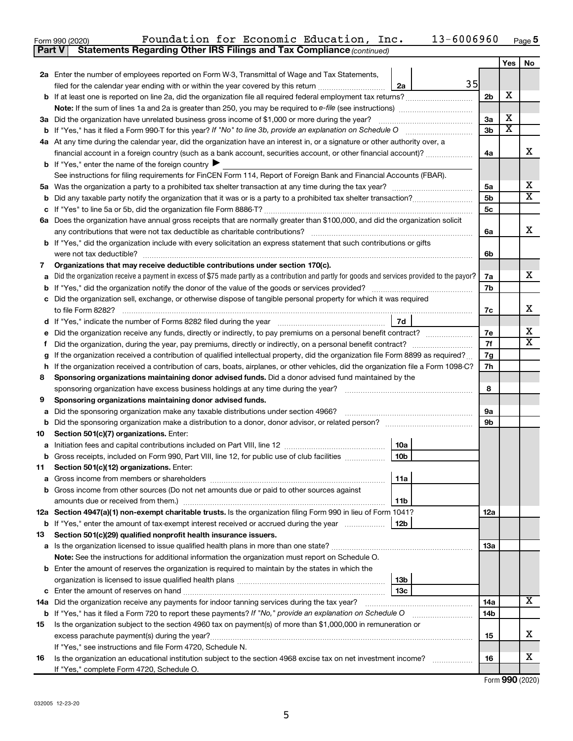Form 990 (2020) Foundation for Economic Education, Inc. 13-6006960 Page 5

**Part V Statements Regarding Other IRS Filings and Tax Compliance** *(continued)*

| | | | | Yes | No |
|---|---|---|---|---|---|
| **2a** | Enter the number of employees reported on Form W-3, Transmittal of Wage and Tax Statements, filed for the calendar year ending with or within the year covered by this return | 2a 35 | | | |
| **b** | If at least one is reported on line 2a, did the organization file all required federal employment tax returns? | | 2b | X | |
| | **Note:** If the sum of lines 1a and 2a is greater than 250, you may be required to *e-file* (see instructions) | | | | |
| **3a** | Did the organization have unrelated business gross income of $1,000 or more during the year? | | 3a | X | |
| **b** | If "Yes," has it filed a Form 990-T for this year? *If "No" to line 3b, provide an explanation on Schedule O* | | 3b | X | |
| **4a** | At any time during the calendar year, did the organization have an interest in, or a signature or other authority over, a financial account in a foreign country (such as a bank account, securities account, or other financial account)? | | 4a | | X |
| **b** | If "Yes," enter the name of the foreign country ▶ | | | | |
| | See instructions for filing requirements for FinCEN Form 114, Report of Foreign Bank and Financial Accounts (FBAR). | | | | |
| **5a** | Was the organization a party to a prohibited tax shelter transaction at any time during the tax year? | | 5a | | X |
| **b** | Did any taxable party notify the organization that it was or is a party to a prohibited tax shelter transaction? | | 5b | | X |
| **c** | If "Yes" to line 5a or 5b, did the organization file Form 8886-T? | | 5c | | |
| **6a** | Does the organization have annual gross receipts that are normally greater than $100,000, and did the organization solicit any contributions that were not tax deductible as charitable contributions? | | 6a | | X |
| **b** | If "Yes," did the organization include with every solicitation an express statement that such contributions or gifts were not tax deductible? | | 6b | | |
| **7** | **Organizations that may receive deductible contributions under section 170(c).** | | | | |
| **a** | Did the organization receive a payment in excess of $75 made partly as a contribution and partly for goods and services provided to the payor? | | 7a | | X |
| **b** | If "Yes," did the organization notify the donor of the value of the goods or services provided? | | 7b | | |
| **c** | Did the organization sell, exchange, or otherwise dispose of tangible personal property for which it was required to file Form 8282? | | 7c | | X |
| **d** | If "Yes," indicate the number of Forms 8282 filed during the year | 7d | | | |
| **e** | Did the organization receive any funds, directly or indirectly, to pay premiums on a personal benefit contract? | | 7e | | X |
| **f** | Did the organization, during the year, pay premiums, directly or indirectly, on a personal benefit contract? | | 7f | | X |
| **g** | If the organization received a contribution of qualified intellectual property, did the organization file Form 8899 as required? | | 7g | | |
| **h** | If the organization received a contribution of cars, boats, airplanes, or other vehicles, did the organization file a Form 1098-C? | | 7h | | |
| **8** | **Sponsoring organizations maintaining donor advised funds.** Did a donor advised fund maintained by the sponsoring organization have excess business holdings at any time during the year? | | 8 | | |
| **9** | **Sponsoring organizations maintaining donor advised funds.** | | | | |
| **a** | Did the sponsoring organization make any taxable distributions under section 4966? | | 9a | | |
| **b** | Did the sponsoring organization make a distribution to a donor, donor advisor, or related person? | | 9b | | |
| **10** | **Section 501(c)(7) organizations.** Enter: | | | | |
| **a** | Initiation fees and capital contributions included on Part VIII, line 12 | 10a | | | |
| **b** | Gross receipts, included on Form 990, Part VIII, line 12, for public use of club facilities | 10b | | | |
| **11** | **Section 501(c)(12) organizations.** Enter: | | | | |
| **a** | Gross income from members or shareholders | 11a | | | |
| **b** | Gross income from other sources (Do not net amounts due or paid to other sources against amounts due or received from them.) | 11b | | | |
| **12a** | **Section 4947(a)(1) non-exempt charitable trusts.** Is the organization filing Form 990 in lieu of Form 1041? | | 12a | | |
| **b** | If "Yes," enter the amount of tax-exempt interest received or accrued during the year | 12b | | | |
| **13** | **Section 501(c)(29) qualified nonprofit health insurance issuers.** | | | | |
| **a** | Is the organization licensed to issue qualified health plans in more than one state? | | 13a | | |
| | **Note:** See the instructions for additional information the organization must report on Schedule O. | | | | |
| **b** | Enter the amount of reserves the organization is required to maintain by the states in which the organization is licensed to issue qualified health plans | 13b | | | |
| **c** | Enter the amount of reserves on hand | 13c | | | |
| **14a** | Did the organization receive any payments for indoor tanning services during the tax year? | | 14a | | X |
| **b** | If "Yes," has it filed a Form 720 to report these payments? *If "No," provide an explanation on Schedule O* | | 14b | | |
| **15** | Is the organization subject to the section 4960 tax on payment(s) of more than $1,000,000 in remuneration or excess parachute payment(s) during the year? | | 15 | | X |
| | If "Yes," see instructions and file Form 4720, Schedule N. | | | | |
| **16** | Is the organization an educational institution subject to the section 4968 excise tax on net investment income? | | 16 | | X |
| | If "Yes," complete Form 4720, Schedule O. | | | | |

Form **990** (2020)

032005 12-23-20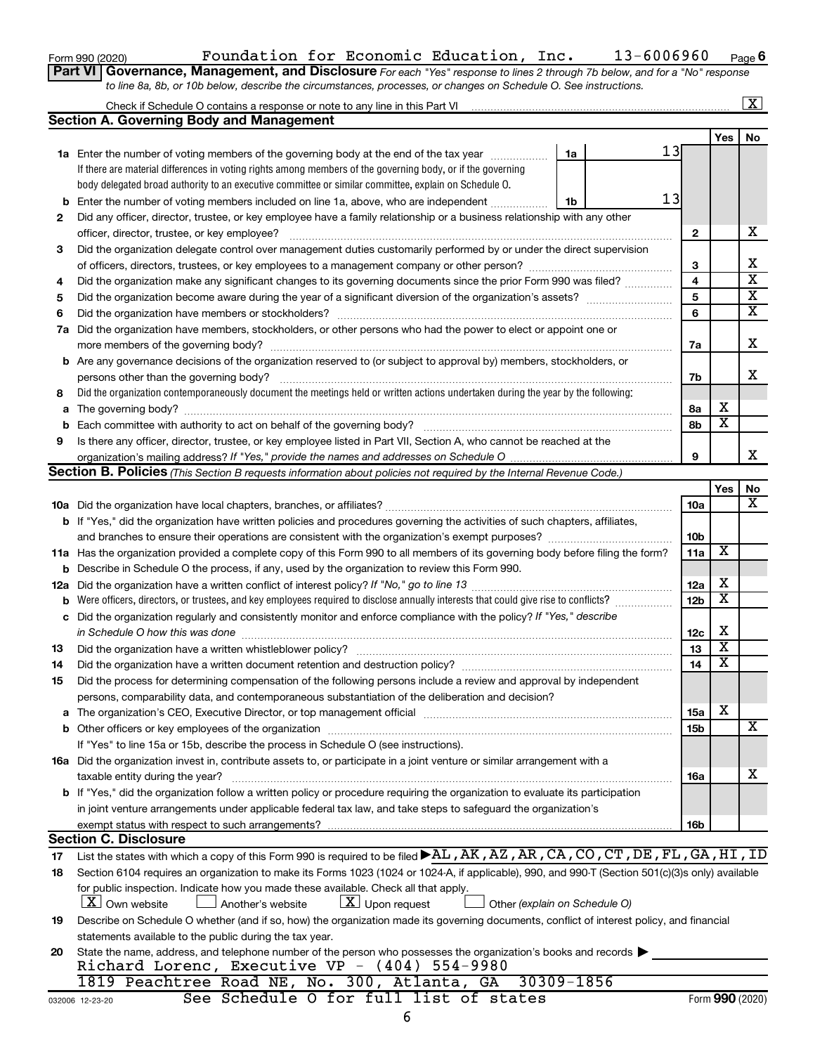Form 990 (2020) Foundation for Economic Education, Inc. 13-6006960 Page 6

**Part VI Governance, Management, and Disclosure** *For each "Yes" response to lines 2 through 7b below, and for a "No" response to line 8a, 8b, or 10b below, describe the circumstances, processes, or changes on Schedule O. See instructions.*

Check if Schedule O contains a response or note to any line in this Part VI ..... [X]

## Section A. Governing Body and Management

| | | | | Yes | No |
|---|---|---|---|---|---|
| **1a** | Enter the number of voting members of the governing body at the end of the tax year ..... If there are material differences in voting rights among members of the governing body, or if the governing body delegated broad authority to an executive committee or similar committee, explain on Schedule O. | 1a 13 | | | |
| **b** | Enter the number of voting members included on line 1a, above, who are independent ..... | 1b 13 | | | |
| **2** | Did any officer, director, trustee, or key employee have a family relationship or a business relationship with any other officer, director, trustee, or key employee? ..... | | 2 | | X |
| **3** | Did the organization delegate control over management duties customarily performed by or under the direct supervision of officers, directors, trustees, or key employees to a management company or other person? ..... | | 3 | | X |
| **4** | Did the organization make any significant changes to its governing documents since the prior Form 990 was filed? ..... | | 4 | | X |
| **5** | Did the organization become aware during the year of a significant diversion of the organization's assets? ..... | | 5 | | X |
| **6** | Did the organization have members or stockholders? ..... | | 6 | | X |
| **7a** | Did the organization have members, stockholders, or other persons who had the power to elect or appoint one or more members of the governing body? ..... | | 7a | | X |
| **b** | Are any governance decisions of the organization reserved to (or subject to approval by) members, stockholders, or persons other than the governing body? ..... | | 7b | | X |
| **8** | Did the organization contemporaneously document the meetings held or written actions undertaken during the year by the following: | | | | |
| **a** | The governing body? ..... | | 8a | X | |
| **b** | Each committee with authority to act on behalf of the governing body? ..... | | 8b | X | |
| **9** | Is there any officer, director, trustee, or key employee listed in Part VII, Section A, who cannot be reached at the organization's mailing address? *If "Yes," provide the names and addresses on Schedule O* ..... | | 9 | | X |

## Section B. Policies *(This Section B requests information about policies not required by the Internal Revenue Code.)*

| | | | Yes | No |
|---|---|---|---|---|
| **10a** | Did the organization have local chapters, branches, or affiliates? ..... | 10a | | X |
| **b** | If "Yes," did the organization have written policies and procedures governing the activities of such chapters, affiliates, and branches to ensure their operations are consistent with the organization's exempt purposes? ..... | 10b | | |
| **11a** | Has the organization provided a complete copy of this Form 990 to all members of its governing body before filing the form? | 11a | X | |
| **b** | Describe in Schedule O the process, if any, used by the organization to review this Form 990. | | | |
| **12a** | Did the organization have a written conflict of interest policy? *If "No," go to line 13* ..... | 12a | X | |
| **b** | Were officers, directors, or trustees, and key employees required to disclose annually interests that could give rise to conflicts? ..... | 12b | X | |
| **c** | Did the organization regularly and consistently monitor and enforce compliance with the policy? *If "Yes," describe in Schedule O how this was done* ..... | 12c | X | |
| **13** | Did the organization have a written whistleblower policy? ..... | 13 | X | |
| **14** | Did the organization have a written document retention and destruction policy? ..... | 14 | X | |
| **15** | Did the process for determining compensation of the following persons include a review and approval by independent persons, comparability data, and contemporaneous substantiation of the deliberation and decision? | | | |
| **a** | The organization's CEO, Executive Director, or top management official ..... | 15a | X | |
| **b** | Other officers or key employees of the organization ..... If "Yes" to line 15a or 15b, describe the process in Schedule O (see instructions). | 15b | | X |
| **16a** | Did the organization invest in, contribute assets to, or participate in a joint venture or similar arrangement with a taxable entity during the year? ..... | 16a | | X |
| **b** | If "Yes," did the organization follow a written policy or procedure requiring the organization to evaluate its participation in joint venture arrangements under applicable federal tax law, and take steps to safeguard the organization's exempt status with respect to such arrangements? ..... | 16b | | |

## Section C. Disclosure

**17** List the states with which a copy of this Form 990 is required to be filed ▶ AL,AK,AZ,AR,CA,CO,CT,DE,FL,GA,HI,ID

**18** Section 6104 requires an organization to make its Forms 1023 (1024 or 1024-A, if applicable), 990, and 990-T (Section 501(c)(3)s only) available for public inspection. Indicate how you made these available. Check all that apply.

[X] Own website  [ ] Another's website  [X] Upon request  [ ] Other *(explain on Schedule O)*

**19** Describe on Schedule O whether (and if so, how) the organization made its governing documents, conflict of interest policy, and financial statements available to the public during the tax year.

**20** State the name, address, and telephone number of the person who possesses the organization's books and records ▶

Richard Lorenc, Executive VP - (404) 554-9980
1819 Peachtree Road NE, No. 300, Atlanta, GA 30309-1856

See Schedule O for full list of states

032006 12-23-20 Form **990** (2020)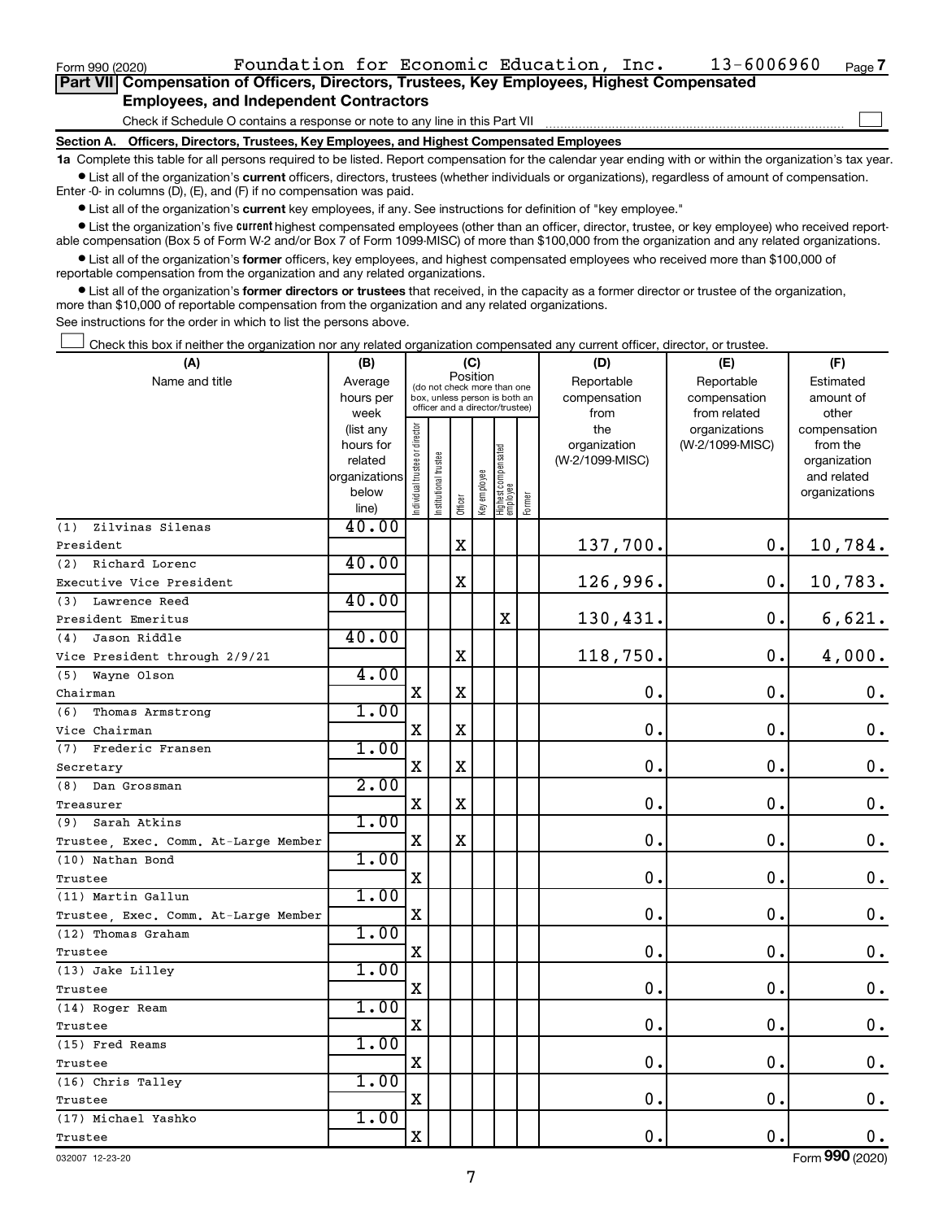Form 990 (2020) Foundation for Economic Education, Inc. 13-6006960 Page 7

**Part VII** **Compensation of Officers, Directors, Trustees, Key Employees, Highest Compensated Employees, and Independent Contractors**

Check if Schedule O contains a response or note to any line in this Part VII ☐

**Section A. Officers, Directors, Trustees, Key Employees, and Highest Compensated Employees**

**1a** Complete this table for all persons required to be listed. Report compensation for the calendar year ending with or within the organization's tax year.

- List all of the organization's **current** officers, directors, trustees (whether individuals or organizations), regardless of amount of compensation. Enter -0- in columns (D), (E), and (F) if no compensation was paid.
- List all of the organization's **current** key employees, if any. See instructions for definition of "key employee."
- List the organization's five **current** highest compensated employees (other than an officer, director, trustee, or key employee) who received reportable compensation (Box 5 of Form W-2 and/or Box 7 of Form 1099-MISC) of more than $100,000 from the organization and any related organizations.
- List all of the organization's **former** officers, key employees, and highest compensated employees who received more than $100,000 of reportable compensation from the organization and any related organizations.
- List all of the organization's **former directors or trustees** that received, in the capacity as a former director or trustee of the organization, more than $10,000 of reportable compensation from the organization and any related organizations.

See instructions for the order in which to list the persons above.

☐ Check this box if neither the organization nor any related organization compensated any current officer, director, or trustee.

| (A) Name and title | (B) Average hours per week (list any hours for related organizations below line) | (C) Position (do not check more than one box, unless person is both an officer and a director/trustee) | | | | | | (D) Reportable compensation from the organization (W-2/1099-MISC) | (E) Reportable compensation from related organizations (W-2/1099-MISC) | (F) Estimated amount of other compensation from the organization and related organizations |
|---|---|---|---|---|---|---|---|---|---|---|
| | | Individual trustee or director | Institutional trustee | Officer | Key employee | Highest compensated employee | Former | | | |
| (1) Zilvinas Silenas<br>President | 40.00 | | | X | | | | 137,700. | 0. | 10,784. |
| (2) Richard Lorenc<br>Executive Vice President | 40.00 | | | X | | | | 126,996. | 0. | 10,783. |
| (3) Lawrence Reed<br>President Emeritus | 40.00 | | | | | X | | 130,431. | 0. | 6,621. |
| (4) Jason Riddle<br>Vice President through 2/9/21 | 40.00 | | | X | | | | 118,750. | 0. | 4,000. |
| (5) Wayne Olson<br>Chairman | 4.00 | X | | X | | | | 0. | 0. | 0. |
| (6) Thomas Armstrong<br>Vice Chairman | 1.00 | X | | X | | | | 0. | 0. | 0. |
| (7) Frederic Fransen<br>Secretary | 1.00 | X | | X | | | | 0. | 0. | 0. |
| (8) Dan Grossman<br>Treasurer | 2.00 | X | | X | | | | 0. | 0. | 0. |
| (9) Sarah Atkins<br>Trustee, Exec. Comm. At-Large Member | 1.00 | X | | X | | | | 0. | 0. | 0. |
| (10) Nathan Bond<br>Trustee | 1.00 | X | | | | | | 0. | 0. | 0. |
| (11) Martin Gallun<br>Trustee, Exec. Comm. At-Large Member | 1.00 | X | | | | | | 0. | 0. | 0. |
| (12) Thomas Graham<br>Trustee | 1.00 | X | | | | | | 0. | 0. | 0. |
| (13) Jake Lilley<br>Trustee | 1.00 | X | | | | | | 0. | 0. | 0. |
| (14) Roger Ream<br>Trustee | 1.00 | X | | | | | | 0. | 0. | 0. |
| (15) Fred Reams<br>Trustee | 1.00 | X | | | | | | 0. | 0. | 0. |
| (16) Chris Talley<br>Trustee | 1.00 | X | | | | | | 0. | 0. | 0. |
| (17) Michael Yashko<br>Trustee | 1.00 | X | | | | | | 0. | 0. | 0. |

032007 12-23-20 Form **990** (2020)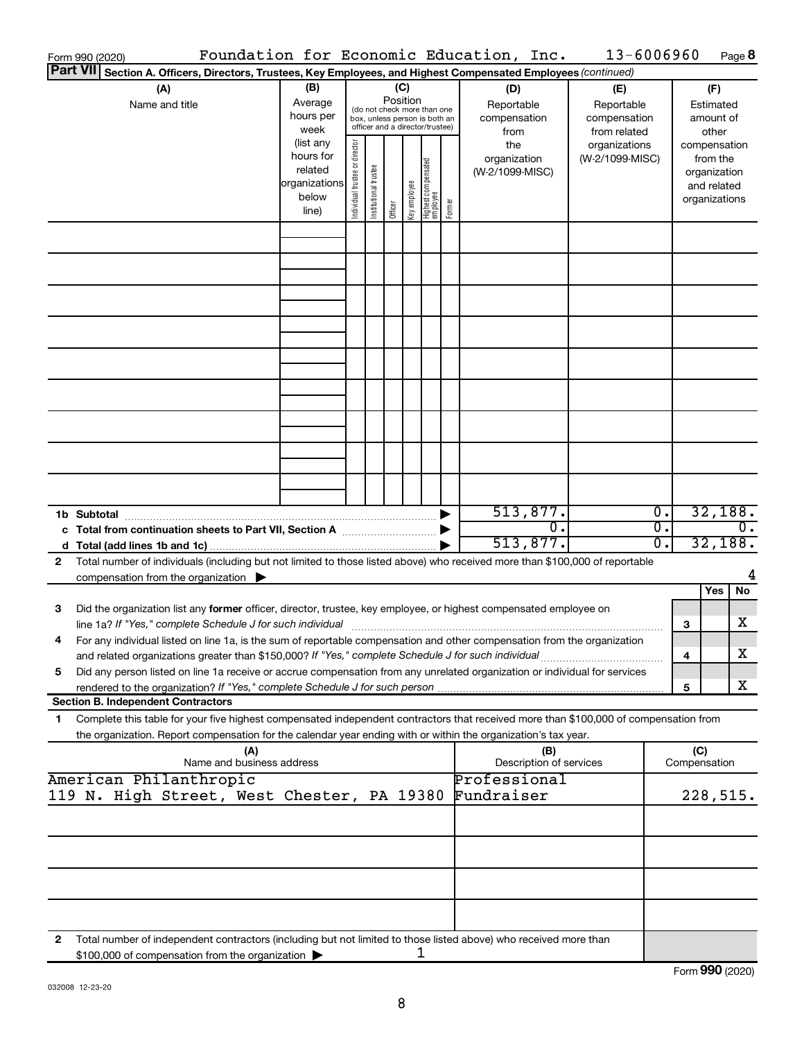Form 990 (2020) Foundation for Economic Education, Inc. 13-6006960 Page 8

**Part VII Section A. Officers, Directors, Trustees, Key Employees, and Highest Compensated Employees** *(continued)*

| (A) Name and title | (B) Average hours per week (list any hours for related organizations below line) | (C) Position (do not check more than one box, unless person is both an officer and a director/trustee): Individual trustee or director | Institutional trustee | Officer | Key employee | Highest compensated employee | Former | (D) Reportable compensation from the organization (W-2/1099-MISC) | (E) Reportable compensation from related organizations (W-2/1099-MISC) | (F) Estimated amount of other compensation from the organization and related organizations |
|---|---|---|---|---|---|---|---|---|---|---|
| | | | | | | | | | | |
| | | | | | | | | | | |
| | | | | | | | | | | |
| | | | | | | | | | | |
| | | | | | | | | | | |
| | | | | | | | | | | |
| | | | | | | | | | | |
| | | | | | | | | | | |
| | | | | | | | | | | |

| | (D) | (E) | (F) |
|---|---|---|---|
| **1b Subtotal** ▶ | 513,877. | 0. | 32,188. |
| **c Total from continuation sheets to Part VII, Section A** ▶ | 0. | 0. | 0. |
| **d Total (add lines 1b and 1c)** ▶ | 513,877. | 0. | 32,188. |

**2** Total number of individuals (including but not limited to those listed above) who received more than $100,000 of reportable compensation from the organization ▶ 4

| | | Yes | No |
|---|---|---|---|
| **3** Did the organization list any **former** officer, director, trustee, key employee, or highest compensated employee on line 1a? *If "Yes," complete Schedule J for such individual* | 3 | | X |
| **4** For any individual listed on line 1a, is the sum of reportable compensation and other compensation from the organization and related organizations greater than $150,000? *If "Yes," complete Schedule J for such individual* | 4 | | X |
| **5** Did any person listed on line 1a receive or accrue compensation from any unrelated organization or individual for services rendered to the organization? *If "Yes," complete Schedule J for such person* | 5 | | X |

**Section B. Independent Contractors**

**1** Complete this table for your five highest compensated independent contractors that received more than $100,000 of compensation from the organization. Report compensation for the calendar year ending with or within the organization's tax year.

| (A) Name and business address | (B) Description of services | (C) Compensation |
|---|---|---|
| American Philanthropic 119 N. High Street, West Chester, PA 19380 | Professional Fundraiser | 228,515. |
| | | |
| | | |
| | | |
| | | |

**2** Total number of independent contractors (including but not limited to those listed above) who received more than $100,000 of compensation from the organization ▶ 1

Form **990** (2020)

032008 12-23-20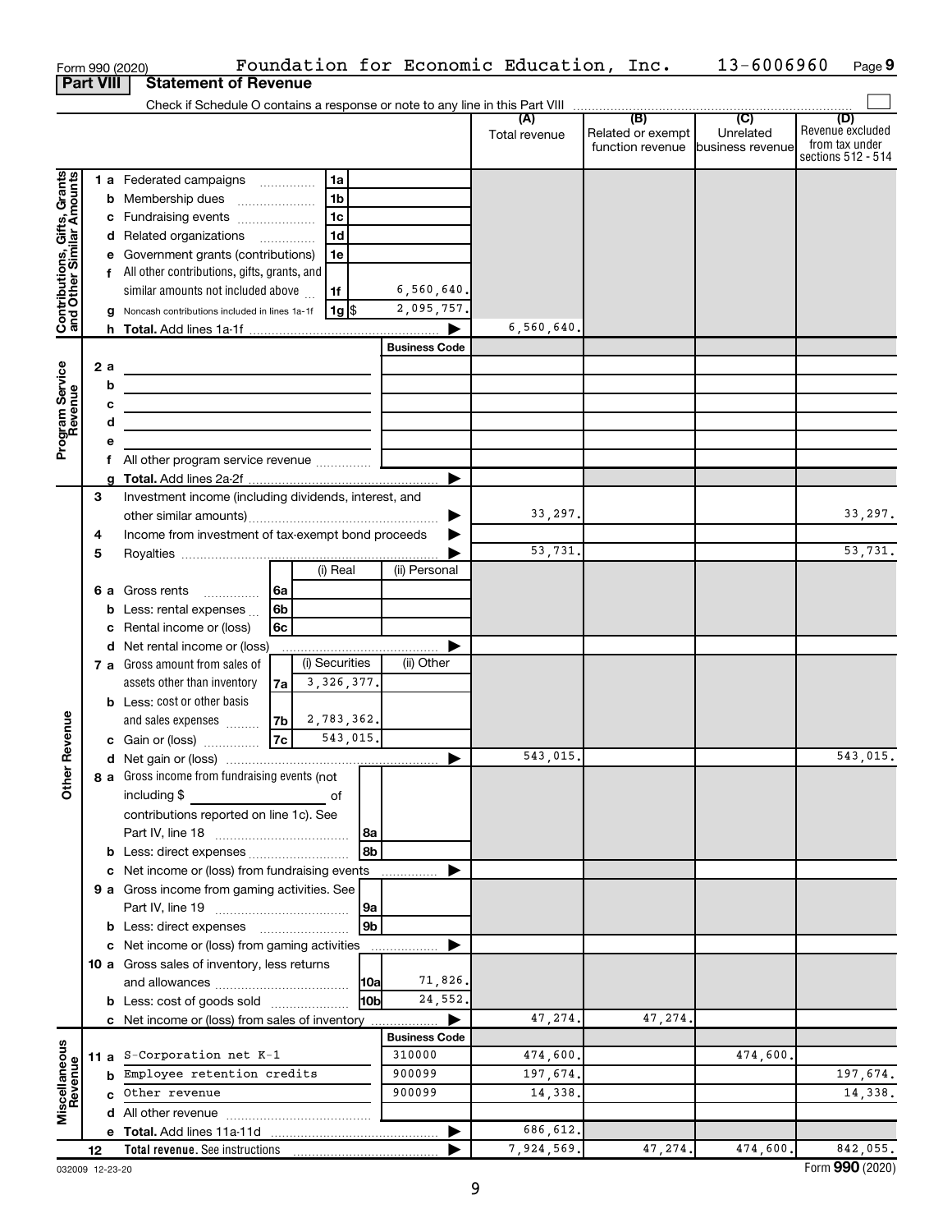Form 990 (2020) Foundation for Economic Education, Inc. 13-6006960 Page 9

**Part VIII Statement of Revenue**

Check if Schedule O contains a response or note to any line in this Part VIII

| | | | (A) Total revenue | (B) Related or exempt function revenue | (C) Unrelated business revenue | (D) Revenue excluded from tax under sections 512 - 514 |
|---|---|---|---|---|---|---|
| **Contributions, Gifts, Grants and Other Similar Amounts** | 1a Federated campaigns | 1a | | | | |
| | b Membership dues | 1b | | | | |
| | c Fundraising events | 1c | | | | |
| | d Related organizations | 1d | | | | |
| | e Government grants (contributions) | 1e | | | | |
| | f All other contributions, gifts, grants, and similar amounts not included above | 1f 6,560,640. | | | | |
| | g Noncash contributions included in lines 1a-1f | 1g $ 2,095,757. | | | | |
| | h Total. Add lines 1a-1f | | 6,560,640. | | | |
| **Program Service Revenue** | | Business Code | | | | |
| | 2a | | | | | |
| | b | | | | | |
| | c | | | | | |
| | d | | | | | |
| | e | | | | | |
| | f All other program service revenue | | | | | |
| | g Total. Add lines 2a-2f | | | | | |
| **Other Revenue** | 3 Investment income (including dividends, interest, and other similar amounts) | | 33,297. | | | 33,297. |
| | 4 Income from investment of tax-exempt bond proceeds | | | | | |
| | 5 Royalties | | 53,731. | | | 53,731. |
| | 6a Gross rents — 6a (i) Real / (ii) Personal | | | | | |
| | b Less: rental expenses — 6b | | | | | |
| | c Rental income or (loss) — 6c | | | | | |
| | d Net rental income or (loss) | | | | | |
| | 7a Gross amount from sales of assets other than inventory — 7a (i) Securities 3,326,377. (ii) Other | | | | | |
| | b Less: cost or other basis and sales expenses — 7b (i) 2,783,362. | | | | | |
| | c Gain or (loss) — 7c (i) 543,015. | | | | | |
| | d Net gain or (loss) | | 543,015. | | | 543,015. |
| | 8a Gross income from fundraising events (not including $ of contributions reported on line 1c). See Part IV, line 18 | 8a | | | | |
| | b Less: direct expenses | 8b | | | | |
| | c Net income or (loss) from fundraising events | | | | | |
| | 9a Gross income from gaming activities. See Part IV, line 19 | 9a | | | | |
| | b Less: direct expenses | 9b | | | | |
| | c Net income or (loss) from gaming activities | | | | | |
| | 10a Gross sales of inventory, less returns and allowances | 10a 71,826. | | | | |
| | b Less: cost of goods sold | 10b 24,552. | | | | |
| | c Net income or (loss) from sales of inventory | | 47,274. | 47,274. | | |
| **Miscellaneous Revenue** | | Business Code | | | | |
| | 11a S-Corporation net K-1 | 310000 | 474,600. | | 474,600. | |
| | b Employee retention credits | 900099 | 197,674. | | | 197,674. |
| | c Other revenue | 900099 | 14,338. | | | 14,338. |
| | d All other revenue | | | | | |
| | e Total. Add lines 11a-11d | | 686,612. | | | |
| | 12 Total revenue. See instructions | | 7,924,569. | 47,274. | 474,600. | 842,055. |

032009 12-23-20 Form **990** (2020)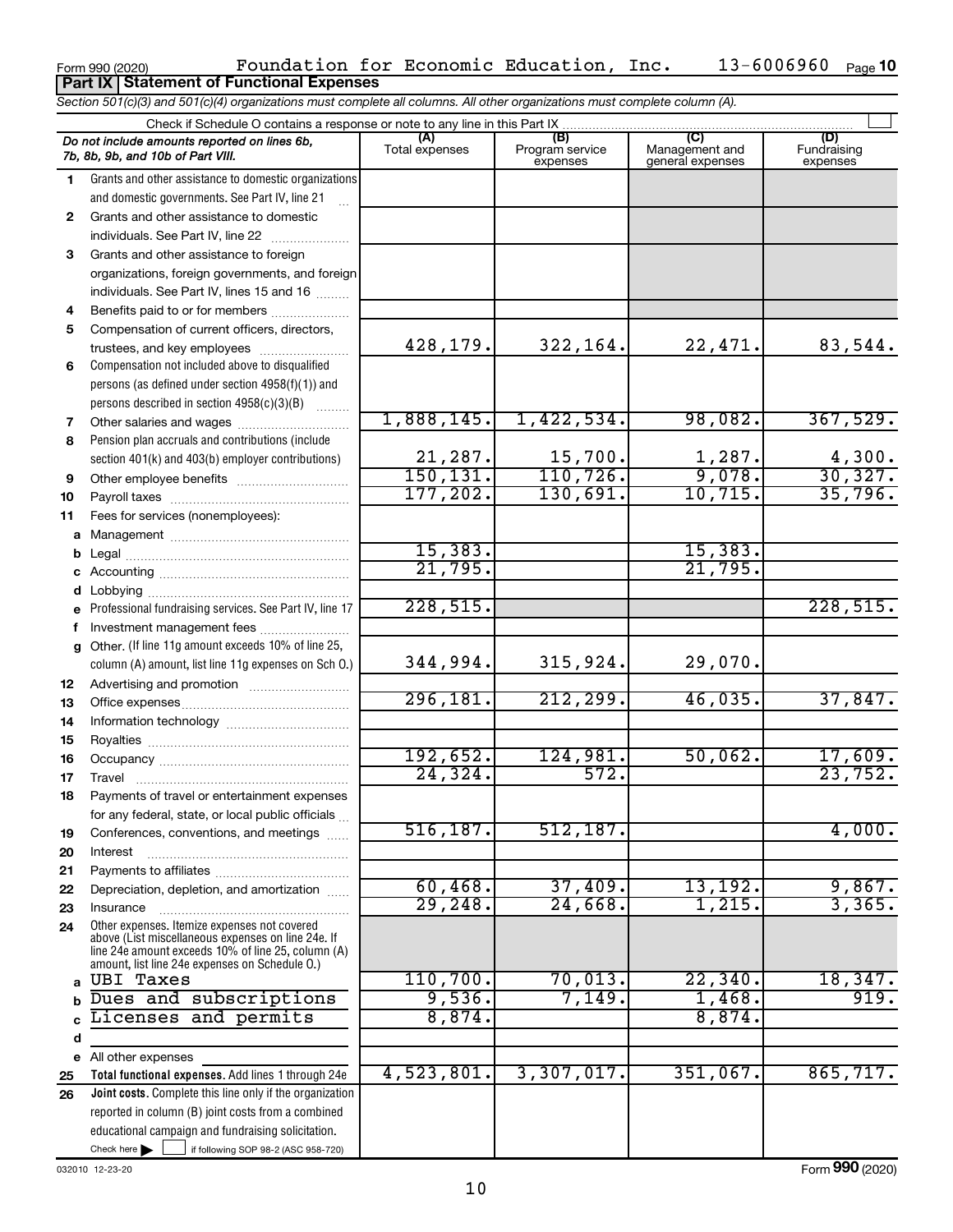Form 990 (2020) Foundation for Economic Education, Inc. 13-6006960

## Part IX Statement of Functional Expenses

*Section 501(c)(3) and 501(c)(4) organizations must complete all columns. All other organizations must complete column (A).*

Check if Schedule O contains a response or note to any line in this Part IX

| *Do not include amounts reported on lines 6b, 7b, 8b, 9b, and 10b of Part VIII.* | (A) Total expenses | (B) Program service expenses | (C) Management and general expenses | (D) Fundraising expenses |
|---|---|---|---|---|
| 1 Grants and other assistance to domestic organizations and domestic governments. See Part IV, line 21 | | | | |
| 2 Grants and other assistance to domestic individuals. See Part IV, line 22 | | | | |
| 3 Grants and other assistance to foreign organizations, foreign governments, and foreign individuals. See Part IV, lines 15 and 16 | | | | |
| 4 Benefits paid to or for members | | | | |
| 5 Compensation of current officers, directors, trustees, and key employees | 428,179. | 322,164. | 22,471. | 83,544. |
| 6 Compensation not included above to disqualified persons (as defined under section 4958(f)(1)) and persons described in section 4958(c)(3)(B) | | | | |
| 7 Other salaries and wages | 1,888,145. | 1,422,534. | 98,082. | 367,529. |
| 8 Pension plan accruals and contributions (include section 401(k) and 403(b) employer contributions) | 21,287. | 15,700. | 1,287. | 4,300. |
| 9 Other employee benefits | 150,131. | 110,726. | 9,078. | 30,327. |
| 10 Payroll taxes | 177,202. | 130,691. | 10,715. | 35,796. |
| 11 Fees for services (nonemployees): | | | | |
| a Management | | | | |
| b Legal | 15,383. | | 15,383. | |
| c Accounting | 21,795. | | 21,795. | |
| d Lobbying | | | | |
| e Professional fundraising services. See Part IV, line 17 | 228,515. | | | 228,515. |
| f Investment management fees | | | | |
| g Other. (If line 11g amount exceeds 10% of line 25, column (A) amount, list line 11g expenses on Sch O.) | 344,994. | 315,924. | 29,070. | |
| 12 Advertising and promotion | | | | |
| 13 Office expenses | 296,181. | 212,299. | 46,035. | 37,847. |
| 14 Information technology | | | | |
| 15 Royalties | | | | |
| 16 Occupancy | 192,652. | 124,981. | 50,062. | 17,609. |
| 17 Travel | 24,324. | 572. | | 23,752. |
| 18 Payments of travel or entertainment expenses for any federal, state, or local public officials | | | | |
| 19 Conferences, conventions, and meetings | 516,187. | 512,187. | | 4,000. |
| 20 Interest | | | | |
| 21 Payments to affiliates | | | | |
| 22 Depreciation, depletion, and amortization | 60,468. | 37,409. | 13,192. | 9,867. |
| 23 Insurance | 29,248. | 24,668. | 1,215. | 3,365. |
| 24 Other expenses. Itemize expenses not covered above (List miscellaneous expenses on line 24e. If line 24e amount exceeds 10% of line 25, column (A) amount, list line 24e expenses on Schedule O.) | | | | |
| a UBI Taxes | 110,700. | 70,013. | 22,340. | 18,347. |
| b Dues and subscriptions | 9,536. | 7,149. | 1,468. | 919. |
| c Licenses and permits | 8,874. | | 8,874. | |
| d | | | | |
| e All other expenses | | | | |
| 25 **Total functional expenses.** Add lines 1 through 24e | 4,523,801. | 3,307,017. | 351,067. | 865,717. |
| 26 **Joint costs.** Complete this line only if the organization reported in column (B) joint costs from a combined educational campaign and fundraising solicitation. Check here ☐ if following SOP 98-2 (ASC 958-720) | | | | |

032010 12-23-20

Form **990** (2020)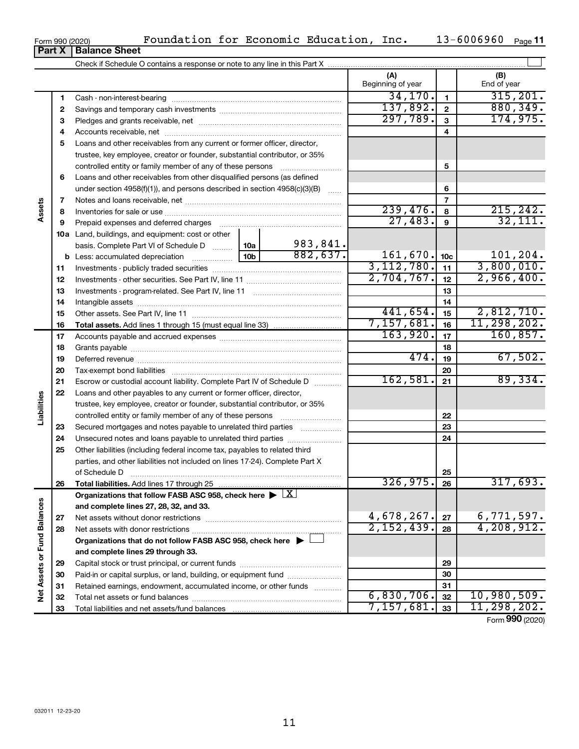Form 990 (2020) Foundation for Economic Education, Inc. 13-6006960

## Part X Balance Sheet

Check if Schedule O contains a response or note to any line in this Part X

| | | | (A) Beginning of year | | (B) End of year |
|---|---|---|---|---|---|
| **Assets** | 1 | Cash - non-interest-bearing | 34,170. | 1 | 315,201. |
| | 2 | Savings and temporary cash investments | 137,892. | 2 | 880,349. |
| | 3 | Pledges and grants receivable, net | 297,789. | 3 | 174,975. |
| | 4 | Accounts receivable, net | | 4 | |
| | 5 | Loans and other receivables from any current or former officer, director, trustee, key employee, creator or founder, substantial contributor, or 35% controlled entity or family member of any of these persons | | 5 | |
| | 6 | Loans and other receivables from other disqualified persons (as defined under section 4958(f)(1)), and persons described in section 4958(c)(3)(B) | | 6 | |
| | 7 | Notes and loans receivable, net | | 7 | |
| | 8 | Inventories for sale or use | 239,476. | 8 | 215,242. |
| | 9 | Prepaid expenses and deferred charges | 27,483. | 9 | 32,111. |
| | 10a | Land, buildings, and equipment: cost or other basis. Complete Part VI of Schedule D — 10a: 983,841. | | | |
| | b | Less: accumulated depreciation — 10b: 882,637. | 161,670. | 10c | 101,204. |
| | 11 | Investments - publicly traded securities | 3,112,780. | 11 | 3,800,010. |
| | 12 | Investments - other securities. See Part IV, line 11 | 2,704,767. | 12 | 2,966,400. |
| | 13 | Investments - program-related. See Part IV, line 11 | | 13 | |
| | 14 | Intangible assets | | 14 | |
| | 15 | Other assets. See Part IV, line 11 | 441,654. | 15 | 2,812,710. |
| | 16 | **Total assets.** Add lines 1 through 15 (must equal line 33) | 7,157,681. | 16 | 11,298,202. |
| **Liabilities** | 17 | Accounts payable and accrued expenses | 163,920. | 17 | 160,857. |
| | 18 | Grants payable | | 18 | |
| | 19 | Deferred revenue | 474. | 19 | 67,502. |
| | 20 | Tax-exempt bond liabilities | | 20 | |
| | 21 | Escrow or custodial account liability. Complete Part IV of Schedule D | 162,581. | 21 | 89,334. |
| | 22 | Loans and other payables to any current or former officer, director, trustee, key employee, creator or founder, substantial contributor, or 35% controlled entity or family member of any of these persons | | 22 | |
| | 23 | Secured mortgages and notes payable to unrelated third parties | | 23 | |
| | 24 | Unsecured notes and loans payable to unrelated third parties | | 24 | |
| | 25 | Other liabilities (including federal income tax, payables to related third parties, and other liabilities not included on lines 17-24). Complete Part X of Schedule D | | 25 | |
| | 26 | **Total liabilities.** Add lines 17 through 25 | 326,975. | 26 | 317,693. |
| **Net Assets or Fund Balances** | | **Organizations that follow FASB ASC 958, check here** ▶ [X] **and complete lines 27, 28, 32, and 33.** | | | |
| | 27 | Net assets without donor restrictions | 4,678,267. | 27 | 6,771,597. |
| | 28 | Net assets with donor restrictions | 2,152,439. | 28 | 4,208,912. |
| | | **Organizations that do not follow FASB ASC 958, check here** ▶ [ ] **and complete lines 29 through 33.** | | | |
| | 29 | Capital stock or trust principal, or current funds | | 29 | |
| | 30 | Paid-in or capital surplus, or land, building, or equipment fund | | 30 | |
| | 31 | Retained earnings, endowment, accumulated income, or other funds | | 31 | |
| | 32 | Total net assets or fund balances | 6,830,706. | 32 | 10,980,509. |
| | 33 | Total liabilities and net assets/fund balances | 7,157,681. | 33 | 11,298,202. |

Form **990** (2020)

032011 12-23-20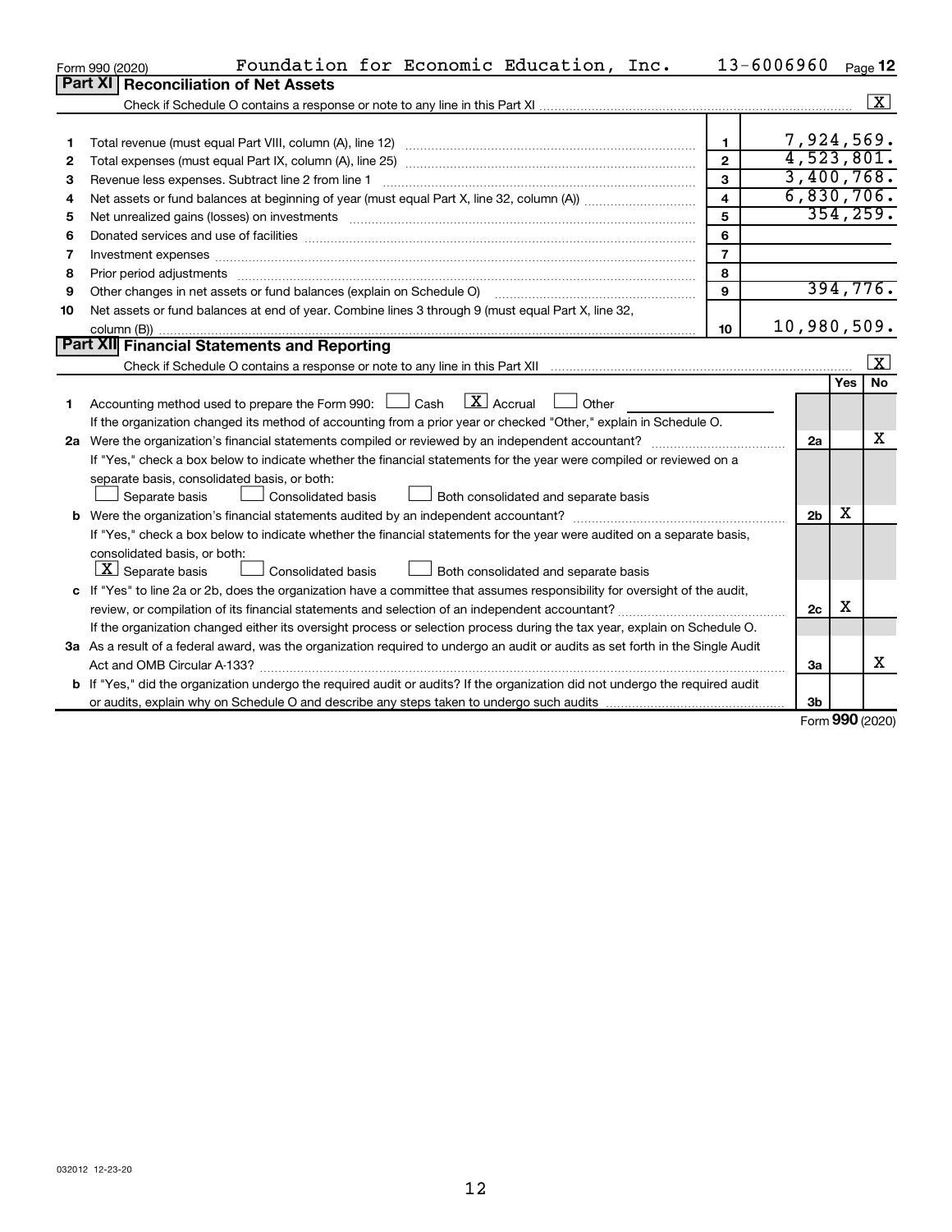Form 990 (2020) Foundation for Economic Education, Inc. 13-6006960 Page 12

## Part XI Reconciliation of Net Assets

Check if Schedule O contains a response or note to any line in this Part XI ☒

| | | | |
|---|---|---|---|
| 1 | Total revenue (must equal Part VIII, column (A), line 12) | 1 | 7,924,569. |
| 2 | Total expenses (must equal Part IX, column (A), line 25) | 2 | 4,523,801. |
| 3 | Revenue less expenses. Subtract line 2 from line 1 | 3 | 3,400,768. |
| 4 | Net assets or fund balances at beginning of year (must equal Part X, line 32, column (A)) | 4 | 6,830,706. |
| 5 | Net unrealized gains (losses) on investments | 5 | 354,259. |
| 6 | Donated services and use of facilities | 6 | |
| 7 | Investment expenses | 7 | |
| 8 | Prior period adjustments | 8 | |
| 9 | Other changes in net assets or fund balances (explain on Schedule O) | 9 | 394,776. |
| 10 | Net assets or fund balances at end of year. Combine lines 3 through 9 (must equal Part X, line 32, column (B)) | 10 | 10,980,509. |

## Part XII Financial Statements and Reporting

Check if Schedule O contains a response or note to any line in this Part XII ☒

| | | | Yes | No |
|---|---|---|---|---|
| 1 | Accounting method used to prepare the Form 990: ☐ Cash ☒ Accrual ☐ Other<br>If the organization changed its method of accounting from a prior year or checked "Other," explain in Schedule O. | | | |
| 2a | Were the organization's financial statements compiled or reviewed by an independent accountant?<br>If "Yes," check a box below to indicate whether the financial statements for the year were compiled or reviewed on a separate basis, consolidated basis, or both:<br>☐ Separate basis ☐ Consolidated basis ☐ Both consolidated and separate basis | 2a | | X |
| b | Were the organization's financial statements audited by an independent accountant?<br>If "Yes," check a box below to indicate whether the financial statements for the year were audited on a separate basis, consolidated basis, or both:<br>☒ Separate basis ☐ Consolidated basis ☐ Both consolidated and separate basis | 2b | X | |
| c | If "Yes" to line 2a or 2b, does the organization have a committee that assumes responsibility for oversight of the audit, review, or compilation of its financial statements and selection of an independent accountant?<br>If the organization changed either its oversight process or selection process during the tax year, explain on Schedule O. | 2c | X | |
| 3a | As a result of a federal award, was the organization required to undergo an audit or audits as set forth in the Single Audit Act and OMB Circular A-133? | 3a | | X |
| b | If "Yes," did the organization undergo the required audit or audits? If the organization did not undergo the required audit or audits, explain why on Schedule O and describe any steps taken to undergo such audits | 3b | | |

Form 990 (2020)

032012 12-23-20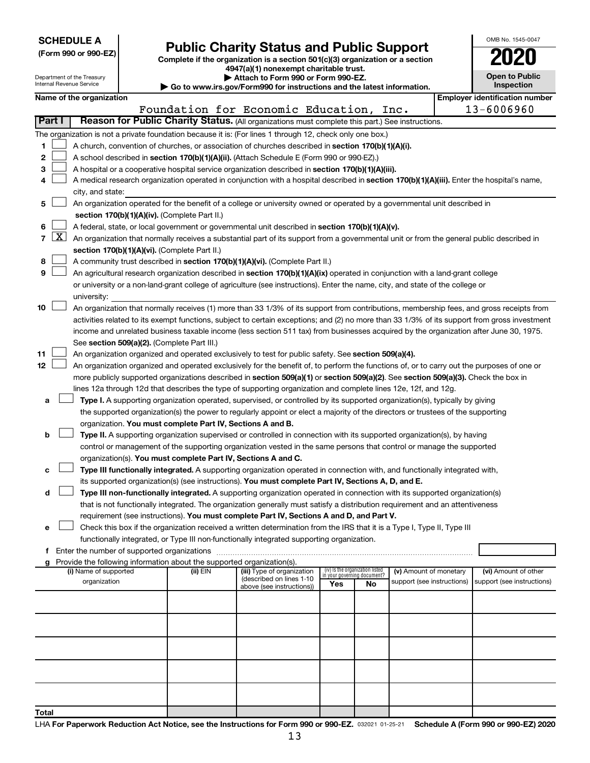**SCHEDULE A**
**(Form 990 or 990-EZ)**

Department of the Treasury
Internal Revenue Service

# Public Charity Status and Public Support

**Complete if the organization is a section 501(c)(3) organization or a section 4947(a)(1) nonexempt charitable trust.**
**▶ Attach to Form 990 or Form 990-EZ.**
**▶ Go to www.irs.gov/Form990 for instructions and the latest information.**

OMB No. 1545-0047

**2020**

**Open to Public Inspection**

**Name of the organization:** Foundation for Economic Education, Inc.

**Employer identification number:** 13-6006960

## Part I Reason for Public Charity Status. (All organizations must complete this part.) See instructions.

The organization is not a private foundation because it is: (For lines 1 through 12, check only one box.)

1 ☐ A church, convention of churches, or association of churches described in **section 170(b)(1)(A)(i).**

2 ☐ A school described in **section 170(b)(1)(A)(ii).** (Attach Schedule E (Form 990 or 990-EZ).)

3 ☐ A hospital or a cooperative hospital service organization described in **section 170(b)(1)(A)(iii).**

4 ☐ A medical research organization operated in conjunction with a hospital described in **section 170(b)(1)(A)(iii).** Enter the hospital's name, city, and state:

5 ☐ An organization operated for the benefit of a college or university owned or operated by a governmental unit described in **section 170(b)(1)(A)(iv).** (Complete Part II.)

6 ☐ A federal, state, or local government or governmental unit described in **section 170(b)(1)(A)(v).**

7 ☒ An organization that normally receives a substantial part of its support from a governmental unit or from the general public described in **section 170(b)(1)(A)(vi).** (Complete Part II.)

8 ☐ A community trust described in **section 170(b)(1)(A)(vi).** (Complete Part II.)

9 ☐ An agricultural research organization described in **section 170(b)(1)(A)(ix)** operated in conjunction with a land-grant college or university or a non-land-grant college of agriculture (see instructions). Enter the name, city, and state of the college or university:

10 ☐ An organization that normally receives (1) more than 33 1/3% of its support from contributions, membership fees, and gross receipts from activities related to its exempt functions, subject to certain exceptions; and (2) no more than 33 1/3% of its support from gross investment income and unrelated business taxable income (less section 511 tax) from businesses acquired by the organization after June 30, 1975. See **section 509(a)(2).** (Complete Part III.)

11 ☐ An organization organized and operated exclusively to test for public safety. See **section 509(a)(4).**

12 ☐ An organization organized and operated exclusively for the benefit of, to perform the functions of, or to carry out the purposes of one or more publicly supported organizations described in **section 509(a)(1)** or **section 509(a)(2)**. See **section 509(a)(3).** Check the box in lines 12a through 12d that describes the type of supporting organization and complete lines 12e, 12f, and 12g.

a ☐ **Type I.** A supporting organization operated, supervised, or controlled by its supported organization(s), typically by giving the supported organization(s) the power to regularly appoint or elect a majority of the directors or trustees of the supporting organization. **You must complete Part IV, Sections A and B.**

b ☐ **Type II.** A supporting organization supervised or controlled in connection with its supported organization(s), by having control or management of the supporting organization vested in the same persons that control or manage the supported organization(s). **You must complete Part IV, Sections A and C.**

c ☐ **Type III functionally integrated.** A supporting organization operated in connection with, and functionally integrated with, its supported organization(s) (see instructions). **You must complete Part IV, Sections A, D, and E.**

d ☐ **Type III non-functionally integrated.** A supporting organization operated in connection with its supported organization(s) that is not functionally integrated. The organization generally must satisfy a distribution requirement and an attentiveness requirement (see instructions). **You must complete Part IV, Sections A and D, and Part V.**

e ☐ Check this box if the organization received a written determination from the IRS that it is a Type I, Type II, Type III functionally integrated, or Type III non-functionally integrated supporting organization.

f Enter the number of supported organizations

g Provide the following information about the supported organization(s).

| (i) Name of supported organization | (ii) EIN | (iii) Type of organization (described on lines 1-10 above (see instructions)) | (iv) Is the organization listed in your governing document? Yes | No | (v) Amount of monetary support (see instructions) | (vi) Amount of other support (see instructions) |
|---|---|---|---|---|---|---|
| | | | | | | |
| | | | | | | |
| | | | | | | |
| | | | | | | |
| | | | | | | |
| **Total** | | | | | | |

LHA **For Paperwork Reduction Act Notice, see the Instructions for Form 990 or 990-EZ.** 032021 01-25-21 **Schedule A (Form 990 or 990-EZ) 2020**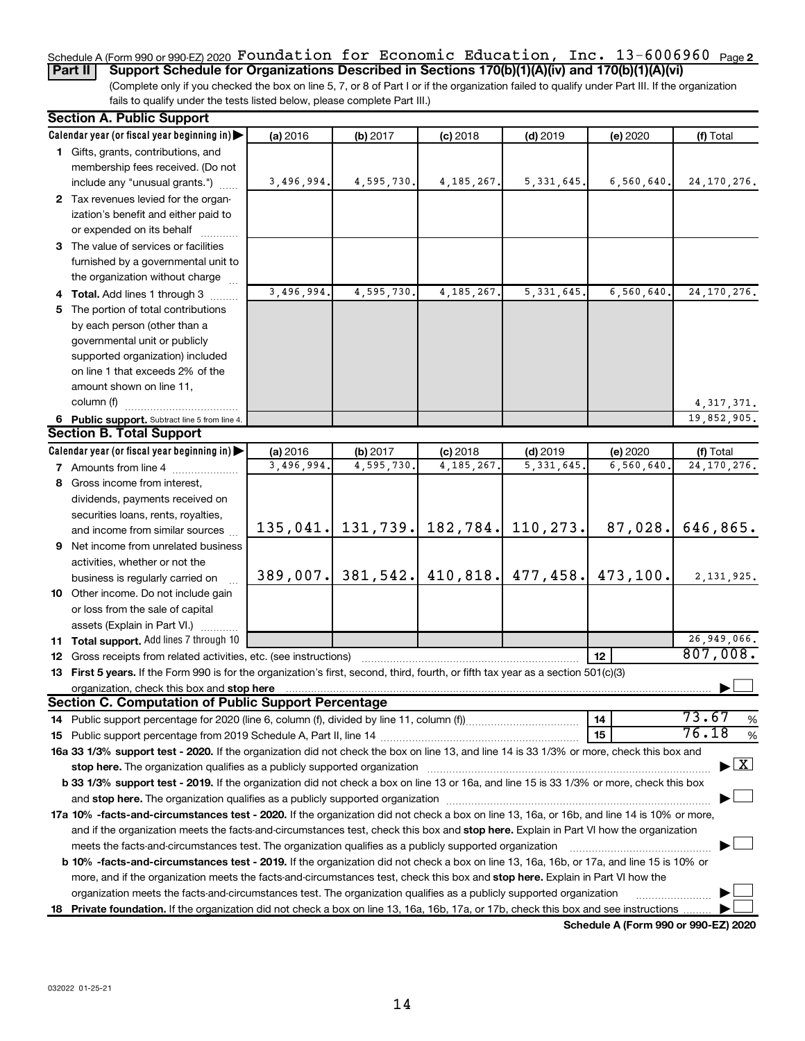Schedule A (Form 990 or 990-EZ) 2020 Foundation for Economic Education, Inc. 13-6006960 Page 2

**Part II** **Support Schedule for Organizations Described in Sections 170(b)(1)(A)(iv) and 170(b)(1)(A)(vi)**

(Complete only if you checked the box on line 5, 7, or 8 of Part I or if the organization failed to qualify under Part III. If the organization fails to qualify under the tests listed below, please complete Part III.)

### Section A. Public Support

| Calendar year (or fiscal year beginning in) | (a) 2016 | (b) 2017 | (c) 2018 | (d) 2019 | (e) 2020 | (f) Total |
|---|---|---|---|---|---|---|
| 1 Gifts, grants, contributions, and membership fees received. (Do not include any "unusual grants.") | 3,496,994. | 4,595,730. | 4,185,267. | 5,331,645. | 6,560,640. | 24,170,276. |
| 2 Tax revenues levied for the organization's benefit and either paid to or expended on its behalf | | | | | | |
| 3 The value of services or facilities furnished by a governmental unit to the organization without charge | | | | | | |
| 4 Total. Add lines 1 through 3 | 3,496,994. | 4,595,730. | 4,185,267. | 5,331,645. | 6,560,640. | 24,170,276. |
| 5 The portion of total contributions by each person (other than a governmental unit or publicly supported organization) included on line 1 that exceeds 2% of the amount shown on line 11, column (f) | | | | | | 4,317,371. |
| 6 Public support. Subtract line 5 from line 4. | | | | | | 19,852,905. |

### Section B. Total Support

| Calendar year (or fiscal year beginning in) | (a) 2016 | (b) 2017 | (c) 2018 | (d) 2019 | (e) 2020 | (f) Total |
|---|---|---|---|---|---|---|
| 7 Amounts from line 4 | 3,496,994. | 4,595,730. | 4,185,267. | 5,331,645. | 6,560,640. | 24,170,276. |
| 8 Gross income from interest, dividends, payments received on securities loans, rents, royalties, and income from similar sources | 135,041. | 131,739. | 182,784. | 110,273. | 87,028. | 646,865. |
| 9 Net income from unrelated business activities, whether or not the business is regularly carried on | 389,007. | 381,542. | 410,818. | 477,458. | 473,100. | 2,131,925. |
| 10 Other income. Do not include gain or loss from the sale of capital assets (Explain in Part VI.) | | | | | | |
| 11 Total support. Add lines 7 through 10 | | | | | | 26,949,066. |

12 Gross receipts from related activities, etc. (see instructions) | 12 | 807,008.

13 **First 5 years.** If the Form 990 is for the organization's first, second, third, fourth, or fifth tax year as a section 501(c)(3) organization, check this box and **stop here** ☐

### Section C. Computation of Public Support Percentage

14 Public support percentage for 2020 (line 6, column (f), divided by line 11, column (f)) | 14 | 73.67 %

15 Public support percentage from 2019 Schedule A, Part II, line 14 | 15 | 76.18 %

**16a 33 1/3% support test - 2020.** If the organization did not check the box on line 13, and line 14 is 33 1/3% or more, check this box and **stop here.** The organization qualifies as a publicly supported organization ☒

**b 33 1/3% support test - 2019.** If the organization did not check a box on line 13 or 16a, and line 15 is 33 1/3% or more, check this box and **stop here.** The organization qualifies as a publicly supported organization ☐

**17a 10% -facts-and-circumstances test - 2020.** If the organization did not check a box on line 13, 16a, or 16b, and line 14 is 10% or more, and if the organization meets the facts-and-circumstances test, check this box and **stop here.** Explain in Part VI how the organization meets the facts-and-circumstances test. The organization qualifies as a publicly supported organization ☐

**b 10% -facts-and-circumstances test - 2019.** If the organization did not check a box on line 13, 16a, 16b, or 17a, and line 15 is 10% or more, and if the organization meets the facts-and-circumstances test, check this box and **stop here.** Explain in Part VI how the organization meets the facts-and-circumstances test. The organization qualifies as a publicly supported organization ☐

**18 Private foundation.** If the organization did not check a box on line 13, 16a, 16b, 17a, or 17b, check this box and see instructions ☐

**Schedule A (Form 990 or 990-EZ) 2020**

032022 01-25-21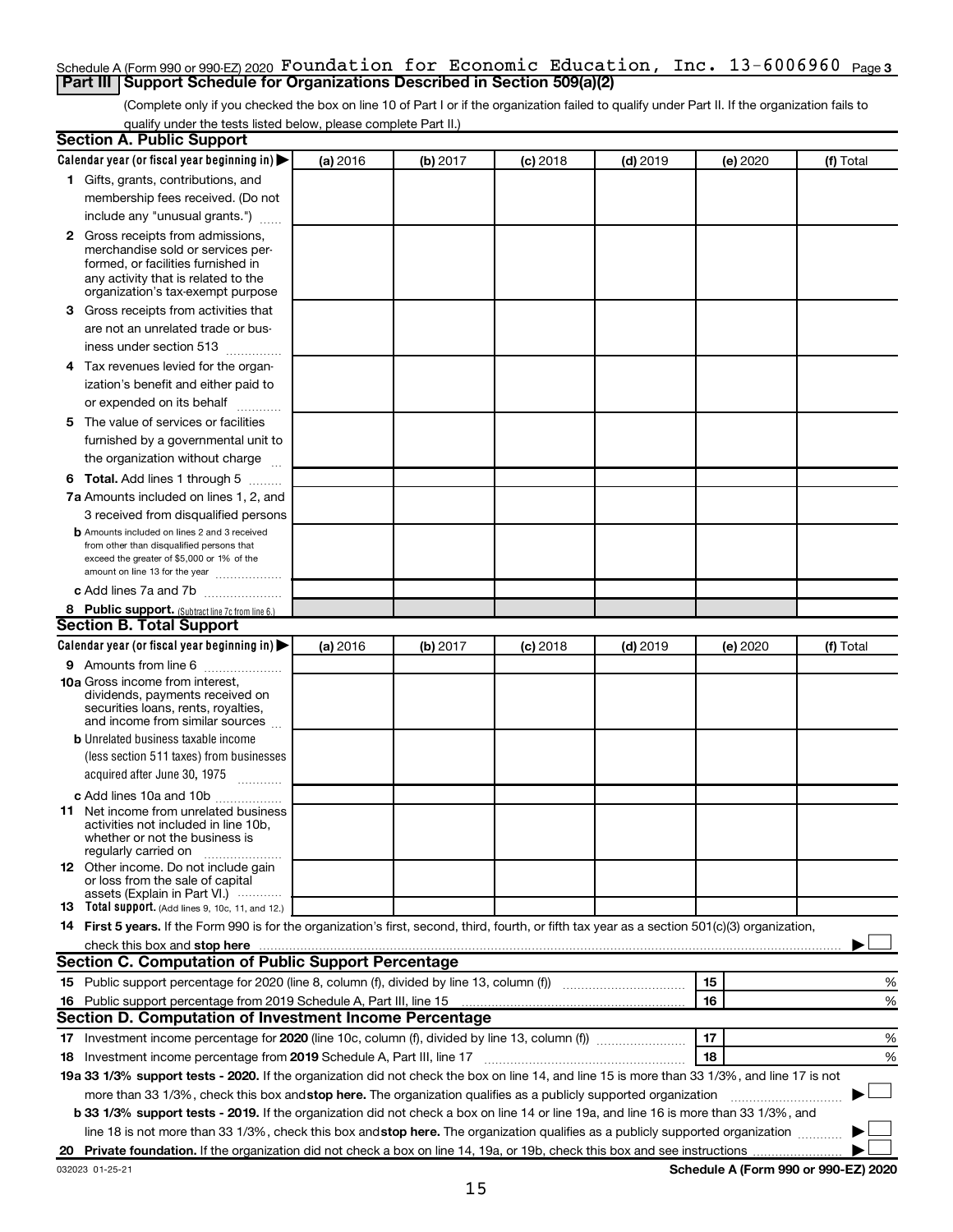Schedule A (Form 990 or 990-EZ) 2020 Foundation for Economic Education, Inc. 13-6006960 Page 3

## Part III Support Schedule for Organizations Described in Section 509(a)(2)

(Complete only if you checked the box on line 10 of Part I or if the organization failed to qualify under Part II. If the organization fails to qualify under the tests listed below, please complete Part II.)

### Section A. Public Support

| Calendar year (or fiscal year beginning in) ▶ | (a) 2016 | (b) 2017 | (c) 2018 | (d) 2019 | (e) 2020 | (f) Total |
|---|---|---|---|---|---|---|
| **1** Gifts, grants, contributions, and membership fees received. (Do not include any "unusual grants.") | | | | | | |
| **2** Gross receipts from admissions, merchandise sold or services performed, or facilities furnished in any activity that is related to the organization's tax-exempt purpose | | | | | | |
| **3** Gross receipts from activities that are not an unrelated trade or business under section 513 | | | | | | |
| **4** Tax revenues levied for the organization's benefit and either paid to or expended on its behalf | | | | | | |
| **5** The value of services or facilities furnished by a governmental unit to the organization without charge | | | | | | |
| **6 Total.** Add lines 1 through 5 | | | | | | |
| **7a** Amounts included on lines 1, 2, and 3 received from disqualified persons | | | | | | |
| **b** Amounts included on lines 2 and 3 received from other than disqualified persons that exceed the greater of $5,000 or 1% of the amount on line 13 for the year | | | | | | |
| **c** Add lines 7a and 7b | | | | | | |
| **8 Public support.** (Subtract line 7c from line 6.) | | | | | | |

### Section B. Total Support

| Calendar year (or fiscal year beginning in) ▶ | (a) 2016 | (b) 2017 | (c) 2018 | (d) 2019 | (e) 2020 | (f) Total |
|---|---|---|---|---|---|---|
| **9** Amounts from line 6 | | | | | | |
| **10a** Gross income from interest, dividends, payments received on securities loans, rents, royalties, and income from similar sources | | | | | | |
| **b** Unrelated business taxable income (less section 511 taxes) from businesses acquired after June 30, 1975 | | | | | | |
| **c** Add lines 10a and 10b | | | | | | |
| **11** Net income from unrelated business activities not included in line 10b, whether or not the business is regularly carried on | | | | | | |
| **12** Other income. Do not include gain or loss from the sale of capital assets (Explain in Part VI.) | | | | | | |
| **13 Total support.** (Add lines 9, 10c, 11, and 12.) | | | | | | |

**14 First 5 years.** If the Form 990 is for the organization's first, second, third, fourth, or fifth tax year as a section 501(c)(3) organization, check this box and **stop here** ▶ ☐

### Section C. Computation of Public Support Percentage

| | | | |
|---|---|---|---|
| **15** Public support percentage for 2020 (line 8, column (f), divided by line 13, column (f)) | 15 | | % |
| **16** Public support percentage from 2019 Schedule A, Part III, line 15 | 16 | | % |

### Section D. Computation of Investment Income Percentage

| | | | |
|---|---|---|---|
| **17** Investment income percentage for **2020** (line 10c, column (f), divided by line 13, column (f)) | 17 | | % |
| **18** Investment income percentage from **2019** Schedule A, Part III, line 17 | 18 | | % |

**19a 33 1/3% support tests - 2020.** If the organization did not check the box on line 14, and line 15 is more than 33 1/3%, and line 17 is not more than 33 1/3%, check this box and **stop here.** The organization qualifies as a publicly supported organization ▶ ☐

**b 33 1/3% support tests - 2019.** If the organization did not check a box on line 14 or line 19a, and line 16 is more than 33 1/3%, and line 18 is not more than 33 1/3%, check this box and **stop here.** The organization qualifies as a publicly supported organization ▶ ☐

**20 Private foundation.** If the organization did not check a box on line 14, 19a, or 19b, check this box and see instructions ▶ ☐

032023 01-25-21 **Schedule A (Form 990 or 990-EZ) 2020**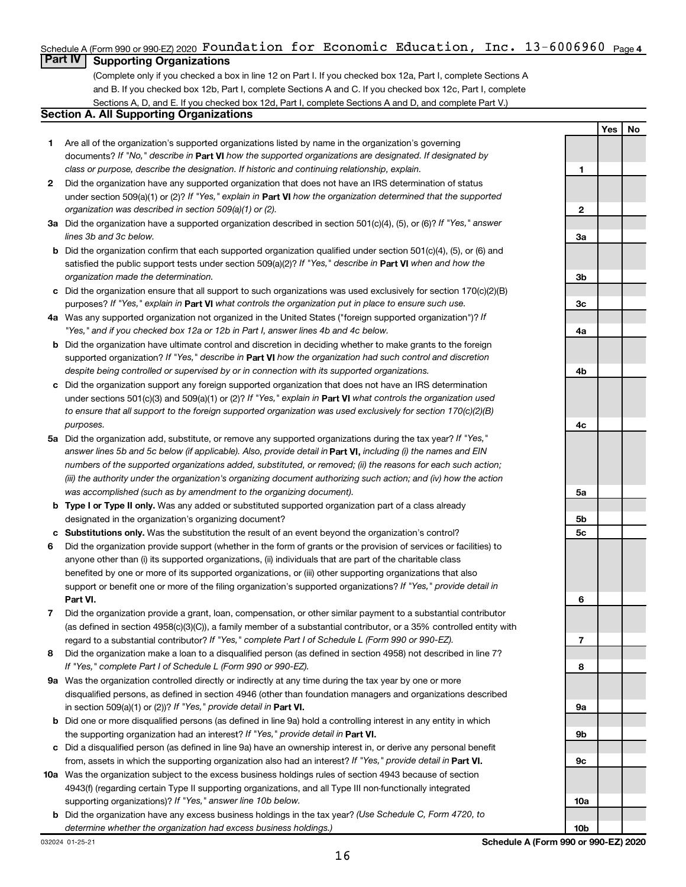Schedule A (Form 990 or 990-EZ) 2020 Foundation for Economic Education, Inc. 13-6006960 Page 4

## Part IV Supporting Organizations

(Complete only if you checked a box in line 12 on Part I. If you checked box 12a, Part I, complete Sections A and B. If you checked box 12b, Part I, complete Sections A and C. If you checked box 12c, Part I, complete Sections A, D, and E. If you checked box 12d, Part I, complete Sections A and D, and complete Part V.)

### Section A. All Supporting Organizations

| | | | Yes | No |
|---|---|---|---|---|
| **1** | Are all of the organization's supported organizations listed by name in the organization's governing documents? *If "No," describe in* **Part VI** *how the supported organizations are designated. If designated by class or purpose, describe the designation. If historic and continuing relationship, explain.* | 1 | | |
| **2** | Did the organization have any supported organization that does not have an IRS determination of status under section 509(a)(1) or (2)? *If "Yes," explain in* **Part VI** *how the organization determined that the supported organization was described in section 509(a)(1) or (2).* | 2 | | |
| **3a** | Did the organization have a supported organization described in section 501(c)(4), (5), or (6)? *If "Yes," answer lines 3b and 3c below.* | 3a | | |
| **b** | Did the organization confirm that each supported organization qualified under section 501(c)(4), (5), or (6) and satisfied the public support tests under section 509(a)(2)? *If "Yes," describe in* **Part VI** *when and how the organization made the determination.* | 3b | | |
| **c** | Did the organization ensure that all support to such organizations was used exclusively for section 170(c)(2)(B) purposes? *If "Yes," explain in* **Part VI** *what controls the organization put in place to ensure such use.* | 3c | | |
| **4a** | Was any supported organization not organized in the United States ("foreign supported organization")? *If "Yes," and if you checked box 12a or 12b in Part I, answer lines 4b and 4c below.* | 4a | | |
| **b** | Did the organization have ultimate control and discretion in deciding whether to make grants to the foreign supported organization? *If "Yes," describe in* **Part VI** *how the organization had such control and discretion despite being controlled or supervised by or in connection with its supported organizations.* | 4b | | |
| **c** | Did the organization support any foreign supported organization that does not have an IRS determination under sections 501(c)(3) and 509(a)(1) or (2)? *If "Yes," explain in* **Part VI** *what controls the organization used to ensure that all support to the foreign supported organization was used exclusively for section 170(c)(2)(B) purposes.* | 4c | | |
| **5a** | Did the organization add, substitute, or remove any supported organizations during the tax year? *If "Yes," answer lines 5b and 5c below (if applicable). Also, provide detail in* **Part VI,** *including (i) the names and EIN numbers of the supported organizations added, substituted, or removed; (ii) the reasons for each such action; (iii) the authority under the organization's organizing document authorizing such action; and (iv) how the action was accomplished (such as by amendment to the organizing document).* | 5a | | |
| **b** | **Type I or Type II only.** Was any added or substituted supported organization part of a class already designated in the organization's organizing document? | 5b | | |
| **c** | **Substitutions only.** Was the substitution the result of an event beyond the organization's control? | 5c | | |
| **6** | Did the organization provide support (whether in the form of grants or the provision of services or facilities) to anyone other than (i) its supported organizations, (ii) individuals that are part of the charitable class benefited by one or more of its supported organizations, or (iii) other supporting organizations that also support or benefit one or more of the filing organization's supported organizations? *If "Yes," provide detail in* **Part VI.** | 6 | | |
| **7** | Did the organization provide a grant, loan, compensation, or other similar payment to a substantial contributor (as defined in section 4958(c)(3)(C)), a family member of a substantial contributor, or a 35% controlled entity with regard to a substantial contributor? *If "Yes," complete Part I of Schedule L (Form 990 or 990-EZ).* | 7 | | |
| **8** | Did the organization make a loan to a disqualified person (as defined in section 4958) not described in line 7? *If "Yes," complete Part I of Schedule L (Form 990 or 990-EZ).* | 8 | | |
| **9a** | Was the organization controlled directly or indirectly at any time during the tax year by one or more disqualified persons, as defined in section 4946 (other than foundation managers and organizations described in section 509(a)(1) or (2))? *If "Yes," provide detail in* **Part VI.** | 9a | | |
| **b** | Did one or more disqualified persons (as defined in line 9a) hold a controlling interest in any entity in which the supporting organization had an interest? *If "Yes," provide detail in* **Part VI.** | 9b | | |
| **c** | Did a disqualified person (as defined in line 9a) have an ownership interest in, or derive any personal benefit from, assets in which the supporting organization also had an interest? *If "Yes," provide detail in* **Part VI.** | 9c | | |
| **10a** | Was the organization subject to the excess business holdings rules of section 4943 because of section 4943(f) (regarding certain Type II supporting organizations, and all Type III non-functionally integrated supporting organizations)? *If "Yes," answer line 10b below.* | 10a | | |
| **b** | Did the organization have any excess business holdings in the tax year? *(Use Schedule C, Form 4720, to determine whether the organization had excess business holdings.)* | 10b | | |

032024 01-25-21 **Schedule A (Form 990 or 990-EZ) 2020**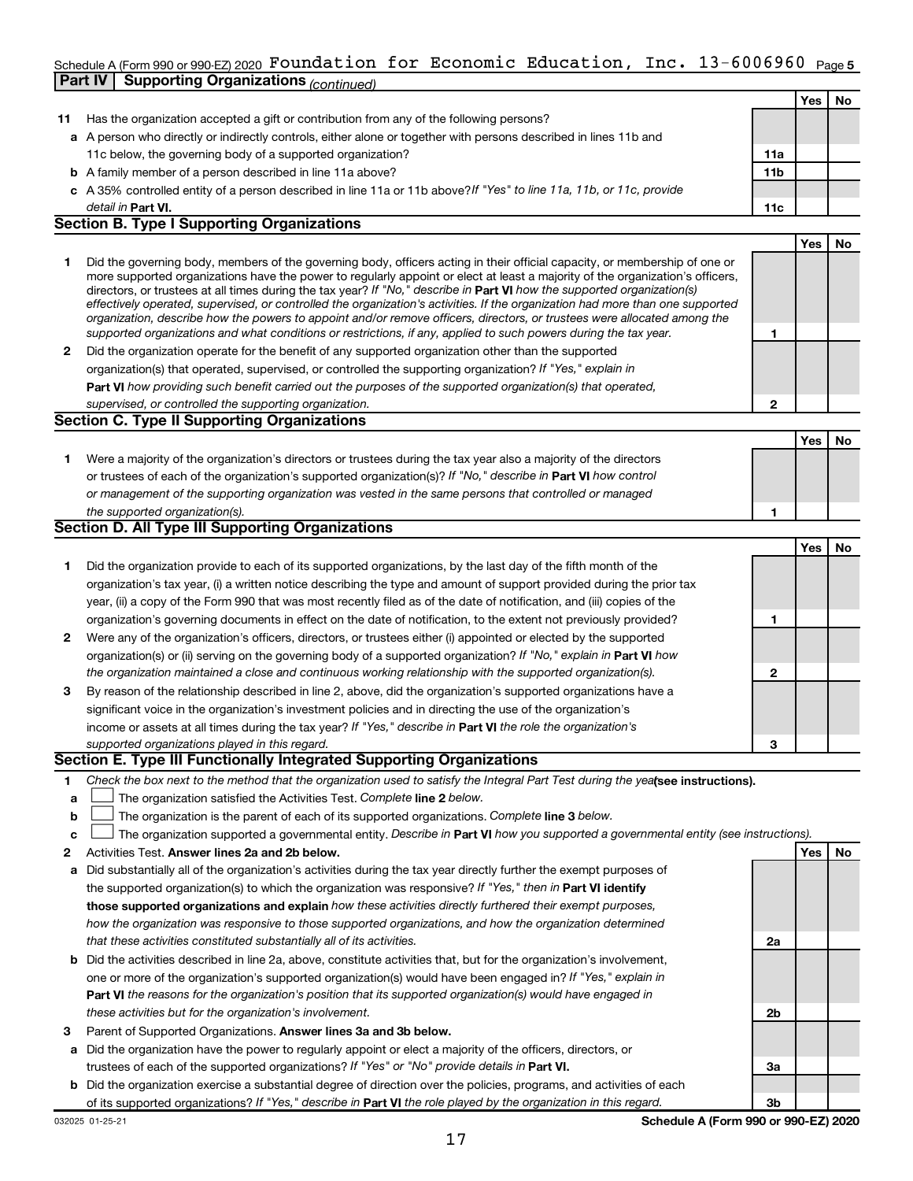Schedule A (Form 990 or 990-EZ) 2020 Foundation for Economic Education, Inc. 13-6006960 Page 5

**Part IV | Supporting Organizations** *(continued)*

| | | | Yes | No |
|---|---|---|---|---|
| **11** | Has the organization accepted a gift or contribution from any of the following persons? | | | |
| **a** | A person who directly or indirectly controls, either alone or together with persons described in lines 11b and 11c below, the governing body of a supported organization? | **11a** | | |
| **b** | A family member of a person described in line 11a above? | **11b** | | |
| **c** | A 35% controlled entity of a person described in line 11a or 11b above? *If "Yes" to line 11a, 11b, or 11c, provide detail in* **Part VI.** | **11c** | | |

**Section B. Type I Supporting Organizations**

| | | | Yes | No |
|---|---|---|---|---|
| **1** | Did the governing body, members of the governing body, officers acting in their official capacity, or membership of one or more supported organizations have the power to regularly appoint or elect at least a majority of the organization's officers, directors, or trustees at all times during the tax year? *If "No," describe in* **Part VI** *how the supported organization(s) effectively operated, supervised, or controlled the organization's activities. If the organization had more than one supported organization, describe how the powers to appoint and/or remove officers, directors, or trustees were allocated among the supported organizations and what conditions or restrictions, if any, applied to such powers during the tax year.* | **1** | | |
| **2** | Did the organization operate for the benefit of any supported organization other than the supported organization(s) that operated, supervised, or controlled the supporting organization? *If "Yes," explain in* **Part VI** *how providing such benefit carried out the purposes of the supported organization(s) that operated, supervised, or controlled the supporting organization.* | **2** | | |

**Section C. Type II Supporting Organizations**

| | | | Yes | No |
|---|---|---|---|---|
| **1** | Were a majority of the organization's directors or trustees during the tax year also a majority of the directors or trustees of each of the organization's supported organization(s)? *If "No," describe in* **Part VI** *how control or management of the supporting organization was vested in the same persons that controlled or managed the supported organization(s).* | **1** | | |

**Section D. All Type III Supporting Organizations**

| | | | Yes | No |
|---|---|---|---|---|
| **1** | Did the organization provide to each of its supported organizations, by the last day of the fifth month of the organization's tax year, (i) a written notice describing the type and amount of support provided during the prior tax year, (ii) a copy of the Form 990 that was most recently filed as of the date of notification, and (iii) copies of the organization's governing documents in effect on the date of notification, to the extent not previously provided? | **1** | | |
| **2** | Were any of the organization's officers, directors, or trustees either (i) appointed or elected by the supported organization(s) or (ii) serving on the governing body of a supported organization? *If "No," explain in* **Part VI** *how the organization maintained a close and continuous working relationship with the supported organization(s).* | **2** | | |
| **3** | By reason of the relationship described in line 2, above, did the organization's supported organizations have a significant voice in the organization's investment policies and in directing the use of the organization's income or assets at all times during the tax year? *If "Yes," describe in* **Part VI** *the role the organization's supported organizations played in this regard.* | **3** | | |

**Section E. Type III Functionally Integrated Supporting Organizations**

**1** *Check the box next to the method that the organization used to satisfy the Integral Part Test during the year* **(see instructions).**

- **a** ☐ The organization satisfied the Activities Test. *Complete* **line 2** *below.*
- **b** ☐ The organization is the parent of each of its supported organizations. *Complete* **line 3** *below.*
- **c** ☐ The organization supported a governmental entity. *Describe in* **Part VI** *how you supported a governmental entity (see instructions).*

| | | | Yes | No |
|---|---|---|---|---|
| **2** | Activities Test. **Answer lines 2a and 2b below.** | | | |
| **a** | Did substantially all of the organization's activities during the tax year directly further the exempt purposes of the supported organization(s) to which the organization was responsive? *If "Yes," then in* **Part VI identify those supported organizations and explain** *how these activities directly furthered their exempt purposes, how the organization was responsive to those supported organizations, and how the organization determined that these activities constituted substantially all of its activities.* | **2a** | | |
| **b** | Did the activities described in line 2a, above, constitute activities that, but for the organization's involvement, one or more of the organization's supported organization(s) would have been engaged in? *If "Yes," explain in* **Part VI** *the reasons for the organization's position that its supported organization(s) would have engaged in these activities but for the organization's involvement.* | **2b** | | |
| **3** | Parent of Supported Organizations. **Answer lines 3a and 3b below.** | | | |
| **a** | Did the organization have the power to regularly appoint or elect a majority of the officers, directors, or trustees of each of the supported organizations? *If "Yes" or "No" provide details in* **Part VI.** | **3a** | | |
| **b** | Did the organization exercise a substantial degree of direction over the policies, programs, and activities of each of its supported organizations? *If "Yes," describe in* **Part VI** *the role played by the organization in this regard.* | **3b** | | |

032025 01-25-21 **Schedule A (Form 990 or 990-EZ) 2020**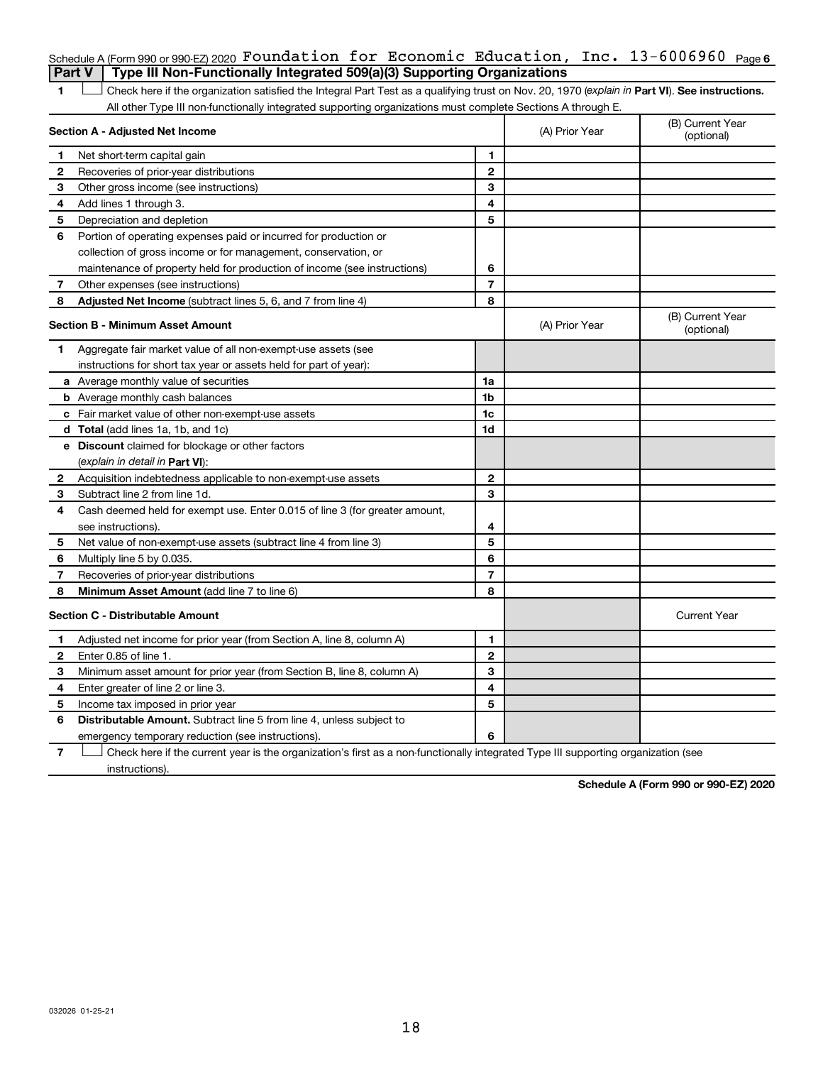Schedule A (Form 990 or 990-EZ) 2020 Foundation for Economic Education, Inc. 13-6006960 Page **6**

## Part V | Type III Non-Functionally Integrated 509(a)(3) Supporting Organizations

**1** ☐ Check here if the organization satisfied the Integral Part Test as a qualifying trust on Nov. 20, 1970 (*explain in* **Part VI**). **See instructions.** All other Type III non-functionally integrated supporting organizations must complete Sections A through E.

| | **Section A - Adjusted Net Income** | | (A) Prior Year | (B) Current Year (optional) |
|---|---|---|---|---|
| **1** | Net short-term capital gain | **1** | | |
| **2** | Recoveries of prior-year distributions | **2** | | |
| **3** | Other gross income (see instructions) | **3** | | |
| **4** | Add lines 1 through 3. | **4** | | |
| **5** | Depreciation and depletion | **5** | | |
| **6** | Portion of operating expenses paid or incurred for production or collection of gross income or for management, conservation, or maintenance of property held for production of income (see instructions) | **6** | | |
| **7** | Other expenses (see instructions) | **7** | | |
| **8** | **Adjusted Net Income** (subtract lines 5, 6, and 7 from line 4) | **8** | | |

| | **Section B - Minimum Asset Amount** | | (A) Prior Year | (B) Current Year (optional) |
|---|---|---|---|---|
| **1** | Aggregate fair market value of all non-exempt-use assets (see instructions for short tax year or assets held for part of year): | | | |
| **a** | Average monthly value of securities | **1a** | | |
| **b** | Average monthly cash balances | **1b** | | |
| **c** | Fair market value of other non-exempt-use assets | **1c** | | |
| **d** | **Total** (add lines 1a, 1b, and 1c) | **1d** | | |
| **e** | **Discount** claimed for blockage or other factors (*explain in detail in* **Part VI**): | | | |
| **2** | Acquisition indebtedness applicable to non-exempt-use assets | **2** | | |
| **3** | Subtract line 2 from line 1d. | **3** | | |
| **4** | Cash deemed held for exempt use. Enter 0.015 of line 3 (for greater amount, see instructions). | **4** | | |
| **5** | Net value of non-exempt-use assets (subtract line 4 from line 3) | **5** | | |
| **6** | Multiply line 5 by 0.035. | **6** | | |
| **7** | Recoveries of prior-year distributions | **7** | | |
| **8** | **Minimum Asset Amount** (add line 7 to line 6) | **8** | | |

| | **Section C - Distributable Amount** | | | Current Year |
|---|---|---|---|---|
| **1** | Adjusted net income for prior year (from Section A, line 8, column A) | **1** | | |
| **2** | Enter 0.85 of line 1. | **2** | | |
| **3** | Minimum asset amount for prior year (from Section B, line 8, column A) | **3** | | |
| **4** | Enter greater of line 2 or line 3. | **4** | | |
| **5** | Income tax imposed in prior year | **5** | | |
| **6** | **Distributable Amount.** Subtract line 5 from line 4, unless subject to emergency temporary reduction (see instructions). | **6** | | |

**7** ☐ Check here if the current year is the organization's first as a non-functionally integrated Type III supporting organization (see instructions).

**Schedule A (Form 990 or 990-EZ) 2020**

032026 01-25-21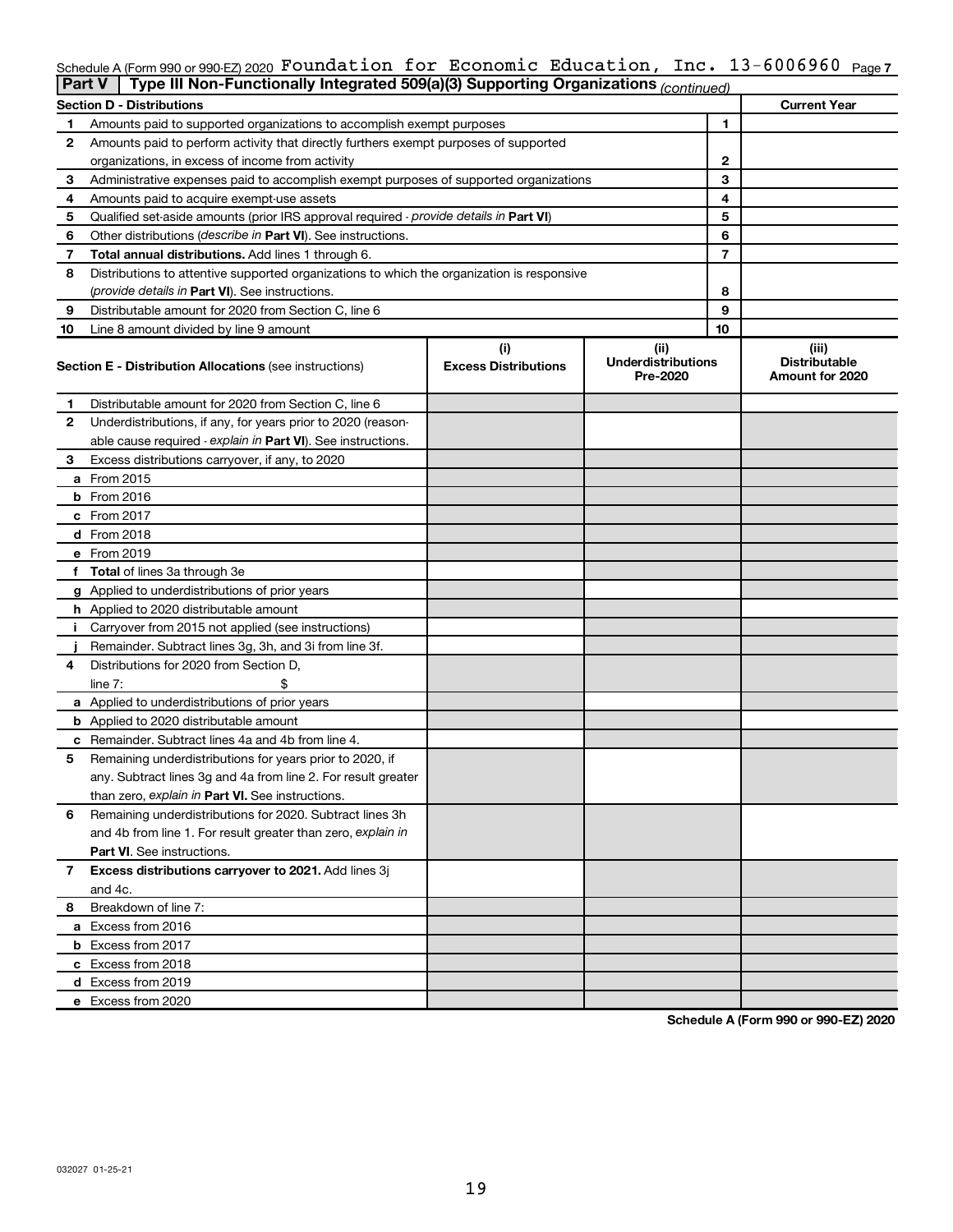Schedule A (Form 990 or 990-EZ) 2020 Foundation for Economic Education, Inc. 13-6006960 Page 7

**Part V | Type III Non-Functionally Integrated 509(a)(3) Supporting Organizations** *(continued)*

| **Section D - Distributions** | | | **Current Year** |
|---|---|---|---|
| 1 | Amounts paid to supported organizations to accomplish exempt purposes | 1 | |
| 2 | Amounts paid to perform activity that directly furthers exempt purposes of supported organizations, in excess of income from activity | 2 | |
| 3 | Administrative expenses paid to accomplish exempt purposes of supported organizations | 3 | |
| 4 | Amounts paid to acquire exempt-use assets | 4 | |
| 5 | Qualified set-aside amounts (prior IRS approval required - *provide details in* **Part VI**) | 5 | |
| 6 | Other distributions (*describe in* **Part VI**). See instructions. | 6 | |
| 7 | **Total annual distributions.** Add lines 1 through 6. | 7 | |
| 8 | Distributions to attentive supported organizations to which the organization is responsive (*provide details in* **Part VI**). See instructions. | 8 | |
| 9 | Distributable amount for 2020 from Section C, line 6 | 9 | |
| 10 | Line 8 amount divided by line 9 amount | 10 | |

| | **Section E - Distribution Allocations** (see instructions) | **(i) Excess Distributions** | **(ii) Underdistributions Pre-2020** | **(iii) Distributable Amount for 2020** |
|---|---|---|---|---|
| 1 | Distributable amount for 2020 from Section C, line 6 | | | |
| 2 | Underdistributions, if any, for years prior to 2020 (reasonable cause required - *explain in* **Part VI**). See instructions. | | | |
| 3 | Excess distributions carryover, if any, to 2020 | | | |
| a | From 2015 | | | |
| b | From 2016 | | | |
| c | From 2017 | | | |
| d | From 2018 | | | |
| e | From 2019 | | | |
| f | **Total** of lines 3a through 3e | | | |
| g | Applied to underdistributions of prior years | | | |
| h | Applied to 2020 distributable amount | | | |
| i | Carryover from 2015 not applied (see instructions) | | | |
| j | Remainder. Subtract lines 3g, 3h, and 3i from line 3f. | | | |
| 4 | Distributions for 2020 from Section D, line 7: $ | | | |
| a | Applied to underdistributions of prior years | | | |
| b | Applied to 2020 distributable amount | | | |
| c | Remainder. Subtract lines 4a and 4b from line 4. | | | |
| 5 | Remaining underdistributions for years prior to 2020, if any. Subtract lines 3g and 4a from line 2. For result greater than zero, *explain in* **Part VI.** See instructions. | | | |
| 6 | Remaining underdistributions for 2020. Subtract lines 3h and 4b from line 1. For result greater than zero, *explain in* **Part VI**. See instructions. | | | |
| 7 | **Excess distributions carryover to 2021.** Add lines 3j and 4c. | | | |
| 8 | Breakdown of line 7: | | | |
| a | Excess from 2016 | | | |
| b | Excess from 2017 | | | |
| c | Excess from 2018 | | | |
| d | Excess from 2019 | | | |
| e | Excess from 2020 | | | |

**Schedule A (Form 990 or 990-EZ) 2020**

032027 01-25-21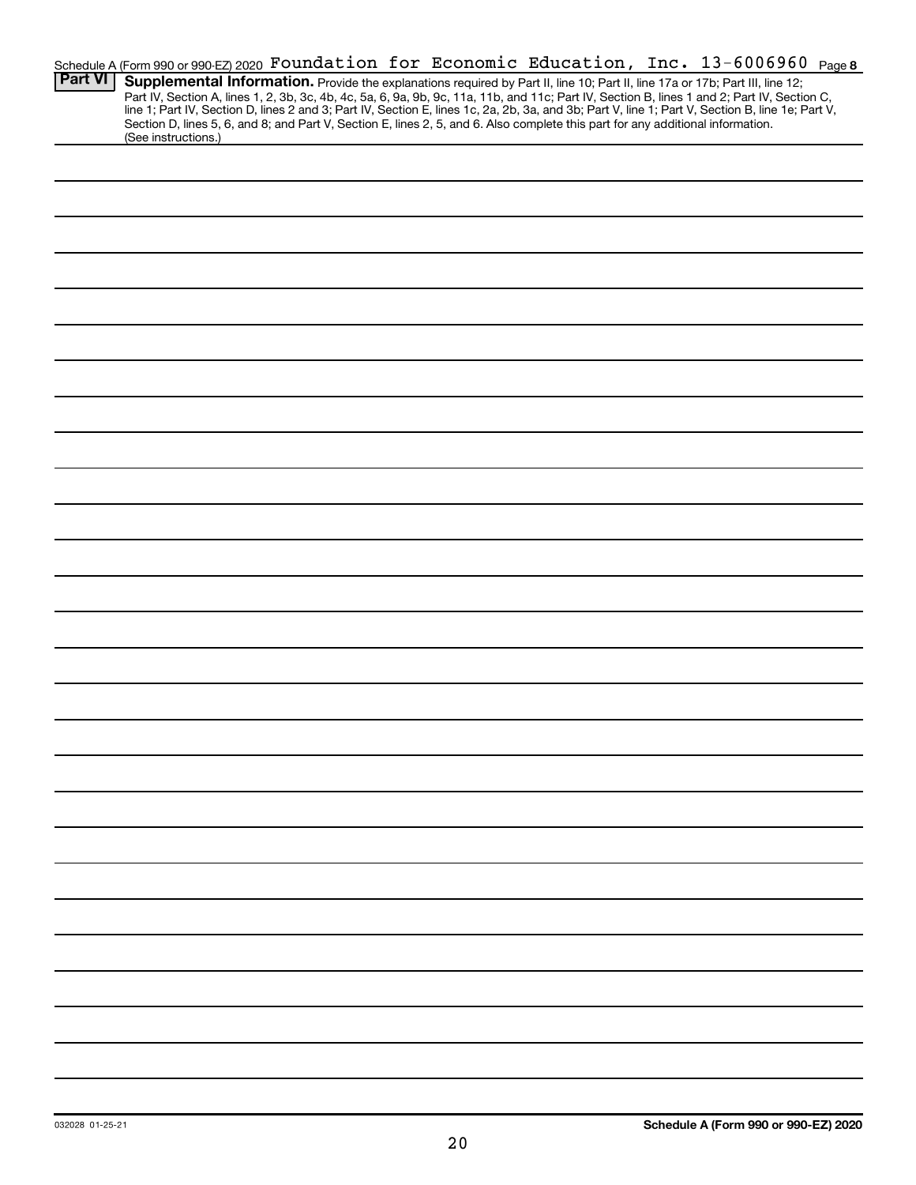Schedule A (Form 990 or 990-EZ) 2020 Foundation for Economic Education, Inc. 13-6006960 Page **8**

## Part VI Supplemental Information.

Provide the explanations required by Part II, line 10; Part II, line 17a or 17b; Part III, line 12; Part IV, Section A, lines 1, 2, 3b, 3c, 4b, 4c, 5a, 6, 9a, 9b, 9c, 11a, 11b, and 11c; Part IV, Section B, lines 1 and 2; Part IV, Section C, line 1; Part IV, Section D, lines 2 and 3; Part IV, Section E, lines 1c, 2a, 2b, 3a, and 3b; Part V, line 1; Part V, Section B, line 1e; Part V, Section D, lines 5, 6, and 8; and Part V, Section E, lines 2, 5, and 6. Also complete this part for any additional information. (See instructions.)

032028 01-25-21

**Schedule A (Form 990 or 990-EZ) 2020**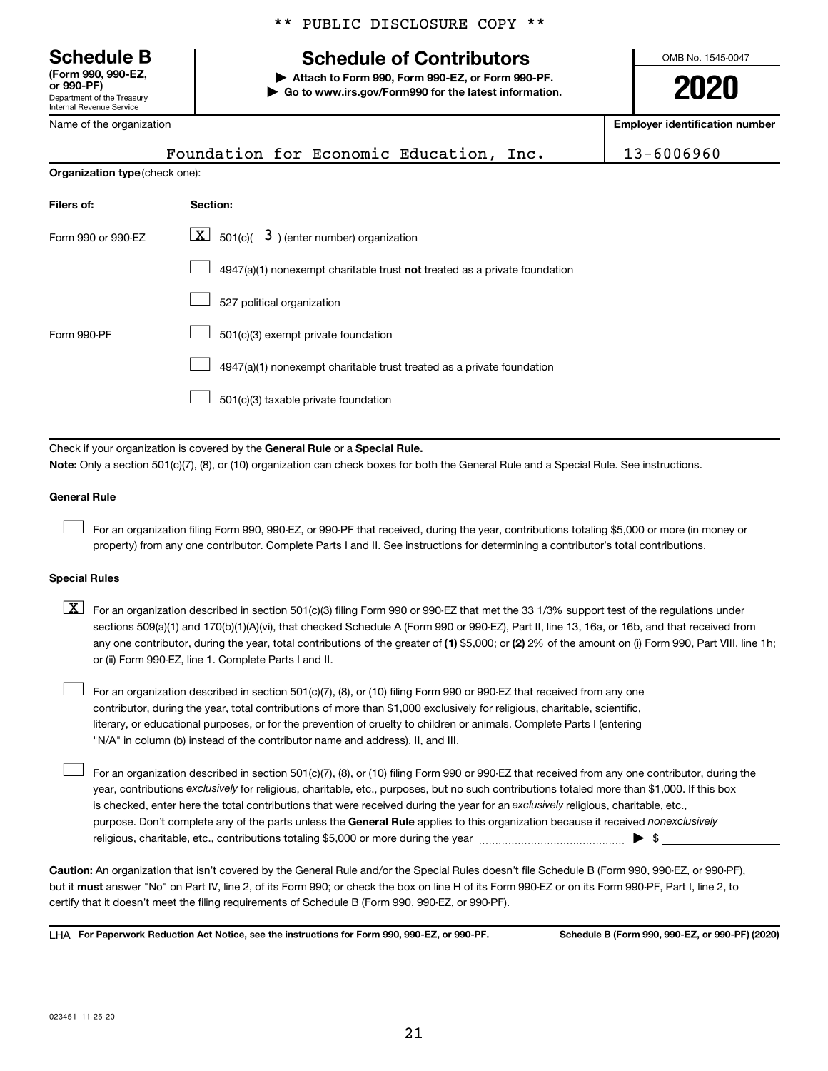\*\* PUBLIC DISCLOSURE COPY \*\*

**Schedule B**
**(Form 990, 990-EZ, or 990-PF)**
Department of the Treasury
Internal Revenue Service

# Schedule of Contributors

▶ **Attach to Form 990, Form 990-EZ, or Form 990-PF.**
▶ **Go to www.irs.gov/Form990 for the latest information.**

OMB No. 1545-0047

**2020**

| Name of the organization | Employer identification number |
|---|---|
| Foundation for Economic Education, Inc. | 13-6006960 |

**Organization type** (check one):

| Filers of: | Section: |
|---|---|
| Form 990 or 990-EZ | [X] 501(c)( 3 ) (enter number) organization |
| | [ ] 4947(a)(1) nonexempt charitable trust **not** treated as a private foundation |
| | [ ] 527 political organization |
| Form 990-PF | [ ] 501(c)(3) exempt private foundation |
| | [ ] 4947(a)(1) nonexempt charitable trust treated as a private foundation |
| | [ ] 501(c)(3) taxable private foundation |

Check if your organization is covered by the **General Rule** or a **Special Rule.**

**Note:** Only a section 501(c)(7), (8), or (10) organization can check boxes for both the General Rule and a Special Rule. See instructions.

**General Rule**

[ ] For an organization filing Form 990, 990-EZ, or 990-PF that received, during the year, contributions totaling $5,000 or more (in money or property) from any one contributor. Complete Parts I and II. See instructions for determining a contributor's total contributions.

**Special Rules**

[X] For an organization described in section 501(c)(3) filing Form 990 or 990-EZ that met the 33 1/3% support test of the regulations under sections 509(a)(1) and 170(b)(1)(A)(vi), that checked Schedule A (Form 990 or 990-EZ), Part II, line 13, 16a, or 16b, and that received from any one contributor, during the year, total contributions of the greater of **(1)** $5,000; or **(2)** 2% of the amount on (i) Form 990, Part VIII, line 1h; or (ii) Form 990-EZ, line 1. Complete Parts I and II.

[ ] For an organization described in section 501(c)(7), (8), or (10) filing Form 990 or 990-EZ that received from any one contributor, during the year, total contributions of more than $1,000 exclusively for religious, charitable, scientific, literary, or educational purposes, or for the prevention of cruelty to children or animals. Complete Parts I (entering "N/A" in column (b) instead of the contributor name and address), II, and III.

[ ] For an organization described in section 501(c)(7), (8), or (10) filing Form 990 or 990-EZ that received from any one contributor, during the year, contributions *exclusively* for religious, charitable, etc., purposes, but no such contributions totaled more than $1,000. If this box is checked, enter here the total contributions that were received during the year for an *exclusively* religious, charitable, etc., purpose. Don't complete any of the parts unless the **General Rule** applies to this organization because it received *nonexclusively* religious, charitable, etc., contributions totaling $5,000 or more during the year ▶ $ ____________

**Caution:** An organization that isn't covered by the General Rule and/or the Special Rules doesn't file Schedule B (Form 990, 990-EZ, or 990-PF), but it **must** answer "No" on Part IV, line 2, of its Form 990; or check the box on line H of its Form 990-EZ or on its Form 990-PF, Part I, line 2, to certify that it doesn't meet the filing requirements of Schedule B (Form 990, 990-EZ, or 990-PF).

LHA **For Paperwork Reduction Act Notice, see the instructions for Form 990, 990-EZ, or 990-PF.** **Schedule B (Form 990, 990-EZ, or 990-PF) (2020)**

023451 11-25-20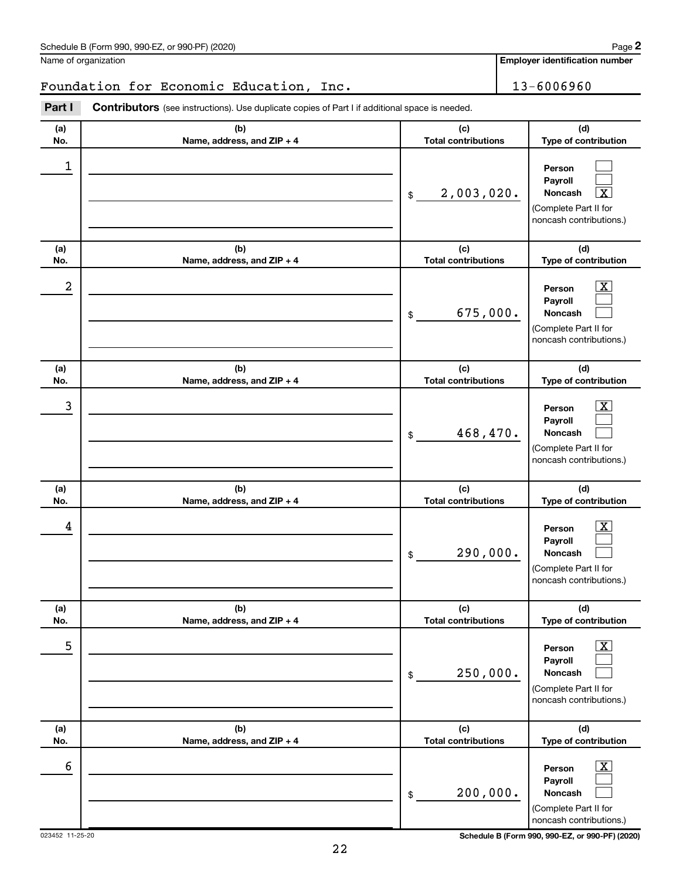Schedule B (Form 990, 990-EZ, or 990-PF) (2020)

Name of organization: Foundation for Economic Education, Inc.

Employer identification number: 13-6006960

**Part I — Contributors** (see instructions). Use duplicate copies of Part I if additional space is needed.

| (a) No. | (b) Name, address, and ZIP + 4 | (c) Total contributions | (d) Type of contribution |
|---|---|---|---|
| 1 | | $ 2,003,020. | Person [ ] Payroll [ ] Noncash [X] (Complete Part II for noncash contributions.) |
| 2 | | $ 675,000. | Person [X] Payroll [ ] Noncash [ ] (Complete Part II for noncash contributions.) |
| 3 | | $ 468,470. | Person [X] Payroll [ ] Noncash [ ] (Complete Part II for noncash contributions.) |
| 4 | | $ 290,000. | Person [X] Payroll [ ] Noncash [ ] (Complete Part II for noncash contributions.) |
| 5 | | $ 250,000. | Person [X] Payroll [ ] Noncash [ ] (Complete Part II for noncash contributions.) |
| 6 | | $ 200,000. | Person [X] Payroll [ ] Noncash [ ] (Complete Part II for noncash contributions.) |

023452 11-25-20

Schedule B (Form 990, 990-EZ, or 990-PF) (2020)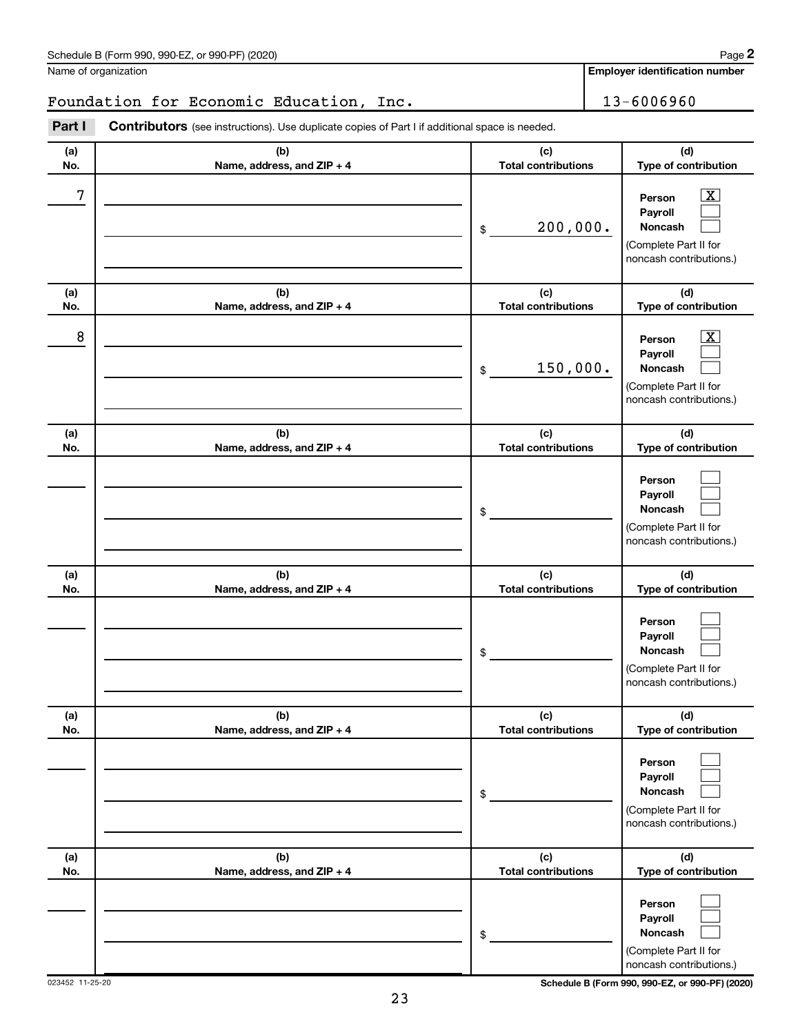Schedule B (Form 990, 990-EZ, or 990-PF) (2020) Page 2

| Name of organization | Employer identification number |
| --- | --- |
| Foundation for Economic Education, Inc. | 13-6006960 |

**Part I** **Contributors** (see instructions). Use duplicate copies of Part I if additional space is needed.

| (a) No. | (b) Name, address, and ZIP + 4 | (c) Total contributions | (d) Type of contribution |
| --- | --- | --- | --- |
| 7 | | $ 200,000. | Person [X] Payroll [ ] Noncash [ ] (Complete Part II for noncash contributions.) |
| 8 | | $ 150,000. | Person [X] Payroll [ ] Noncash [ ] (Complete Part II for noncash contributions.) |
| | | $ | Person [ ] Payroll [ ] Noncash [ ] (Complete Part II for noncash contributions.) |
| | | $ | Person [ ] Payroll [ ] Noncash [ ] (Complete Part II for noncash contributions.) |
| | | $ | Person [ ] Payroll [ ] Noncash [ ] (Complete Part II for noncash contributions.) |
| | | $ | Person [ ] Payroll [ ] Noncash [ ] (Complete Part II for noncash contributions.) |

023452 11-25-20 Schedule B (Form 990, 990-EZ, or 990-PF) (2020)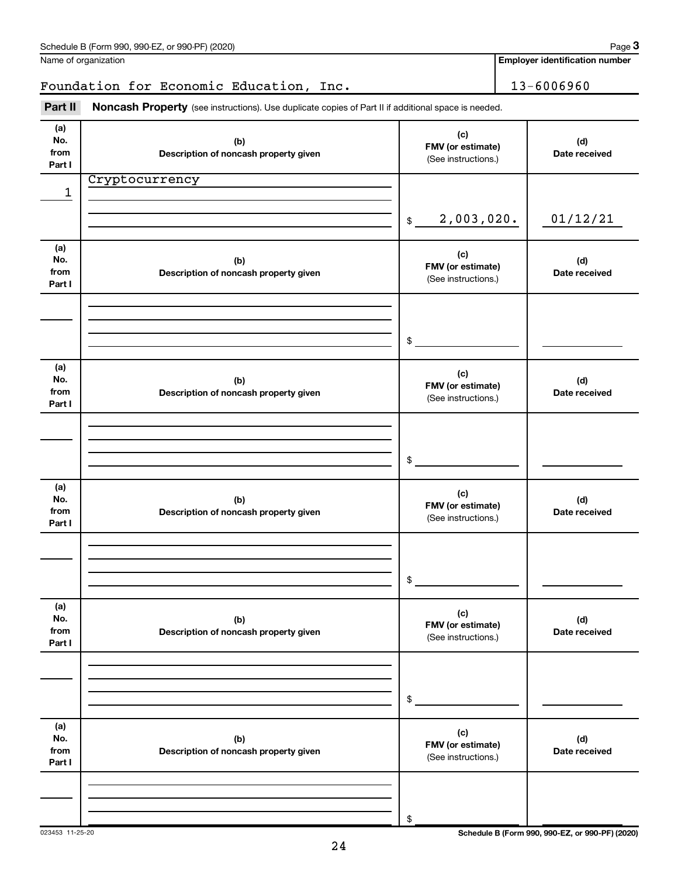Schedule B (Form 990, 990-EZ, or 990-PF) (2020) Page **3**

Name of organization: Foundation for Economic Education, Inc.

**Employer identification number**: 13-6006960

**Part II** **Noncash Property** (see instructions). Use duplicate copies of Part II if additional space is needed.

| (a) No. from Part I | (b) Description of noncash property given | (c) FMV (or estimate) (See instructions.) | (d) Date received |
|---|---|---|---|
| 1 | Cryptocurrency | $ 2,003,020. | 01/12/21 |
| | | $ | |
| | | $ | |
| | | $ | |
| | | $ | |
| | | $ | |

023453 11-25-20 **Schedule B (Form 990, 990-EZ, or 990-PF) (2020)**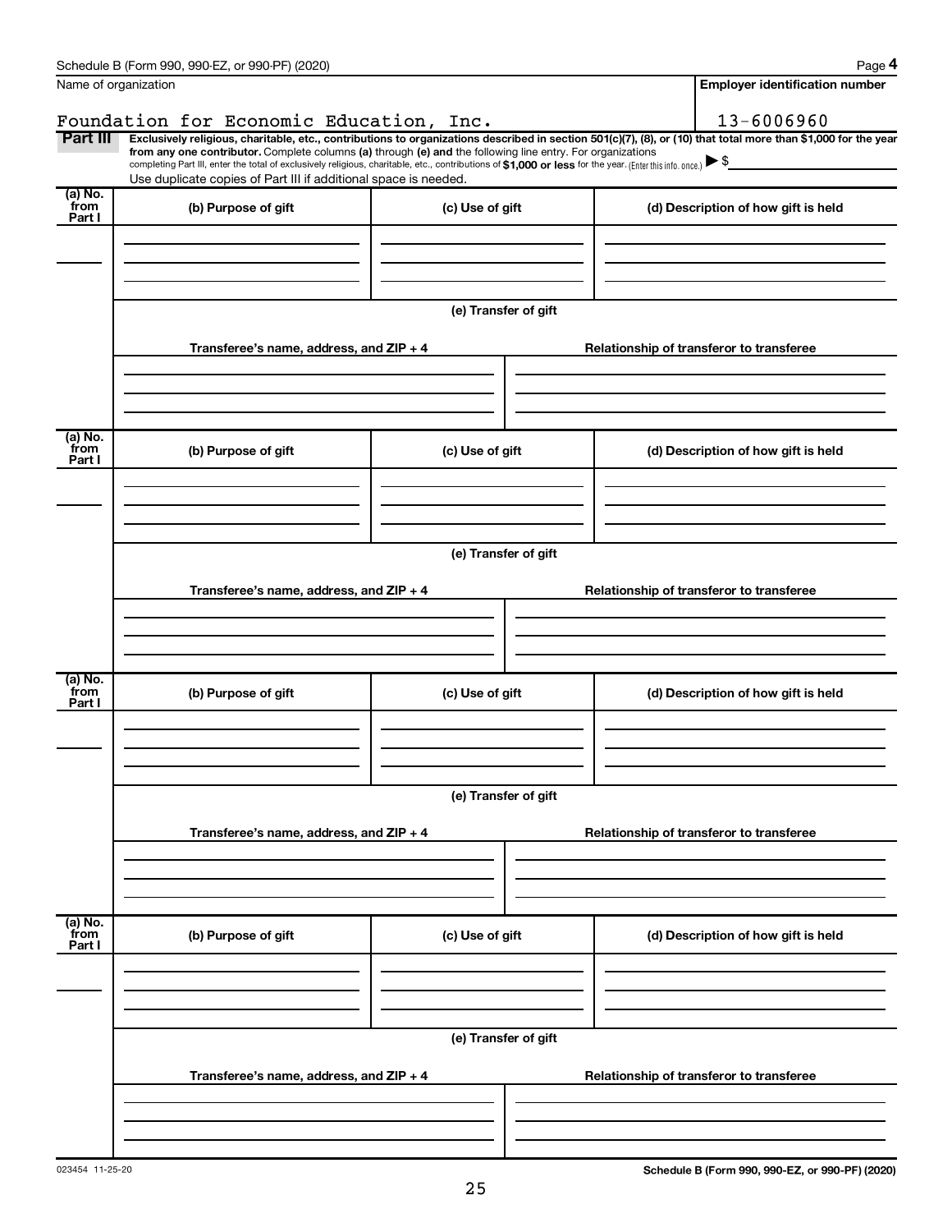Schedule B (Form 990, 990-EZ, or 990-PF) (2020)

| Name of organization | Employer identification number |
|---|---|
| Foundation for Economic Education, Inc. | 13-6006960 |

**Part III** **Exclusively religious, charitable, etc., contributions to organizations described in section 501(c)(7), (8), or (10) that total more than $1,000 for the year from any one contributor.** Complete columns **(a)** through **(e)** and the following line entry. For organizations completing Part III, enter the total of exclusively religious, charitable, etc., contributions of **$1,000 or less** for the year. (Enter this info. once.) ▶ $

Use duplicate copies of Part III if additional space is needed.

| (a) No. from Part I | (b) Purpose of gift | (c) Use of gift | (d) Description of how gift is held |
|---|---|---|---|
| | | | |

**(e) Transfer of gift**

| Transferee's name, address, and ZIP + 4 | Relationship of transferor to transferee |
|---|---|
| | |

| (a) No. from Part I | (b) Purpose of gift | (c) Use of gift | (d) Description of how gift is held |
|---|---|---|---|
| | | | |

**(e) Transfer of gift**

| Transferee's name, address, and ZIP + 4 | Relationship of transferor to transferee |
|---|---|
| | |

| (a) No. from Part I | (b) Purpose of gift | (c) Use of gift | (d) Description of how gift is held |
|---|---|---|---|
| | | | |

**(e) Transfer of gift**

| Transferee's name, address, and ZIP + 4 | Relationship of transferor to transferee |
|---|---|
| | |

| (a) No. from Part I | (b) Purpose of gift | (c) Use of gift | (d) Description of how gift is held |
|---|---|---|---|
| | | | |

**(e) Transfer of gift**

| Transferee's name, address, and ZIP + 4 | Relationship of transferor to transferee |
|---|---|
| | |

023454 11-25-20 **Schedule B (Form 990, 990-EZ, or 990-PF) (2020)**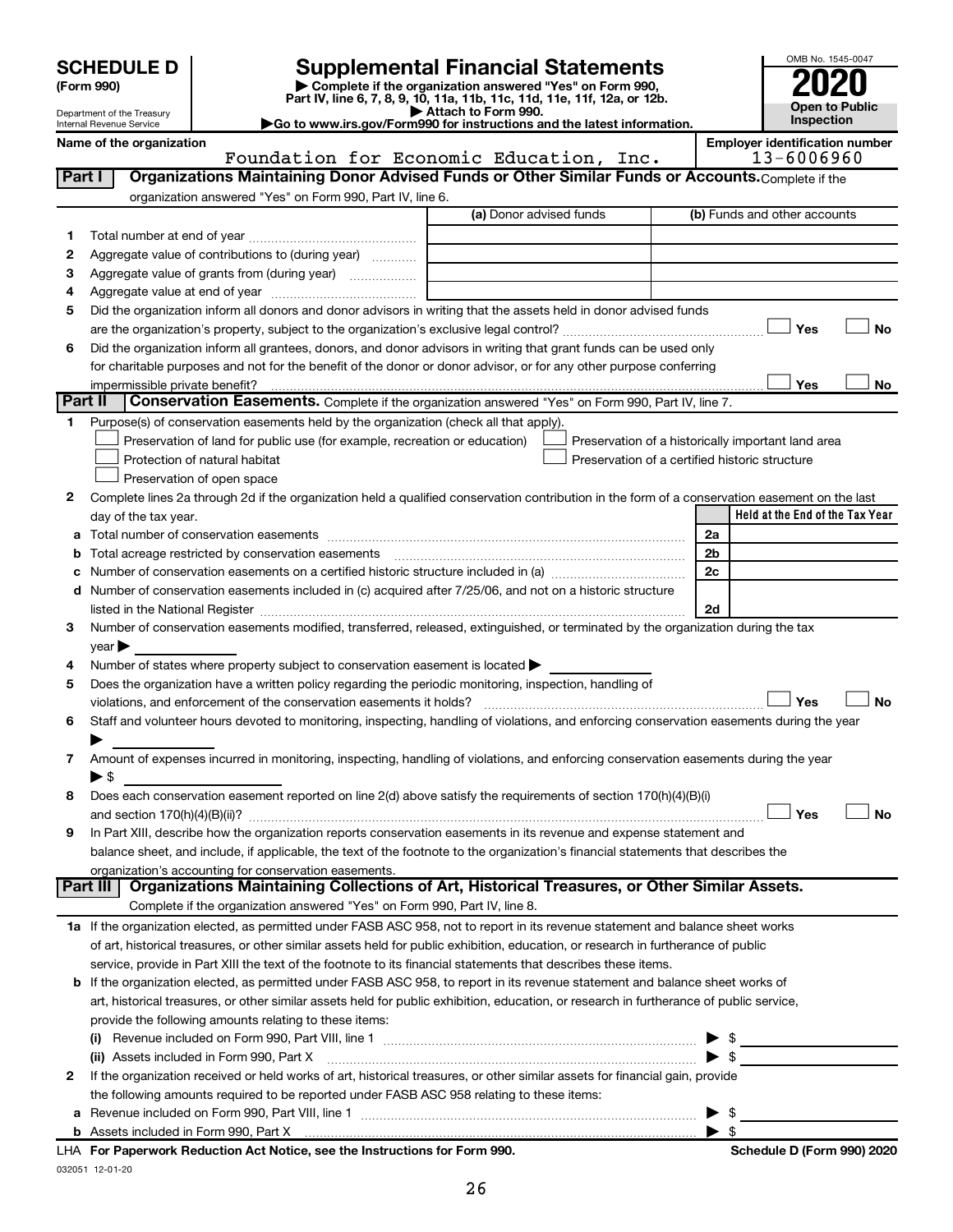# SCHEDULE D (Form 990)

Department of the Treasury
Internal Revenue Service

## Supplemental Financial Statements

▶ Complete if the organization answered "Yes" on Form 990, Part IV, line 6, 7, 8, 9, 10, 11a, 11b, 11c, 11d, 11e, 11f, 12a, or 12b.
▶ Attach to Form 990.
▶Go to www.irs.gov/Form990 for instructions and the latest information.

OMB No. 1545-0047

**2020**

**Open to Public Inspection**

**Name of the organization**
Foundation for Economic Education, Inc.

**Employer identification number**
13-6006960

**Part I — Organizations Maintaining Donor Advised Funds or Other Similar Funds or Accounts.** Complete if the organization answered "Yes" on Form 990, Part IV, line 6.

| | | (a) Donor advised funds | (b) Funds and other accounts |
|---|---|---|---|
| 1 | Total number at end of year | | |
| 2 | Aggregate value of contributions to (during year) | | |
| 3 | Aggregate value of grants from (during year) | | |
| 4 | Aggregate value at end of year | | |

5 Did the organization inform all donors and donor advisors in writing that the assets held in donor advised funds are the organization's property, subject to the organization's exclusive legal control? ☐ Yes ☐ No

6 Did the organization inform all grantees, donors, and donor advisors in writing that grant funds can be used only for charitable purposes and not for the benefit of the donor or donor advisor, or for any other purpose conferring impermissible private benefit? ☐ Yes ☐ No

**Part II — Conservation Easements.** Complete if the organization answered "Yes" on Form 990, Part IV, line 7.

1 Purpose(s) of conservation easements held by the organization (check all that apply).

- ☐ Preservation of land for public use (for example, recreation or education)
- ☐ Protection of natural habitat
- ☐ Preservation of open space
- ☐ Preservation of a historically important land area
- ☐ Preservation of a certified historic structure

2 Complete lines 2a through 2d if the organization held a qualified conservation contribution in the form of a conservation easement on the last day of the tax year.

| | | | Held at the End of the Tax Year |
|---|---|---|---|
| a | Total number of conservation easements | 2a | |
| b | Total acreage restricted by conservation easements | 2b | |
| c | Number of conservation easements on a certified historic structure included in (a) | 2c | |
| d | Number of conservation easements included in (c) acquired after 7/25/06, and not on a historic structure listed in the National Register | 2d | |

3 Number of conservation easements modified, transferred, released, extinguished, or terminated by the organization during the tax year ▶

4 Number of states where property subject to conservation easement is located ▶

5 Does the organization have a written policy regarding the periodic monitoring, inspection, handling of violations, and enforcement of the conservation easements it holds? ☐ Yes ☐ No

6 Staff and volunteer hours devoted to monitoring, inspecting, handling of violations, and enforcing conservation easements during the year ▶

7 Amount of expenses incurred in monitoring, inspecting, handling of violations, and enforcing conservation easements during the year ▶ $

8 Does each conservation easement reported on line 2(d) above satisfy the requirements of section 170(h)(4)(B)(i) and section 170(h)(4)(B)(ii)? ☐ Yes ☐ No

9 In Part XIII, describe how the organization reports conservation easements in its revenue and expense statement and balance sheet, and include, if applicable, the text of the footnote to the organization's financial statements that describes the organization's accounting for conservation easements.

**Part III — Organizations Maintaining Collections of Art, Historical Treasures, or Other Similar Assets.** Complete if the organization answered "Yes" on Form 990, Part IV, line 8.

1a If the organization elected, as permitted under FASB ASC 958, not to report in its revenue statement and balance sheet works of art, historical treasures, or other similar assets held for public exhibition, education, or research in furtherance of public service, provide in Part XIII the text of the footnote to its financial statements that describes these items.

b If the organization elected, as permitted under FASB ASC 958, to report in its revenue statement and balance sheet works of art, historical treasures, or other similar assets held for public exhibition, education, or research in furtherance of public service, provide the following amounts relating to these items:

(i) Revenue included on Form 990, Part VIII, line 1 ▶ $

(ii) Assets included in Form 990, Part X ▶ $

2 If the organization received or held works of art, historical treasures, or other similar assets for financial gain, provide the following amounts required to be reported under FASB ASC 958 relating to these items:

a Revenue included on Form 990, Part VIII, line 1 ▶ $

b Assets included in Form 990, Part X ▶ $

LHA **For Paperwork Reduction Act Notice, see the Instructions for Form 990.** **Schedule D (Form 990) 2020**

032051 12-01-20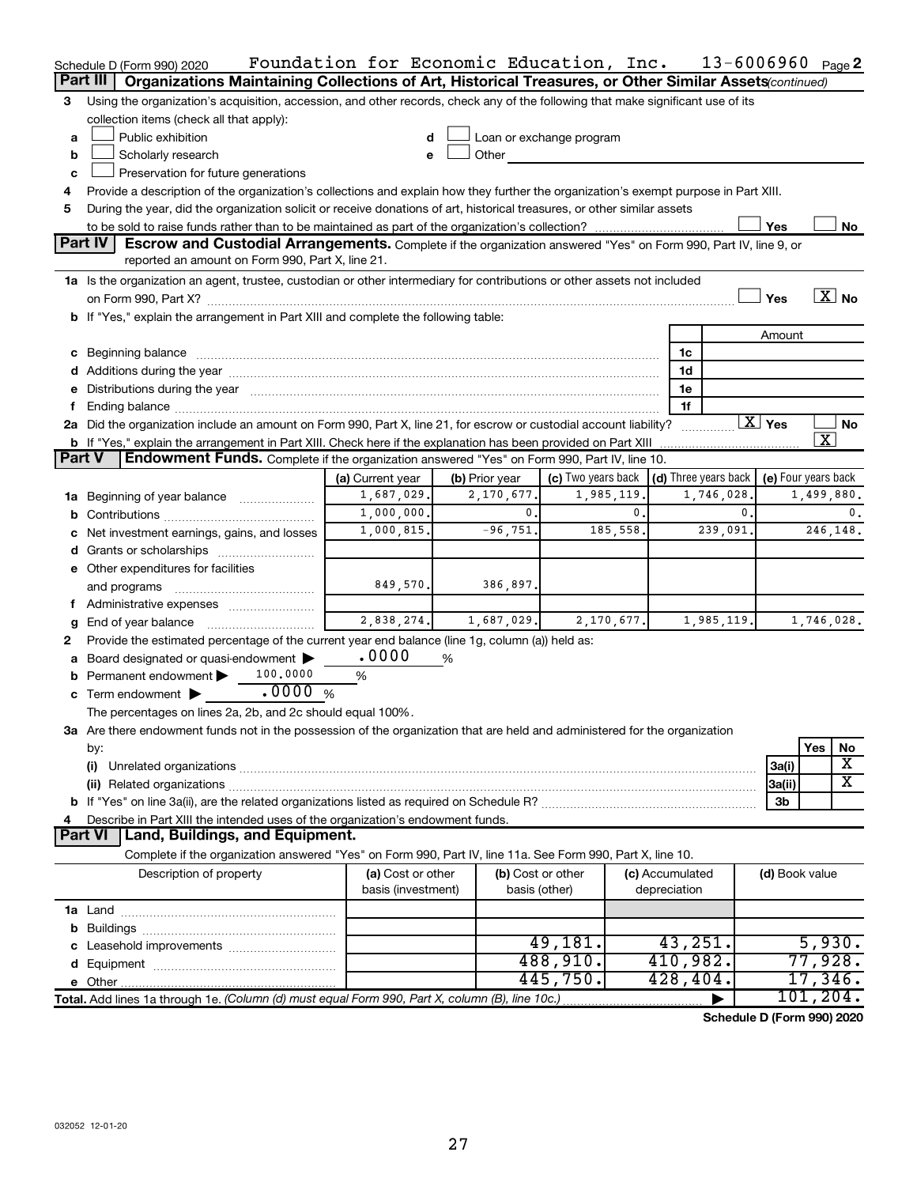Schedule D (Form 990) 2020 Foundation for Economic Education, Inc. 13-6006960 Page 2

**Part III | Organizations Maintaining Collections of Art, Historical Treasures, or Other Similar Assets** *(continued)*

3 Using the organization's acquisition, accession, and other records, check any of the following that make significant use of its collection items (check all that apply):

- a ☐ Public exhibition
- b ☐ Scholarly research
- c ☐ Preservation for future generations
- d ☐ Loan or exchange program
- e ☐ Other

4 Provide a description of the organization's collections and explain how they further the organization's exempt purpose in Part XIII.

5 During the year, did the organization solicit or receive donations of art, historical treasures, or other similar assets to be sold to raise funds rather than to be maintained as part of the organization's collection? ☐ Yes ☐ No

**Part IV | Escrow and Custodial Arrangements.** Complete if the organization answered "Yes" on Form 990, Part IV, line 9, or reported an amount on Form 990, Part X, line 21.

1a Is the organization an agent, trustee, custodian or other intermediary for contributions or other assets not included on Form 990, Part X? ☐ Yes ☒ No

b If "Yes," explain the arrangement in Part XIII and complete the following table:

| | | Amount |
|---|---|---|
| c Beginning balance | 1c | |
| d Additions during the year | 1d | |
| e Distributions during the year | 1e | |
| f Ending balance | 1f | |

2a Did the organization include an amount on Form 990, Part X, line 21, for escrow or custodial account liability? ☒ Yes ☐ No

b If "Yes," explain the arrangement in Part XIII. Check here if the explanation has been provided on Part XIII ☒

**Part V | Endowment Funds.** Complete if the organization answered "Yes" on Form 990, Part IV, line 10.

| | (a) Current year | (b) Prior year | (c) Two years back | (d) Three years back | (e) Four years back |
|---|---|---|---|---|---|
| 1a Beginning of year balance | 1,687,029. | 2,170,677. | 1,985,119. | 1,746,028. | 1,499,880. |
| b Contributions | 1,000,000. | 0. | 0. | 0. | 0. |
| c Net investment earnings, gains, and losses | 1,000,815. | -96,751. | 185,558. | 239,091. | 246,148. |
| d Grants or scholarships | | | | | |
| e Other expenditures for facilities and programs | 849,570. | 386,897. | | | |
| f Administrative expenses | | | | | |
| g End of year balance | 2,838,274. | 1,687,029. | 2,170,677. | 1,985,119. | 1,746,028. |

2 Provide the estimated percentage of the current year end balance (line 1g, column (a)) held as:

- a Board designated or quasi-endowment ▶ .0000 %
- b Permanent endowment ▶ 100.0000 %
- c Term endowment ▶ .0000 %

The percentages on lines 2a, 2b, and 2c should equal 100%.

3a Are there endowment funds not in the possession of the organization that are held and administered for the organization by:

| | | Yes | No |
|---|---|---|---|
| (i) Unrelated organizations | 3a(i) | | X |
| (ii) Related organizations | 3a(ii) | | X |
| b If "Yes" on line 3a(ii), are the related organizations listed as required on Schedule R? | 3b | | |

4 Describe in Part XIII the intended uses of the organization's endowment funds.

**Part VI | Land, Buildings, and Equipment.**

Complete if the organization answered "Yes" on Form 990, Part IV, line 11a. See Form 990, Part X, line 10.

| Description of property | (a) Cost or other basis (investment) | (b) Cost or other basis (other) | (c) Accumulated depreciation | (d) Book value |
|---|---|---|---|---|
| 1a Land | | | | |
| b Buildings | | | | |
| c Leasehold improvements | | 49,181. | 43,251. | 5,930. |
| d Equipment | | 488,910. | 410,982. | 77,928. |
| e Other | | 445,750. | 428,404. | 17,346. |
| **Total.** Add lines 1a through 1e. *(Column (d) must equal Form 990, Part X, column (B), line 10c.)* | | | ▶ | 101,204. |

**Schedule D (Form 990) 2020**

032052 12-01-20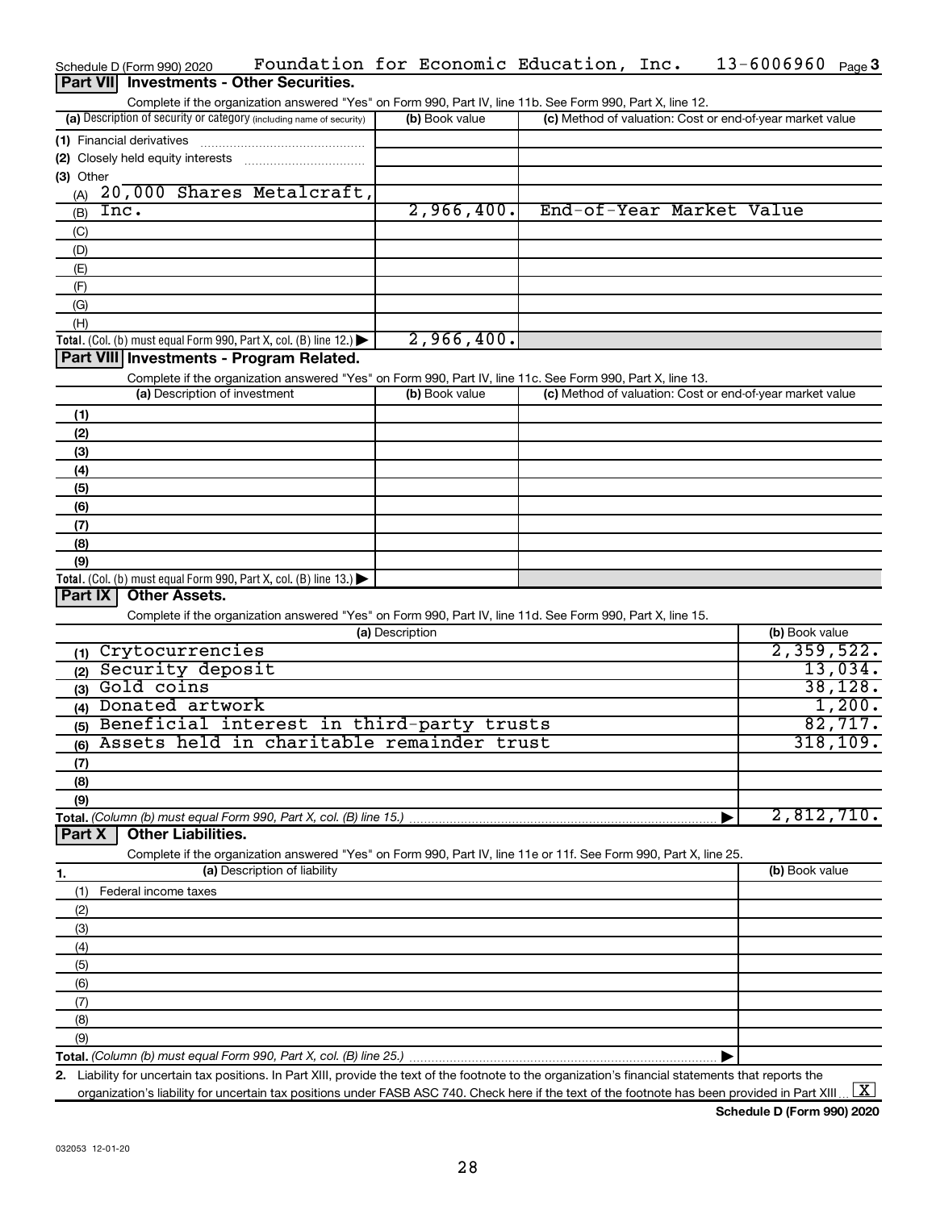Schedule D (Form 990) 2020    Foundation for Economic Education, Inc.    13-6006960    Page 3

## Part VII Investments - Other Securities.

Complete if the organization answered "Yes" on Form 990, Part IV, line 11b. See Form 990, Part X, line 12.

| (a) Description of security or category (including name of security) | (b) Book value | (c) Method of valuation: Cost or end-of-year market value |
|---|---|---|
| (1) Financial derivatives | | |
| (2) Closely held equity interests | | |
| (3) Other | | |
| (A) 20,000 Shares Metalcraft, | | |
| (B) Inc. | 2,966,400. | End-of-Year Market Value |
| (C) | | |
| (D) | | |
| (E) | | |
| (F) | | |
| (G) | | |
| (H) | | |
| **Total.** (Col. (b) must equal Form 990, Part X, col. (B) line 12.) ▶ | 2,966,400. | |

## Part VIII Investments - Program Related.

Complete if the organization answered "Yes" on Form 990, Part IV, line 11c. See Form 990, Part X, line 13.

| (a) Description of investment | (b) Book value | (c) Method of valuation: Cost or end-of-year market value |
|---|---|---|
| (1) | | |
| (2) | | |
| (3) | | |
| (4) | | |
| (5) | | |
| (6) | | |
| (7) | | |
| (8) | | |
| (9) | | |
| **Total.** (Col. (b) must equal Form 990, Part X, col. (B) line 13.) ▶ | | |

## Part IX Other Assets.

Complete if the organization answered "Yes" on Form 990, Part IV, line 11d. See Form 990, Part X, line 15.

| (a) Description | (b) Book value |
|---|---|
| (1) Crytocurrencies | 2,359,522. |
| (2) Security deposit | 13,034. |
| (3) Gold coins | 38,128. |
| (4) Donated artwork | 1,200. |
| (5) Beneficial interest in third-party trusts | 82,717. |
| (6) Assets held in charitable remainder trust | 318,109. |
| (7) | |
| (8) | |
| (9) | |
| **Total.** (Column (b) must equal Form 990, Part X, col. (B) line 15.) ▶ | 2,812,710. |

## Part X Other Liabilities.

Complete if the organization answered "Yes" on Form 990, Part IV, line 11e or 11f. See Form 990, Part X, line 25.

| 1. (a) Description of liability | (b) Book value |
|---|---|
| (1) Federal income taxes | |
| (2) | |
| (3) | |
| (4) | |
| (5) | |
| (6) | |
| (7) | |
| (8) | |
| (9) | |
| **Total.** (Column (b) must equal Form 990, Part X, col. (B) line 25.) ▶ | |

2. Liability for uncertain tax positions. In Part XIII, provide the text of the footnote to the organization's financial statements that reports the organization's liability for uncertain tax positions under FASB ASC 740. Check here if the text of the footnote has been provided in Part XIII ... [X]

Schedule D (Form 990) 2020

032053 12-01-20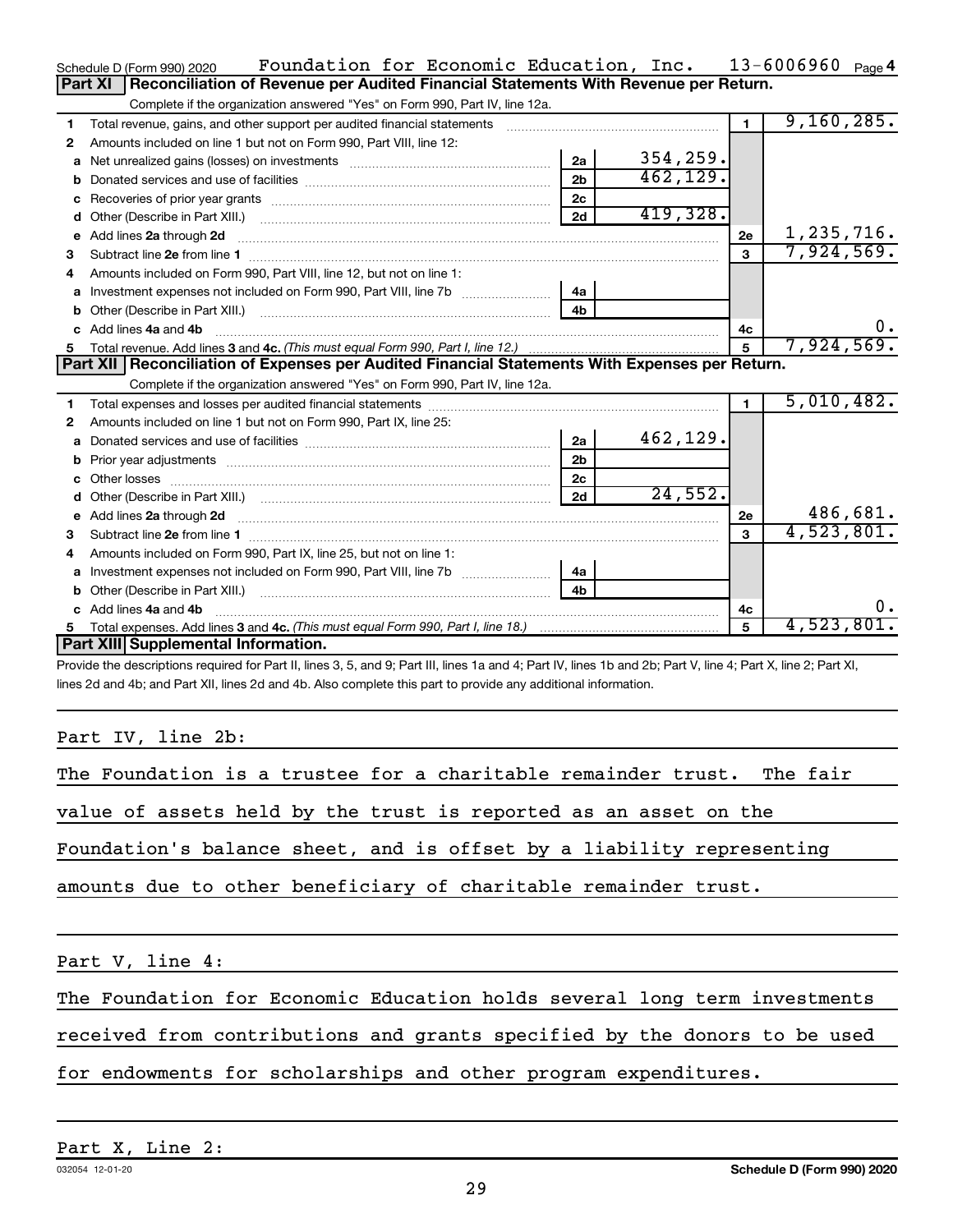Schedule D (Form 990) 2020 Foundation for Economic Education, Inc. 13-6006960 Page 4

## Part XI Reconciliation of Revenue per Audited Financial Statements With Revenue per Return.

Complete if the organization answered "Yes" on Form 990, Part IV, line 12a.

| | | | | | |
|---|---|---|---|---|---|
| 1 | Total revenue, gains, and other support per audited financial statements | | | 1 | 9,160,285. |
| 2 | Amounts included on line 1 but not on Form 990, Part VIII, line 12: | | | | |
| a | Net unrealized gains (losses) on investments | 2a | 354,259. | | |
| b | Donated services and use of facilities | 2b | 462,129. | | |
| c | Recoveries of prior year grants | 2c | | | |
| d | Other (Describe in Part XIII.) | 2d | 419,328. | | |
| e | Add lines 2a through 2d | | | 2e | 1,235,716. |
| 3 | Subtract line 2e from line 1 | | | 3 | 7,924,569. |
| 4 | Amounts included on Form 990, Part VIII, line 12, but not on line 1: | | | | |
| a | Investment expenses not included on Form 990, Part VIII, line 7b | 4a | | | |
| b | Other (Describe in Part XIII.) | 4b | | | |
| c | Add lines 4a and 4b | | | 4c | 0. |
| 5 | Total revenue. Add lines 3 and 4c. *(This must equal Form 990, Part I, line 12.)* | | | 5 | 7,924,569. |

## Part XII Reconciliation of Expenses per Audited Financial Statements With Expenses per Return.

Complete if the organization answered "Yes" on Form 990, Part IV, line 12a.

| | | | | | |
|---|---|---|---|---|---|
| 1 | Total expenses and losses per audited financial statements | | | 1 | 5,010,482. |
| 2 | Amounts included on line 1 but not on Form 990, Part IX, line 25: | | | | |
| a | Donated services and use of facilities | 2a | 462,129. | | |
| b | Prior year adjustments | 2b | | | |
| c | Other losses | 2c | | | |
| d | Other (Describe in Part XIII.) | 2d | 24,552. | | |
| e | Add lines 2a through 2d | | | 2e | 486,681. |
| 3 | Subtract line 2e from line 1 | | | 3 | 4,523,801. |
| 4 | Amounts included on Form 990, Part IX, line 25, but not on line 1: | | | | |
| a | Investment expenses not included on Form 990, Part VIII, line 7b | 4a | | | |
| b | Other (Describe in Part XIII.) | 4b | | | |
| c | Add lines 4a and 4b | | | 4c | 0. |
| 5 | Total expenses. Add lines 3 and 4c. *(This must equal Form 990, Part I, line 18.)* | | | 5 | 4,523,801. |

## Part XIII Supplemental Information.

Provide the descriptions required for Part II, lines 3, 5, and 9; Part III, lines 1a and 4; Part IV, lines 1b and 2b; Part V, line 4; Part X, line 2; Part XI, lines 2d and 4b; and Part XII, lines 2d and 4b. Also complete this part to provide any additional information.

Part IV, line 2b:

The Foundation is a trustee for a charitable remainder trust. The fair value of assets held by the trust is reported as an asset on the Foundation's balance sheet, and is offset by a liability representing amounts due to other beneficiary of charitable remainder trust.

Part V, line 4:

The Foundation for Economic Education holds several long term investments received from contributions and grants specified by the donors to be used for endowments for scholarships and other program expenditures.

Part X, Line 2:

032054 12-01-20 Schedule D (Form 990) 2020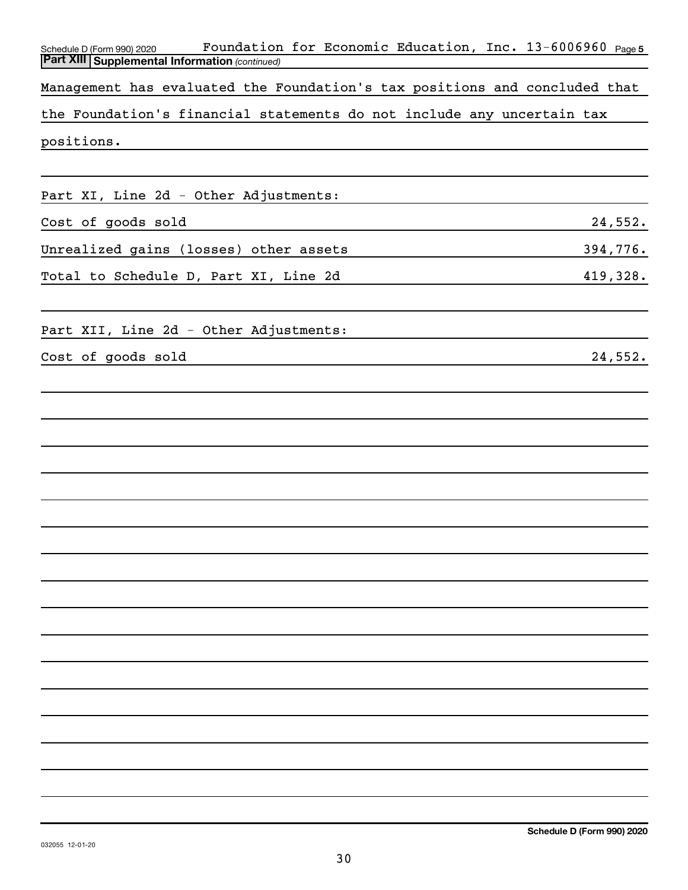Schedule D (Form 990) 2020 Foundation for Economic Education, Inc. 13-6006960 Page 5

**Part XIII Supplemental Information** *(continued)*

Management has evaluated the Foundation's tax positions and concluded that the Foundation's financial statements do not include any uncertain tax positions.

Part XI, Line 2d - Other Adjustments:

| | |
|---|---|
| Cost of goods sold | 24,552. |
| Unrealized gains (losses) other assets | 394,776. |
| Total to Schedule D, Part XI, Line 2d | 419,328. |

Part XII, Line 2d - Other Adjustments:

| | |
|---|---|
| Cost of goods sold | 24,552. |

**Schedule D (Form 990) 2020**

032055 12-01-20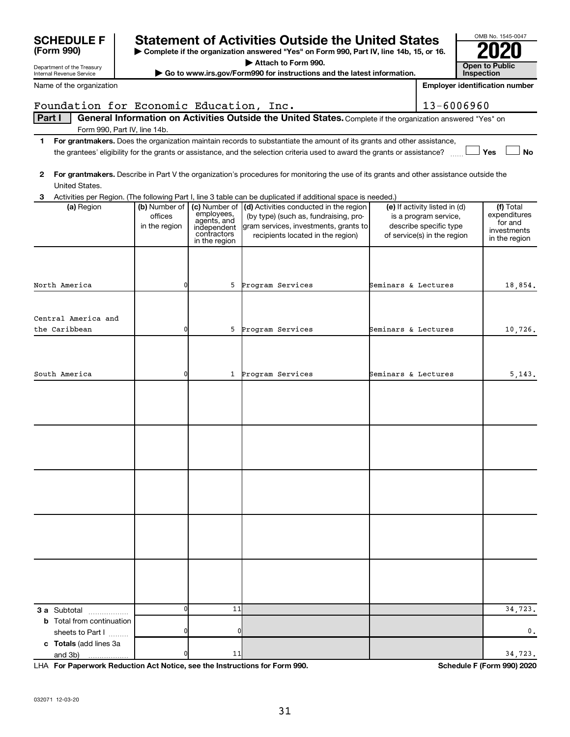# SCHEDULE F (Form 990)

Department of the Treasury
Internal Revenue Service

## Statement of Activities Outside the United States

▶ Complete if the organization answered "Yes" on Form 990, Part IV, line 14b, 15, or 16.
▶ Attach to Form 990.
▶ Go to www.irs.gov/Form990 for instructions and the latest information.

OMB No. 1545-0047

**2020**

**Open to Public Inspection**

Name of the organization: Foundation for Economic Education, Inc.

**Employer identification number:** 13-6006960

**Part I** **General Information on Activities Outside the United States.** Complete if the organization answered "Yes" on Form 990, Part IV, line 14b.

1. **For grantmakers.** Does the organization maintain records to substantiate the amount of its grants and other assistance, the grantees' eligibility for the grants or assistance, and the selection criteria used to award the grants or assistance? ☐ Yes ☐ No

2. **For grantmakers.** Describe in Part V the organization's procedures for monitoring the use of its grants and other assistance outside the United States.

3. Activities per Region. (The following Part I, line 3 table can be duplicated if additional space is needed.)

| (a) Region | (b) Number of offices in the region | (c) Number of employees, agents, and independent contractors in the region | (d) Activities conducted in the region (by type) (such as, fundraising, program services, investments, grants to recipients located in the region) | (e) If activity listed in (d) is a program service, describe specific type of service(s) in the region | (f) Total expenditures for and investments in the region |
|---|---|---|---|---|---|
| North America | 0 | 5 | Program Services | Seminars & Lectures | 18,854. |
| Central America and the Caribbean | 0 | 5 | Program Services | Seminars & Lectures | 10,726. |
| South America | 0 | 1 | Program Services | Seminars & Lectures | 5,143. |
| | | | | | |
| | | | | | |
| | | | | | |
| | | | | | |
| | | | | | |
| **3 a** Subtotal | 0 | 11 | | | 34,723. |
| **b** Total from continuation sheets to Part I | 0 | 0 | | | 0. |
| **c Totals** (add lines 3a and 3b) | 0 | 11 | | | 34,723. |

LHA **For Paperwork Reduction Act Notice, see the Instructions for Form 990.** **Schedule F (Form 990) 2020**

032071 12-03-20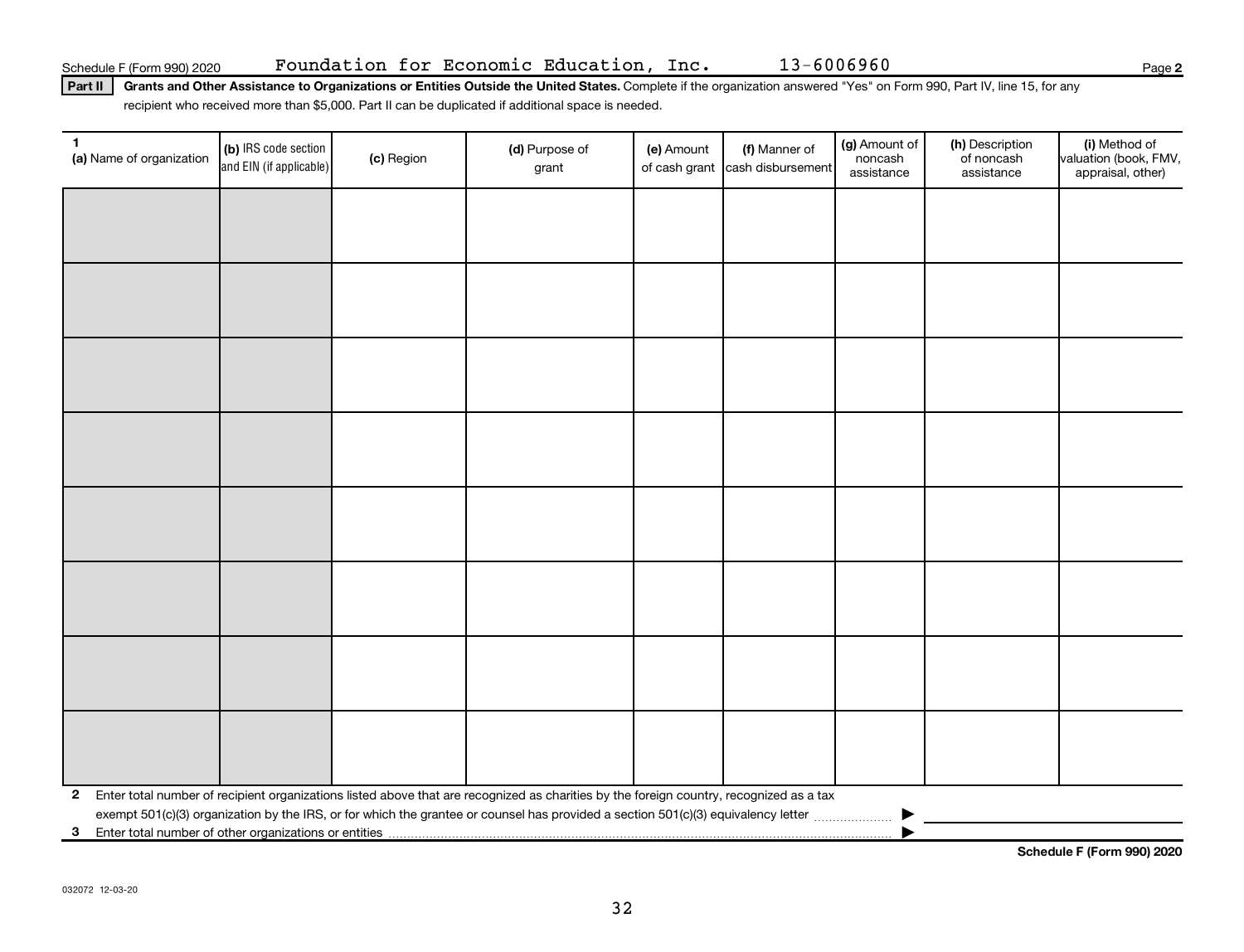Schedule F (Form 990) 2020 Foundation for Economic Education, Inc. 13-6006960 Page 2

**Part II** **Grants and Other Assistance to Organizations or Entities Outside the United States.** Complete if the organization answered "Yes" on Form 990, Part IV, line 15, for any recipient who received more than $5,000. Part II can be duplicated if additional space is needed.

| 1 (a) Name of organization | (b) IRS code section and EIN (if applicable) | (c) Region | (d) Purpose of grant | (e) Amount of cash grant | (f) Manner of cash disbursement | (g) Amount of noncash assistance | (h) Description of noncash assistance | (i) Method of valuation (book, FMV, appraisal, other) |
|---|---|---|---|---|---|---|---|---|
| | | | | | | | | |
| | | | | | | | | |
| | | | | | | | | |
| | | | | | | | | |
| | | | | | | | | |
| | | | | | | | | |
| | | | | | | | | |
| | | | | | | | | |

**2** Enter total number of recipient organizations listed above that are recognized as charities by the foreign country, recognized as a tax exempt 501(c)(3) organization by the IRS, or for which the grantee or counsel has provided a section 501(c)(3) equivalency letter ▶

**3** Enter total number of other organizations or entities ▶

**Schedule F (Form 990) 2020**

032072 12-03-20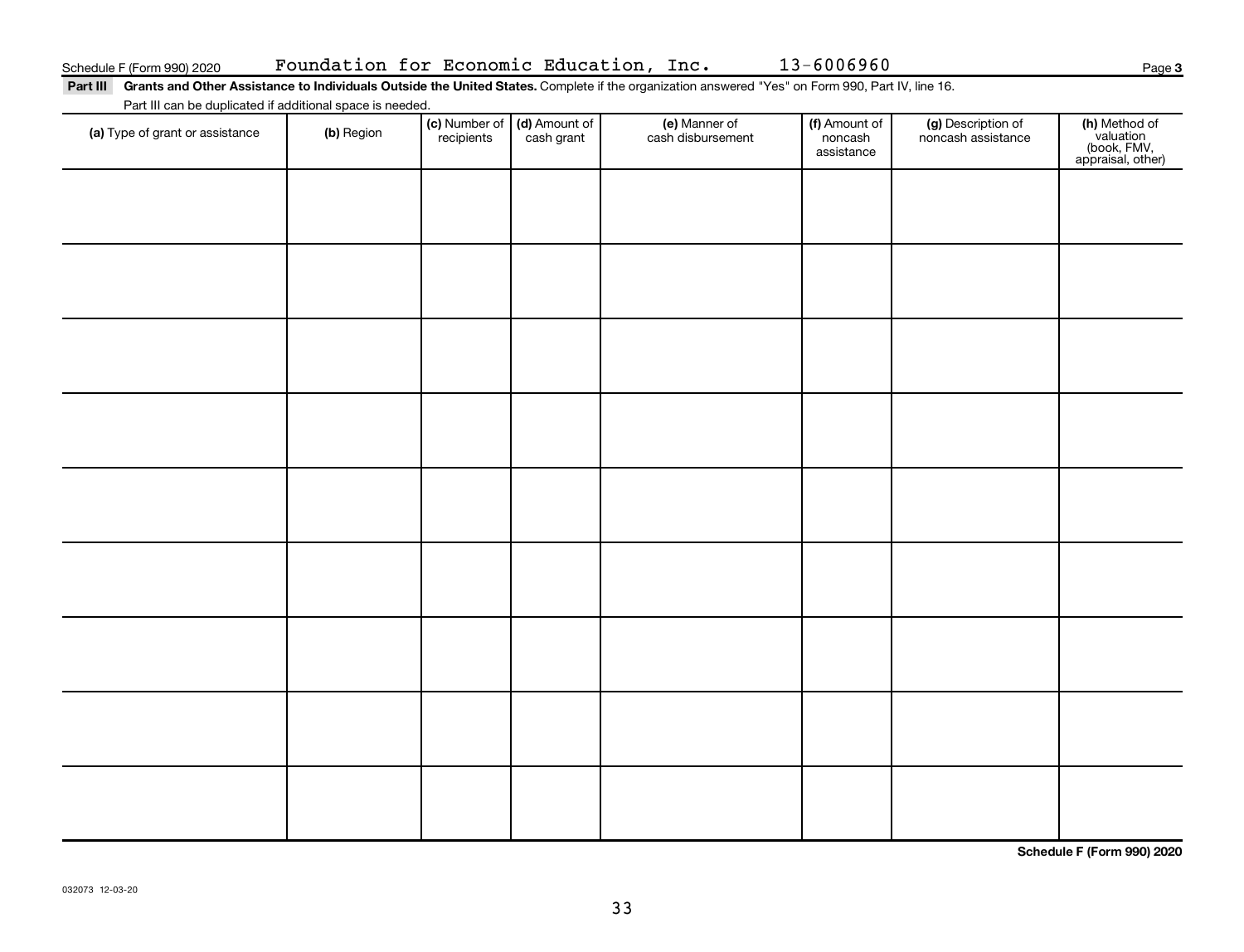Schedule F (Form 990) 2020 Foundation for Economic Education, Inc. 13-6006960 Page **3**

**Part III** **Grants and Other Assistance to Individuals Outside the United States.** Complete if the organization answered "Yes" on Form 990, Part IV, line 16.

Part III can be duplicated if additional space is needed.

| **(a)** Type of grant or assistance | **(b)** Region | **(c)** Number of recipients | **(d)** Amount of cash grant | **(e)** Manner of cash disbursement | **(f)** Amount of noncash assistance | **(g)** Description of noncash assistance | **(h)** Method of valuation (book, FMV, appraisal, other) |
|---|---|---|---|---|---|---|---|
| | | | | | | | |
| | | | | | | | |
| | | | | | | | |
| | | | | | | | |
| | | | | | | | |
| | | | | | | | |
| | | | | | | | |
| | | | | | | | |
| | | | | | | | |

**Schedule F (Form 990) 2020**

032073 12-03-20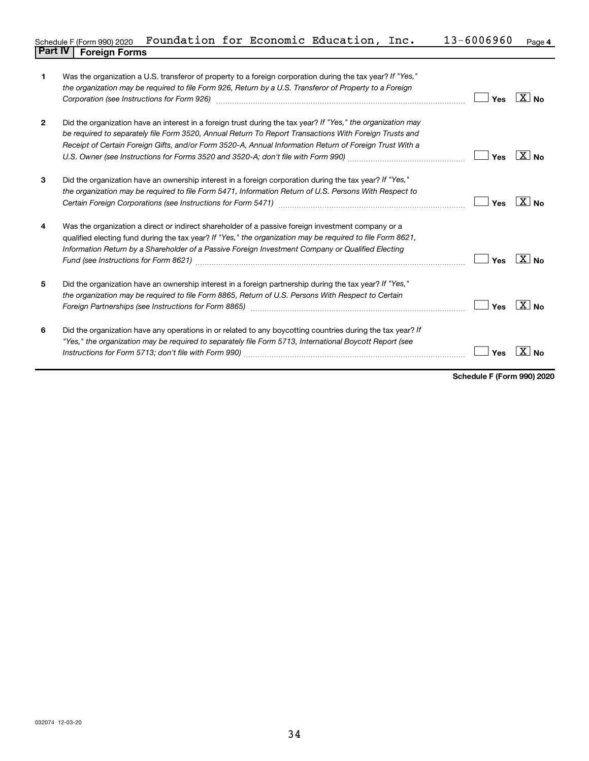Schedule F (Form 990) 2020 Foundation for Economic Education, Inc. 13-6006960 Page 4

## Part IV Foreign Forms

| | | Yes | No |
|---|---|---|---|
| 1 | Was the organization a U.S. transferor of property to a foreign corporation during the tax year? *If "Yes," the organization may be required to file Form 926, Return by a U.S. Transferor of Property to a Foreign Corporation (see Instructions for Form 926)* | | X |
| 2 | Did the organization have an interest in a foreign trust during the tax year? *If "Yes," the organization may be required to separately file Form 3520, Annual Return To Report Transactions With Foreign Trusts and Receipt of Certain Foreign Gifts, and/or Form 3520-A, Annual Information Return of Foreign Trust With a U.S. Owner (see Instructions for Forms 3520 and 3520-A; don't file with Form 990)* | | X |
| 3 | Did the organization have an ownership interest in a foreign corporation during the tax year? *If "Yes," the organization may be required to file Form 5471, Information Return of U.S. Persons With Respect to Certain Foreign Corporations (see Instructions for Form 5471)* | | X |
| 4 | Was the organization a direct or indirect shareholder of a passive foreign investment company or a qualified electing fund during the tax year? *If "Yes," the organization may be required to file Form 8621, Information Return by a Shareholder of a Passive Foreign Investment Company or Qualified Electing Fund (see Instructions for Form 8621)* | | X |
| 5 | Did the organization have an ownership interest in a foreign partnership during the tax year? *If "Yes," the organization may be required to file Form 8865, Return of U.S. Persons With Respect to Certain Foreign Partnerships (see Instructions for Form 8865)* | | X |
| 6 | Did the organization have any operations in or related to any boycotting countries during the tax year? *If "Yes," the organization may be required to separately file Form 5713, International Boycott Report (see Instructions for Form 5713; don't file with Form 990)* | | X |

**Schedule F (Form 990) 2020**

032074 12-03-20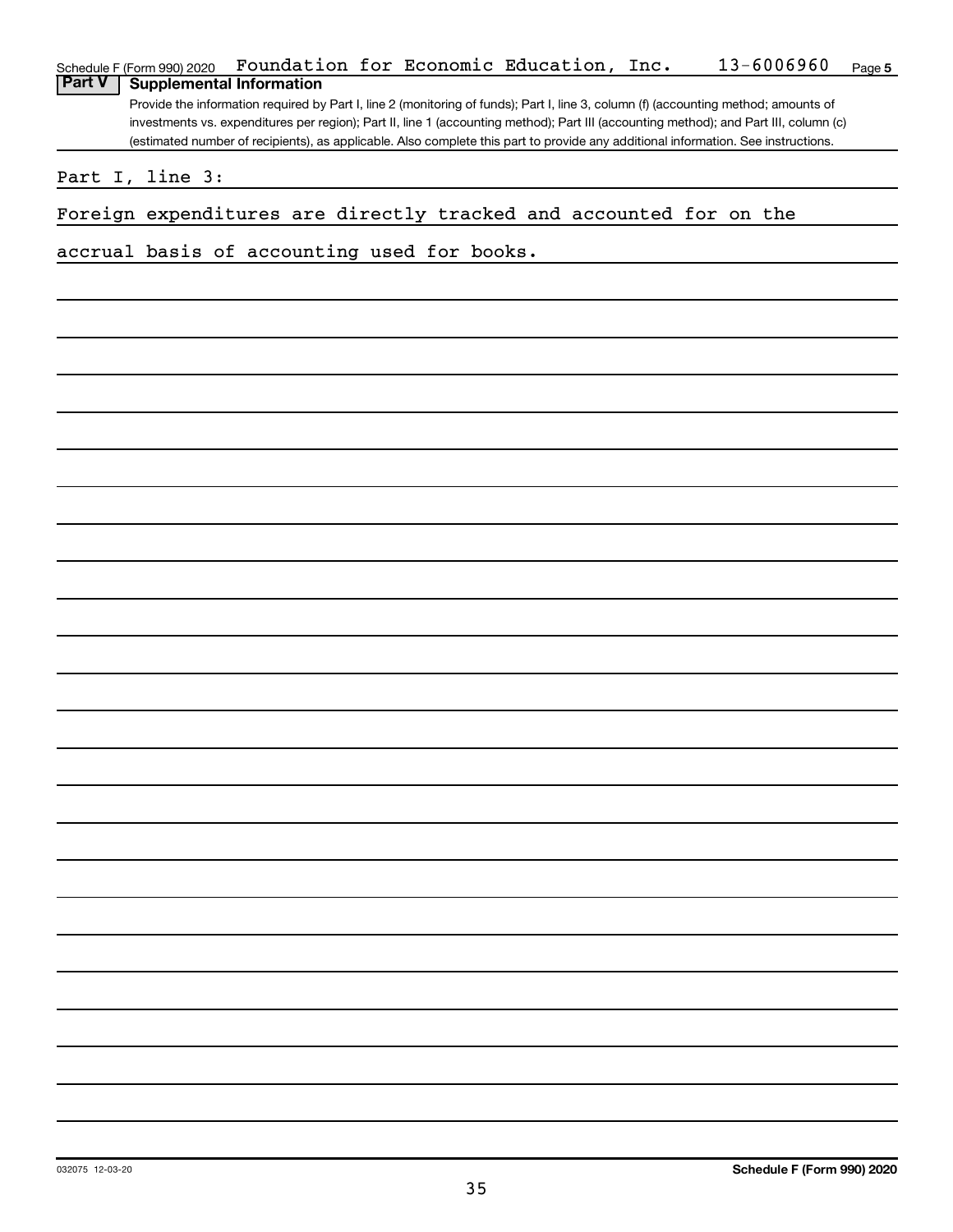Schedule F (Form 990) 2020 Foundation for Economic Education, Inc. 13-6006960 Page 5

## Part V Supplemental Information

Provide the information required by Part I, line 2 (monitoring of funds); Part I, line 3, column (f) (accounting method; amounts of investments vs. expenditures per region); Part II, line 1 (accounting method); Part III (accounting method); and Part III, column (c) (estimated number of recipients), as applicable. Also complete this part to provide any additional information. See instructions.

Part I, line 3:

Foreign expenditures are directly tracked and accounted for on the accrual basis of accounting used for books.

032075 12-03-20 Schedule F (Form 990) 2020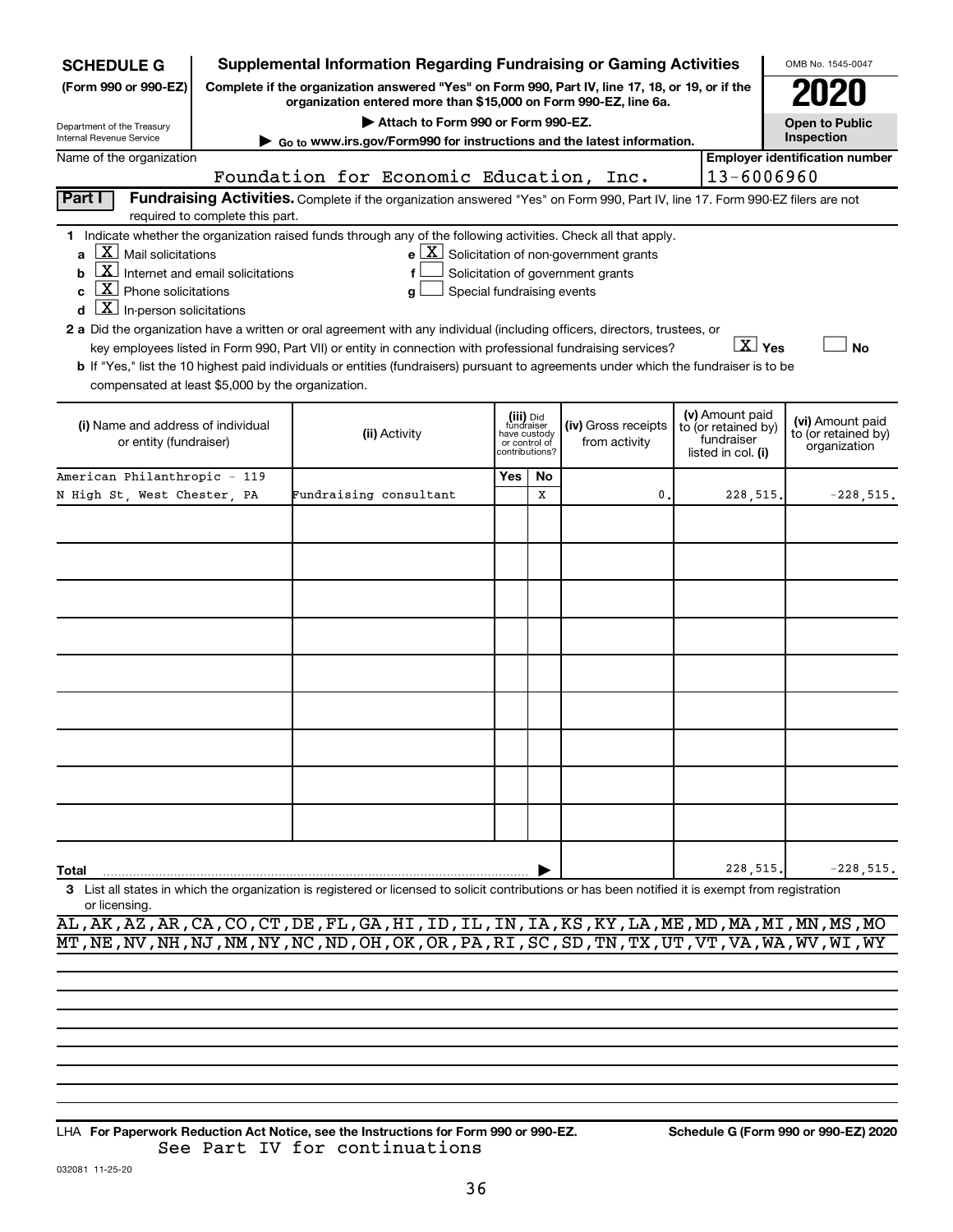**SCHEDULE G**
**(Form 990 or 990-EZ)**

Department of the Treasury
Internal Revenue Service

# Supplemental Information Regarding Fundraising or Gaming Activities

**Complete if the organization answered "Yes" on Form 990, Part IV, line 17, 18, or 19, or if the organization entered more than $15,000 on Form 990-EZ, line 6a.**

▶ Attach to Form 990 or Form 990-EZ.

▶ Go to www.irs.gov/Form990 for instructions and the latest information.

OMB No. 1545-0047

**2020**

**Open to Public Inspection**

Name of the organization: Foundation for Economic Education, Inc.

**Employer identification number:** 13-6006960

## Part I Fundraising Activities.

Complete if the organization answered "Yes" on Form 990, Part IV, line 17. Form 990-EZ filers are not required to complete this part.

**1** Indicate whether the organization raised funds through any of the following activities. Check all that apply.

- a [X] Mail solicitations
- b [X] Internet and email solicitations
- c [X] Phone solicitations
- d [X] In-person solicitations
- e [X] Solicitation of non-government grants
- f [ ] Solicitation of government grants
- g [ ] Special fundraising events

**2 a** Did the organization have a written or oral agreement with any individual (including officers, directors, trustees, or key employees listed in Form 990, Part VII) or entity in connection with professional fundraising services? [X] Yes [ ] No

**b** If "Yes," list the 10 highest paid individuals or entities (fundraisers) pursuant to agreements under which the fundraiser is to be compensated at least $5,000 by the organization.

| (i) Name and address of individual or entity (fundraiser) | (ii) Activity | (iii) Did fundraiser have custody or control of contributions? Yes | No | (iv) Gross receipts from activity | (v) Amount paid to (or retained by) fundraiser listed in col. (i) | (vi) Amount paid to (or retained by) organization |
|---|---|---|---|---|---|---|
| American Philanthropic - 119 N High St, West Chester, PA | Fundraising consultant | | X | 0. | 228,515. | -228,515. |
| | | | | | | |
| | | | | | | |
| | | | | | | |
| | | | | | | |
| | | | | | | |
| | | | | | | |
| | | | | | | |
| | | | | | | |
| | | | | | | |
| **Total** | | | | | 228,515. | -228,515. |

**3** List all states in which the organization is registered or licensed to solicit contributions or has been notified it is exempt from registration or licensing.

AL,AK,AZ,AR,CA,CO,CT,DE,FL,GA,HI,ID,IL,IN,IA,KS,KY,LA,ME,MD,MA,MI,MN,MS,MO
MT,NE,NV,NH,NJ,NM,NY,NC,ND,OH,OK,OR,PA,RI,SC,SD,TN,TX,UT,VT,VA,WA,WV,WI,WY

LHA **For Paperwork Reduction Act Notice, see the Instructions for Form 990 or 990-EZ.** **Schedule G (Form 990 or 990-EZ) 2020**

See Part IV for continuations

032081 11-25-20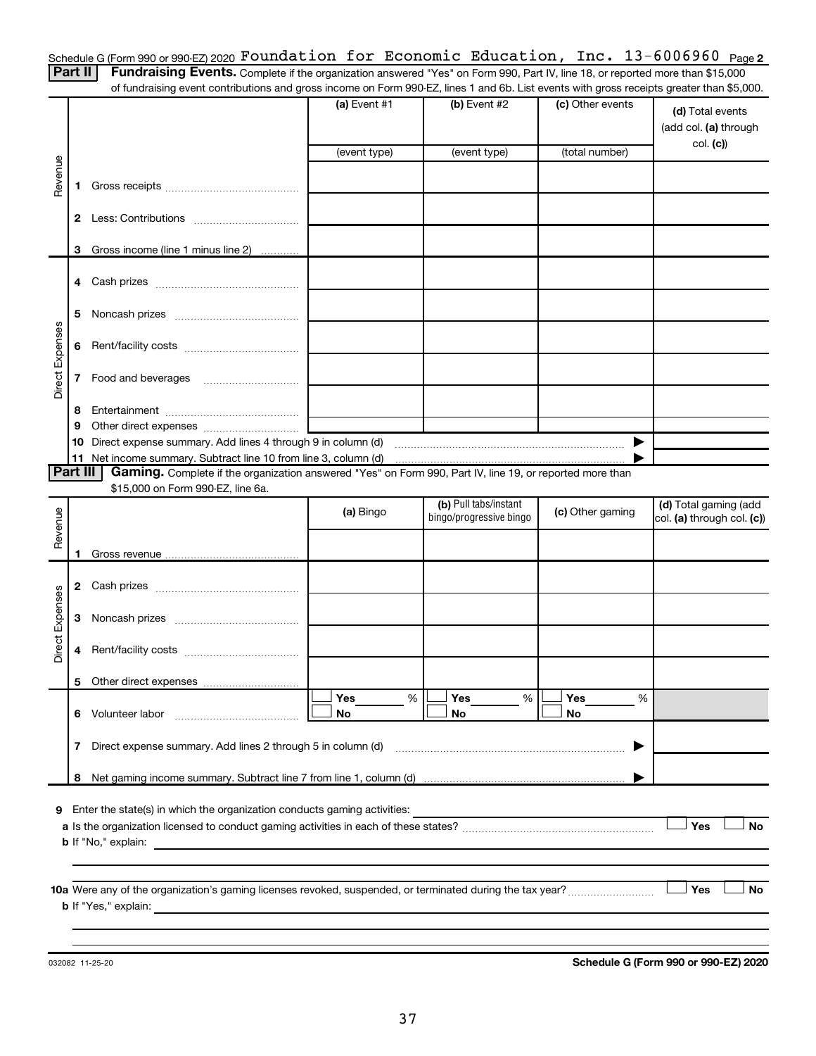Schedule G (Form 990 or 990-EZ) 2020 Foundation for Economic Education, Inc. 13-6006960 Page 2

**Part II** **Fundraising Events.** Complete if the organization answered "Yes" on Form 990, Part IV, line 18, or reported more than $15,000 of fundraising event contributions and gross income on Form 990-EZ, lines 1 and 6b. List events with gross receipts greater than $5,000.

| | | (a) Event #1 | (b) Event #2 | (c) Other events | (d) Total events (add col. (a) through col. (c)) |
|---|---|---|---|---|---|
| | | (event type) | (event type) | (total number) | |
| Revenue | 1 Gross receipts | | | | |
| | 2 Less: Contributions | | | | |
| | 3 Gross income (line 1 minus line 2) | | | | |
| Direct Expenses | 4 Cash prizes | | | | |
| | 5 Noncash prizes | | | | |
| | 6 Rent/facility costs | | | | |
| | 7 Food and beverages | | | | |
| | 8 Entertainment | | | | |
| | 9 Other direct expenses | | | | |
| | 10 Direct expense summary. Add lines 4 through 9 in column (d) | | | ▶ | |
| | 11 Net income summary. Subtract line 10 from line 3, column (d) | | | ▶ | |

**Part III** **Gaming.** Complete if the organization answered "Yes" on Form 990, Part IV, line 19, or reported more than $15,000 on Form 990-EZ, line 6a.

| | | (a) Bingo | (b) Pull tabs/instant bingo/progressive bingo | (c) Other gaming | (d) Total gaming (add col. (a) through col. (c)) |
|---|---|---|---|---|---|
| Revenue | 1 Gross revenue | | | | |
| Direct Expenses | 2 Cash prizes | | | | |
| | 3 Noncash prizes | | | | |
| | 4 Rent/facility costs | | | | |
| | 5 Other direct expenses | | | | |
| | 6 Volunteer labor | ☐ Yes ___ % ☐ No | ☐ Yes ___ % ☐ No | ☐ Yes ___ % ☐ No | |
| | 7 Direct expense summary. Add lines 2 through 5 in column (d) | | | ▶ | |
| | 8 Net gaming income summary. Subtract line 7 from line 1, column (d) | | | ▶ | |

**9** Enter the state(s) in which the organization conducts gaming activities:

**a** Is the organization licensed to conduct gaming activities in each of these states? ☐ Yes ☐ No

**b** If "No," explain:

**10a** Were any of the organization's gaming licenses revoked, suspended, or terminated during the tax year? ☐ Yes ☐ No

**b** If "Yes," explain:

032082 11-25-20

**Schedule G (Form 990 or 990-EZ) 2020**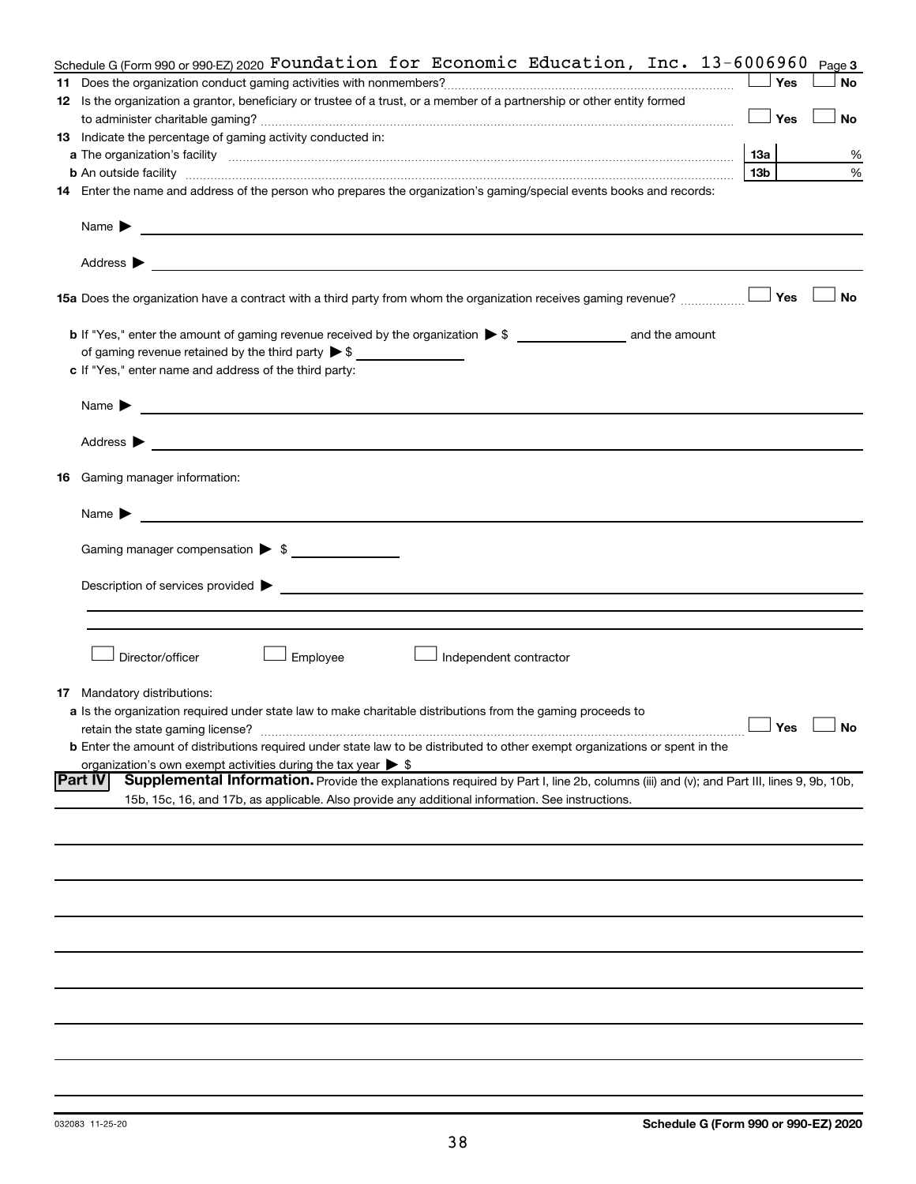Schedule G (Form 990 or 990-EZ) 2020 Foundation for Economic Education, Inc. 13-6006960 Page 3

**11** Does the organization conduct gaming activities with nonmembers? ☐ Yes ☐ No

**12** Is the organization a grantor, beneficiary or trustee of a trust, or a member of a partnership or other entity formed to administer charitable gaming? ☐ Yes ☐ No

**13** Indicate the percentage of gaming activity conducted in:

**a** The organization's facility **13a** %

**b** An outside facility **13b** %

**14** Enter the name and address of the person who prepares the organization's gaming/special events books and records:

Name ▶

Address ▶

**15a** Does the organization have a contract with a third party from whom the organization receives gaming revenue? ☐ Yes ☐ No

**b** If "Yes," enter the amount of gaming revenue received by the organization ▶ $ ________ and the amount of gaming revenue retained by the third party ▶ $ ________

**c** If "Yes," enter name and address of the third party:

Name ▶

Address ▶

**16** Gaming manager information:

Name ▶

Gaming manager compensation ▶ $

Description of services provided ▶

☐ Director/officer ☐ Employee ☐ Independent contractor

**17** Mandatory distributions:

**a** Is the organization required under state law to make charitable distributions from the gaming proceeds to retain the state gaming license? ☐ Yes ☐ No

**b** Enter the amount of distributions required under state law to be distributed to other exempt organizations or spent in the organization's own exempt activities during the tax year ▶ $

**Part IV** **Supplemental Information.** Provide the explanations required by Part I, line 2b, columns (iii) and (v); and Part III, lines 9, 9b, 10b, 15b, 15c, 16, and 17b, as applicable. Also provide any additional information. See instructions.

032083 11-25-20 **Schedule G (Form 990 or 990-EZ) 2020**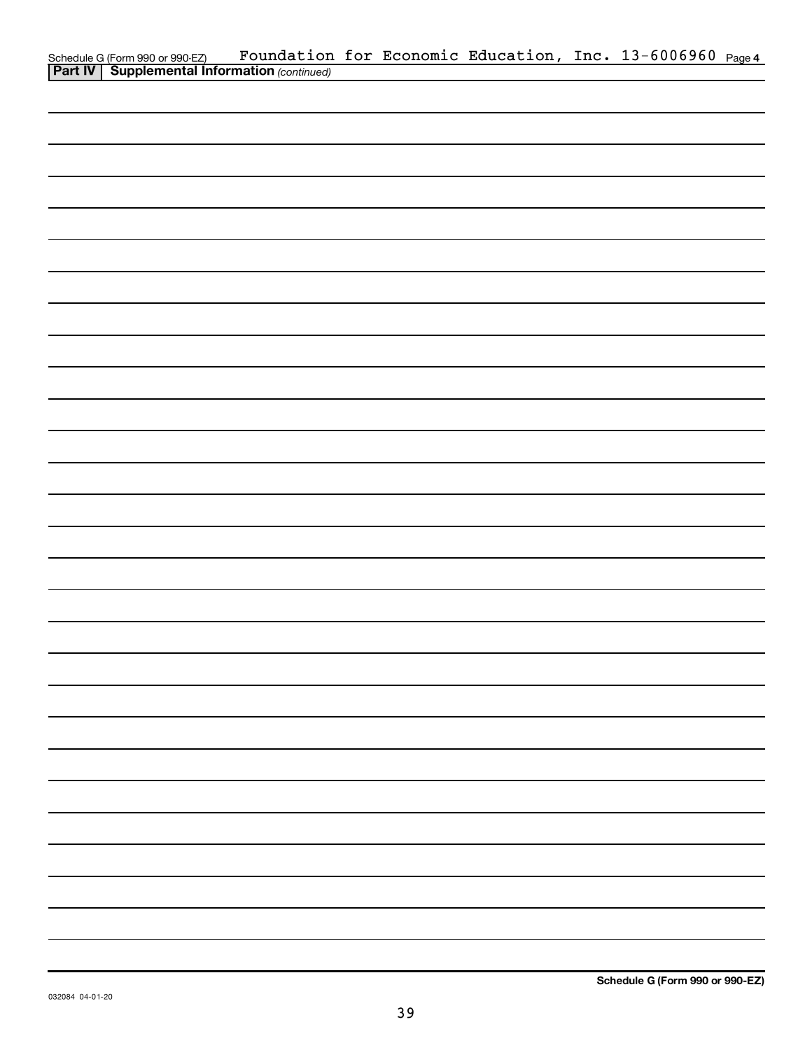Schedule G (Form 990 or 990-EZ) Foundation for Economic Education, Inc. 13-6006960 Page 4

**Part IV | Supplemental Information** *(continued)*

**Schedule G (Form 990 or 990-EZ)**

032084 04-01-20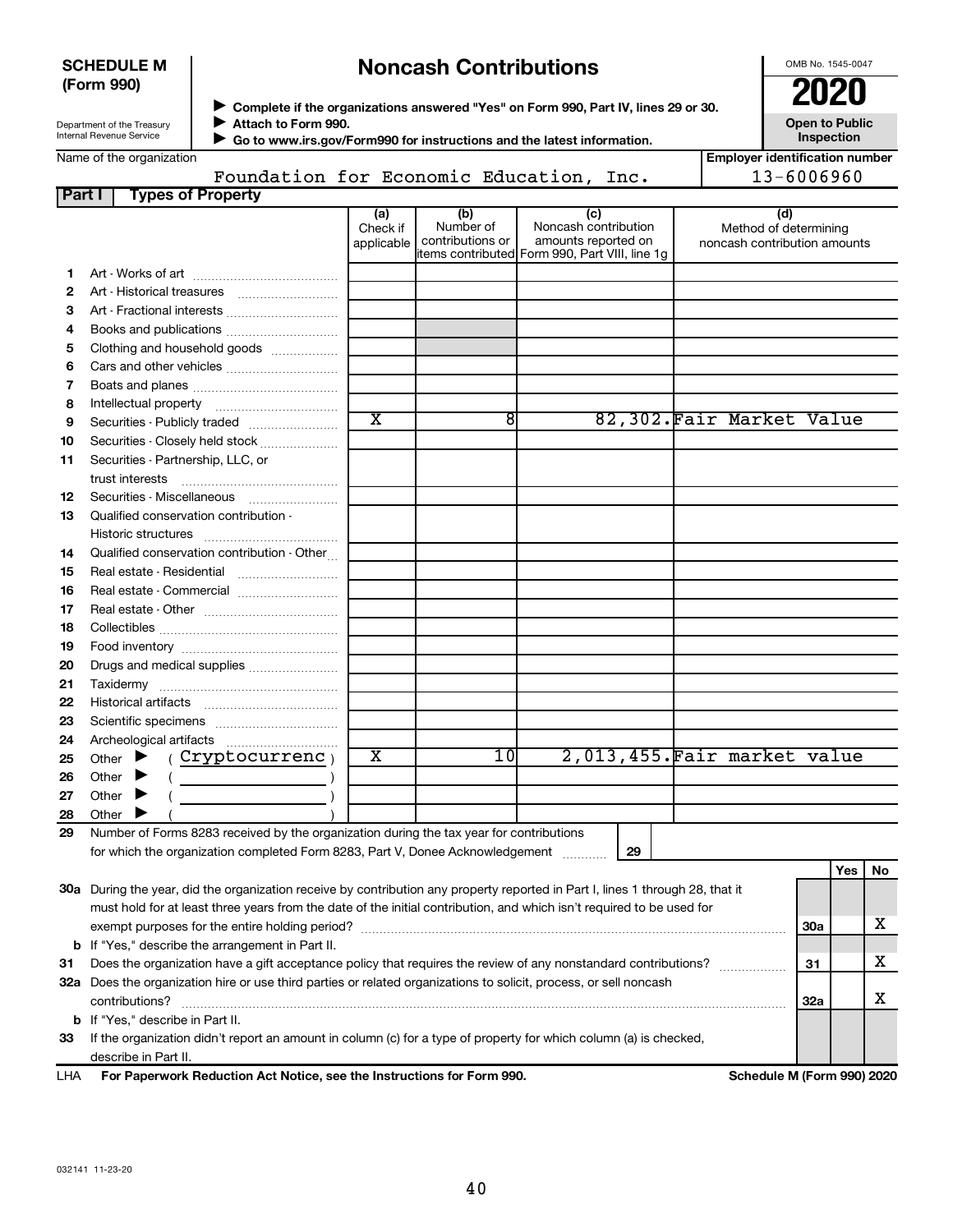**SCHEDULE M (Form 990)**

Department of the Treasury
Internal Revenue Service

# Noncash Contributions

▶ Complete if the organizations answered "Yes" on Form 990, Part IV, lines 29 or 30.
▶ Attach to Form 990.
▶ Go to www.irs.gov/Form990 for instructions and the latest information.

OMB No. 1545-0047

**2020**

**Open to Public Inspection**

Name of the organization: Foundation for Economic Education, Inc.

Employer identification number: 13-6006960

**Part I — Types of Property**

| | | (a) Check if applicable | (b) Number of contributions or items contributed | (c) Noncash contribution amounts reported on Form 990, Part VIII, line 1g | (d) Method of determining noncash contribution amounts |
|---|---|---|---|---|---|
| 1 | Art - Works of art | | | | |
| 2 | Art - Historical treasures | | | | |
| 3 | Art - Fractional interests | | | | |
| 4 | Books and publications | | | | |
| 5 | Clothing and household goods | | | | |
| 6 | Cars and other vehicles | | | | |
| 7 | Boats and planes | | | | |
| 8 | Intellectual property | | | | |
| 9 | Securities - Publicly traded | X | 8 | 82,302. | Fair Market Value |
| 10 | Securities - Closely held stock | | | | |
| 11 | Securities - Partnership, LLC, or trust interests | | | | |
| 12 | Securities - Miscellaneous | | | | |
| 13 | Qualified conservation contribution - Historic structures | | | | |
| 14 | Qualified conservation contribution - Other | | | | |
| 15 | Real estate - Residential | | | | |
| 16 | Real estate - Commercial | | | | |
| 17 | Real estate - Other | | | | |
| 18 | Collectibles | | | | |
| 19 | Food inventory | | | | |
| 20 | Drugs and medical supplies | | | | |
| 21 | Taxidermy | | | | |
| 22 | Historical artifacts | | | | |
| 23 | Scientific specimens | | | | |
| 24 | Archeological artifacts | | | | |
| 25 | Other ▶ ( Cryptocurrenc ) | X | 10 | 2,013,455. | Fair market value |
| 26 | Other ▶ ( ) | | | | |
| 27 | Other ▶ ( ) | | | | |
| 28 | Other ▶ ( ) | | | | |

29 Number of Forms 8283 received by the organization during the tax year for contributions for which the organization completed Form 8283, Part V, Donee Acknowledgement ..... 29

| | | | Yes | No |
|---|---|---|---|---|
| 30a | During the year, did the organization receive by contribution any property reported in Part I, lines 1 through 28, that it must hold for at least three years from the date of the initial contribution, and which isn't required to be used for exempt purposes for the entire holding period? | 30a | | X |
| b | If "Yes," describe the arrangement in Part II. | | | |
| 31 | Does the organization have a gift acceptance policy that requires the review of any nonstandard contributions? | 31 | | X |
| 32a | Does the organization hire or use third parties or related organizations to solicit, process, or sell noncash contributions? | 32a | | X |
| b | If "Yes," describe in Part II. | | | |
| 33 | If the organization didn't report an amount in column (c) for a type of property for which column (a) is checked, describe in Part II. | | | |

LHA For Paperwork Reduction Act Notice, see the Instructions for Form 990. Schedule M (Form 990) 2020

032141 11-23-20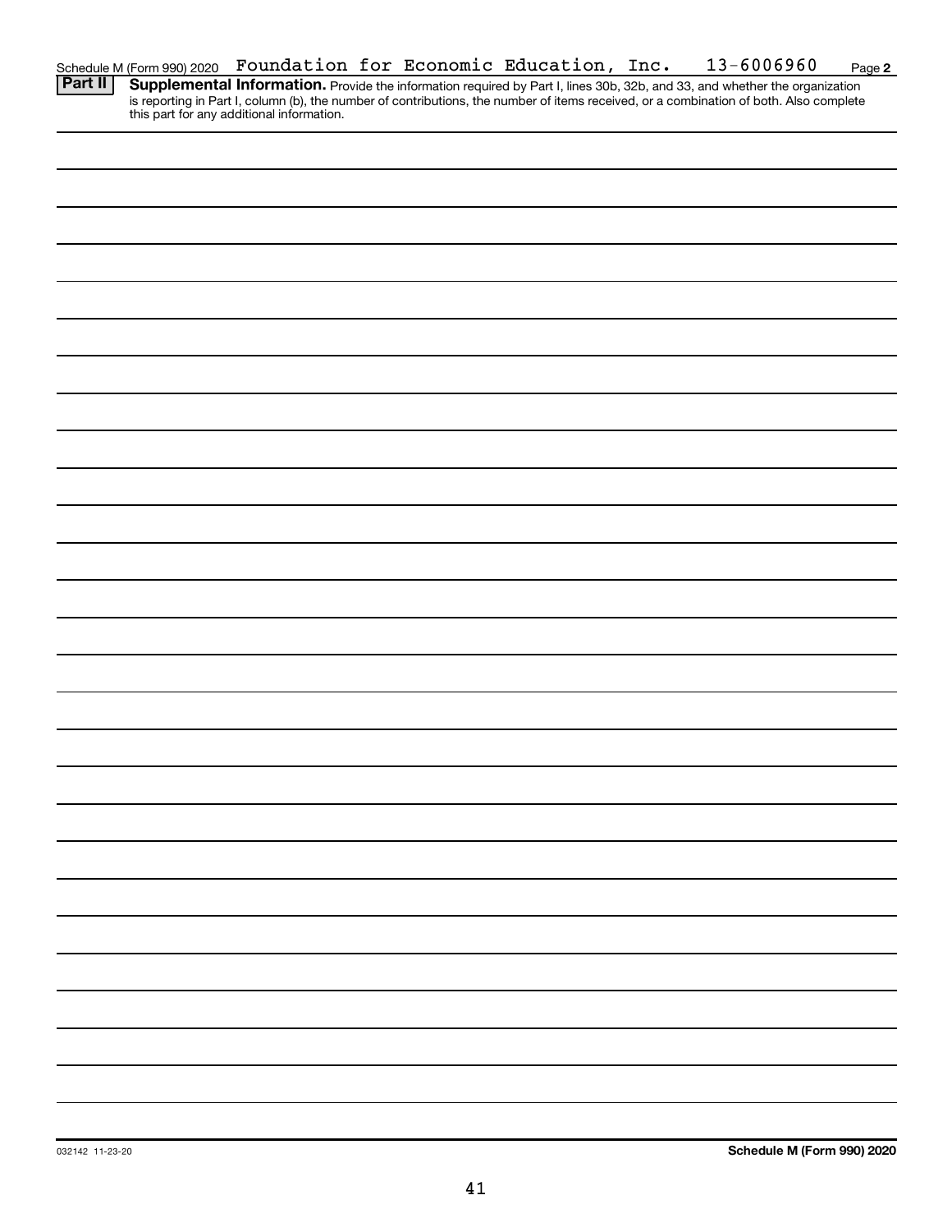Schedule M (Form 990) 2020 Foundation for Economic Education, Inc. 13-6006960 Page **2**

**Part II** **Supplemental Information.** Provide the information required by Part I, lines 30b, 32b, and 33, and whether the organization is reporting in Part I, column (b), the number of contributions, the number of items received, or a combination of both. Also complete this part for any additional information.

032142 11-23-20 **Schedule M (Form 990) 2020**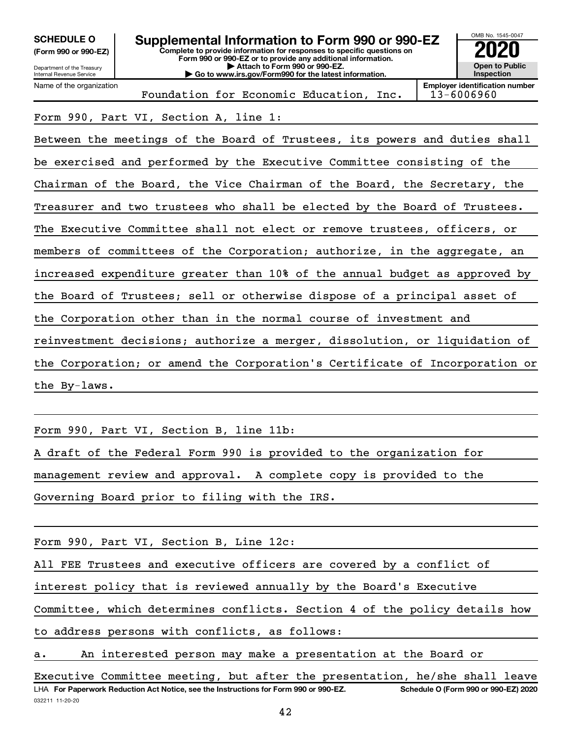**SCHEDULE O (Form 990 or 990-EZ)**

Department of the Treasury
Internal Revenue Service

# Supplemental Information to Form 990 or 990-EZ

**Complete to provide information for responses to specific questions on Form 990 or 990-EZ or to provide any additional information.**
**▶ Attach to Form 990 or 990-EZ.**
**▶ Go to www.irs.gov/Form990 for the latest information.**

OMB No. 1545-0047

**2020**

**Open to Public Inspection**

| Name of the organization | Employer identification number |
|---|---|
| Foundation for Economic Education, Inc. | 13-6006960 |

Form 990, Part VI, Section A, line 1:

Between the meetings of the Board of Trustees, its powers and duties shall be exercised and performed by the Executive Committee consisting of the Chairman of the Board, the Vice Chairman of the Board, the Secretary, the Treasurer and two trustees who shall be elected by the Board of Trustees. The Executive Committee shall not elect or remove trustees, officers, or members of committees of the Corporation; authorize, in the aggregate, an increased expenditure greater than 10% of the annual budget as approved by the Board of Trustees; sell or otherwise dispose of a principal asset of the Corporation other than in the normal course of investment and reinvestment decisions; authorize a merger, dissolution, or liquidation of the Corporation; or amend the Corporation's Certificate of Incorporation or the By-laws.

Form 990, Part VI, Section B, line 11b:

A draft of the Federal Form 990 is provided to the organization for management review and approval. A complete copy is provided to the Governing Board prior to filing with the IRS.

Form 990, Part VI, Section B, Line 12c:

All FEE Trustees and executive officers are covered by a conflict of interest policy that is reviewed annually by the Board's Executive Committee, which determines conflicts. Section 4 of the policy details how to address persons with conflicts, as follows:

a. An interested person may make a presentation at the Board or Executive Committee meeting, but after the presentation, he/she shall leave

LHA **For Paperwork Reduction Act Notice, see the Instructions for Form 990 or 990-EZ.** **Schedule O (Form 990 or 990-EZ) 2020**

032211 11-20-20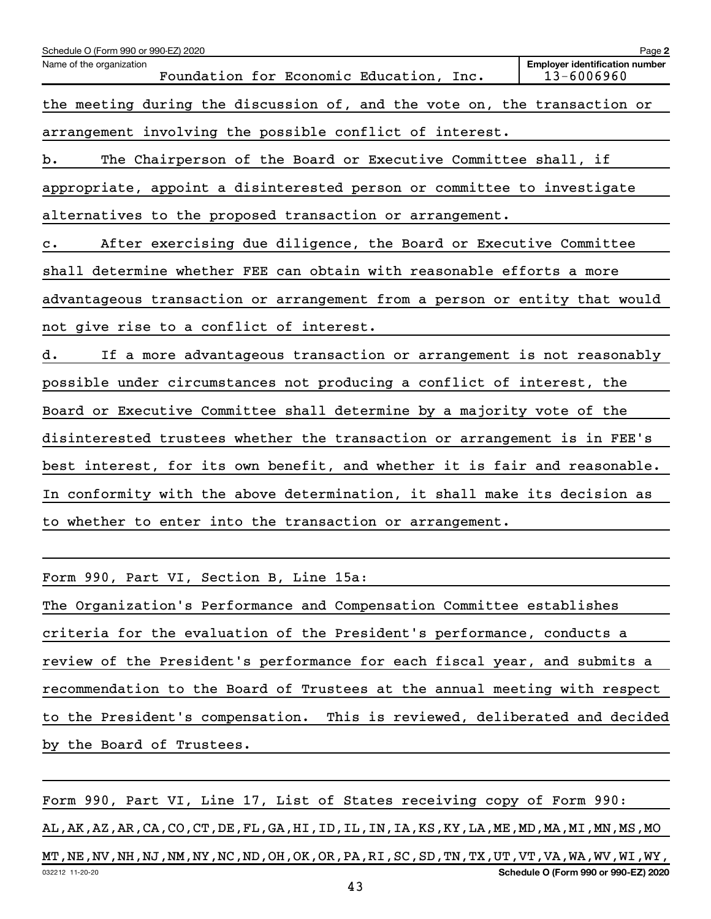Schedule O (Form 990 or 990-EZ) 2020

Name of the organization: Foundation for Economic Education, Inc.

Employer identification number: 13-6006960

the meeting during the discussion of, and the vote on, the transaction or arrangement involving the possible conflict of interest.

b. The Chairperson of the Board or Executive Committee shall, if appropriate, appoint a disinterested person or committee to investigate alternatives to the proposed transaction or arrangement.

c. After exercising due diligence, the Board or Executive Committee shall determine whether FEE can obtain with reasonable efforts a more advantageous transaction or arrangement from a person or entity that would not give rise to a conflict of interest.

d. If a more advantageous transaction or arrangement is not reasonably possible under circumstances not producing a conflict of interest, the Board or Executive Committee shall determine by a majority vote of the disinterested trustees whether the transaction or arrangement is in FEE's best interest, for its own benefit, and whether it is fair and reasonable. In conformity with the above determination, it shall make its decision as to whether to enter into the transaction or arrangement.

Form 990, Part VI, Section B, Line 15a:

The Organization's Performance and Compensation Committee establishes criteria for the evaluation of the President's performance, conducts a review of the President's performance for each fiscal year, and submits a recommendation to the Board of Trustees at the annual meeting with respect to the President's compensation. This is reviewed, deliberated and decided by the Board of Trustees.

Form 990, Part VI, Line 17, List of States receiving copy of Form 990:

AL,AK,AZ,AR,CA,CO,CT,DE,FL,GA,HI,ID,IL,IN,IA,KS,KY,LA,ME,MD,MA,MI,MN,MS,MO MT,NE,NV,NH,NJ,NM,NY,NC,ND,OH,OK,OR,PA,RI,SC,SD,TN,TX,UT,VT,VA,WA,WV,WI,WY,

Schedule O (Form 990 or 990-EZ) 2020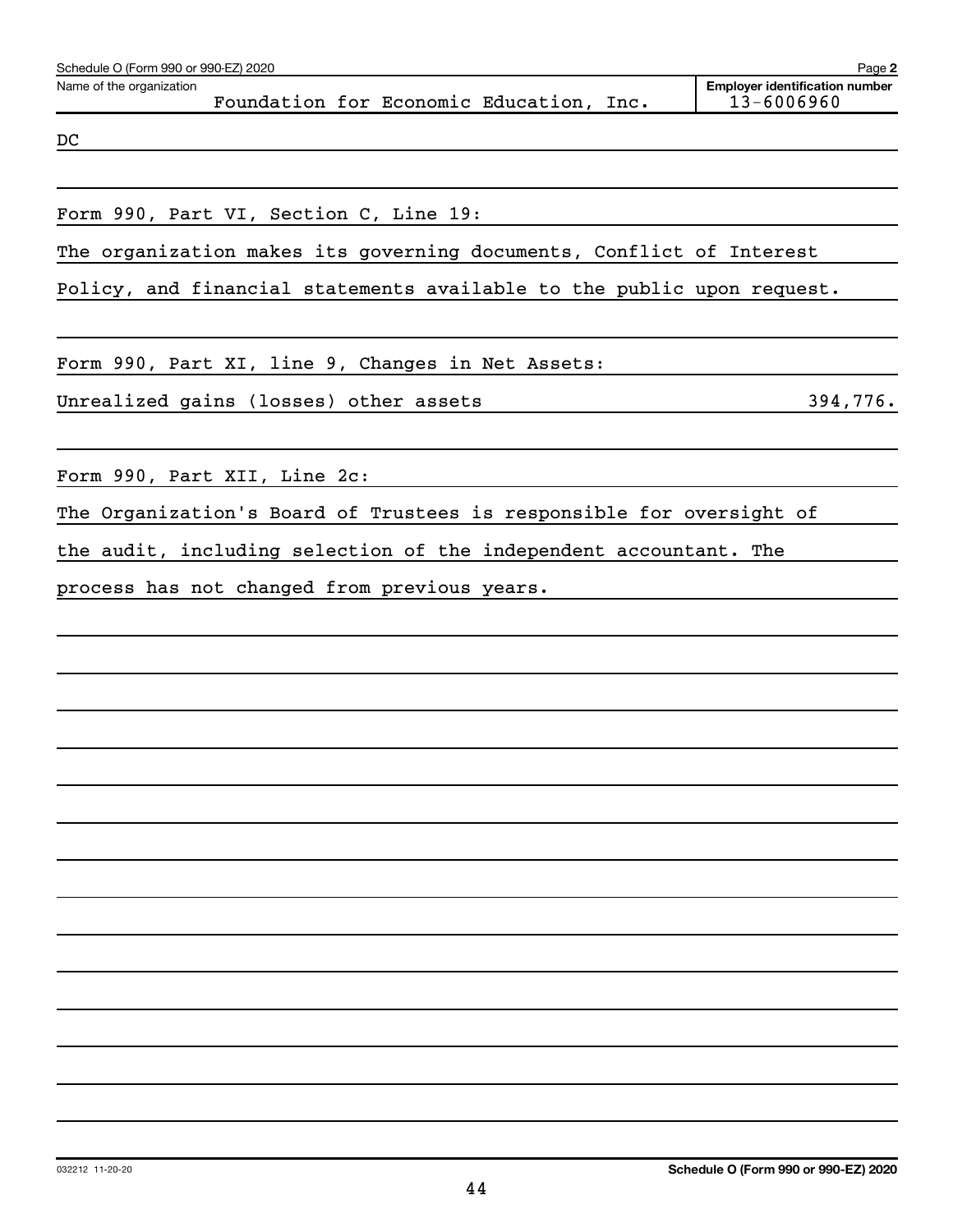Schedule O (Form 990 or 990-EZ) 2020

Name of the organization: Foundation for Economic Education, Inc.

Employer identification number: 13-6006960

DC

Form 990, Part VI, Section C, Line 19:

The organization makes its governing documents, Conflict of Interest Policy, and financial statements available to the public upon request.

Form 990, Part XI, line 9, Changes in Net Assets:

| Unrealized gains (losses) other assets | 394,776. |
| --- | --- |

Form 990, Part XII, Line 2c:

The Organization's Board of Trustees is responsible for oversight of the audit, including selection of the independent accountant. The process has not changed from previous years.

032212 11-20-20

Schedule O (Form 990 or 990-EZ) 2020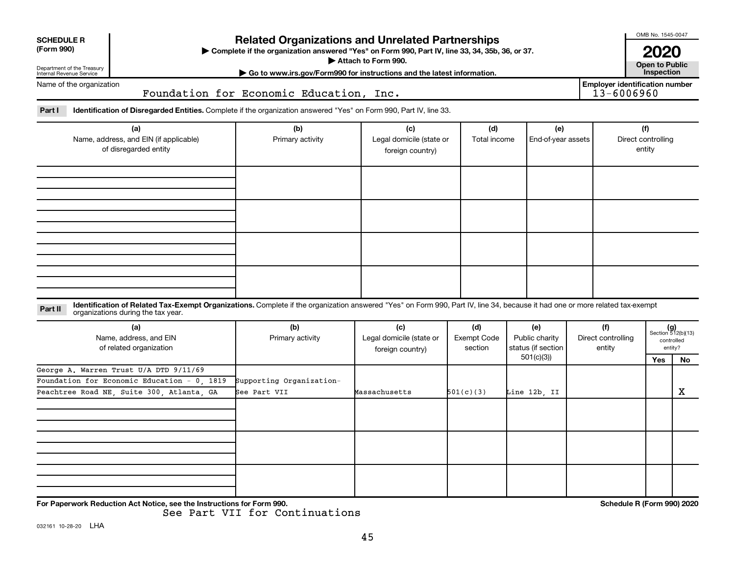**SCHEDULE R**
**(Form 990)**

Department of the Treasury
Internal Revenue Service

# Related Organizations and Unrelated Partnerships

▶ Complete if the organization answered "Yes" on Form 990, Part IV, line 33, 34, 35b, 36, or 37.
▶ Attach to Form 990.
▶ Go to www.irs.gov/Form990 for instructions and the latest information.

OMB No. 1545-0047

**2020**

**Open to Public Inspection**

Name of the organization: Foundation for Economic Education, Inc.

**Employer identification number** 13-6006960

**Part I** **Identification of Disregarded Entities.** Complete if the organization answered "Yes" on Form 990, Part IV, line 33.

| (a) Name, address, and EIN (if applicable) of disregarded entity | (b) Primary activity | (c) Legal domicile (state or foreign country) | (d) Total income | (e) End-of-year assets | (f) Direct controlling entity |
|---|---|---|---|---|---|
| | | | | | |
| | | | | | |
| | | | | | |
| | | | | | |

**Part II** **Identification of Related Tax-Exempt Organizations.** Complete if the organization answered "Yes" on Form 990, Part IV, line 34, because it had one or more related tax-exempt organizations during the tax year.

| (a) Name, address, and EIN of related organization | (b) Primary activity | (c) Legal domicile (state or foreign country) | (d) Exempt Code section | (e) Public charity status (if section 501(c)(3)) | (f) Direct controlling entity | (g) Section 512(b)(13) controlled entity? Yes | No |
|---|---|---|---|---|---|---|---|
| George A. Warren Trust U/A DTD 9/11/69 Foundation for Economic Education - 0, 1819 Peachtree Road NE, Suite 300, Atlanta, GA | Supporting Organization- See Part VII | Massachusetts | 501(c)(3) | Line 12b, II | | | X |
| | | | | | | | |
| | | | | | | | |
| | | | | | | | |

For Paperwork Reduction Act Notice, see the Instructions for Form 990.

See Part VII for Continuations

Schedule R (Form 990) 2020

032161 10-28-20 LHA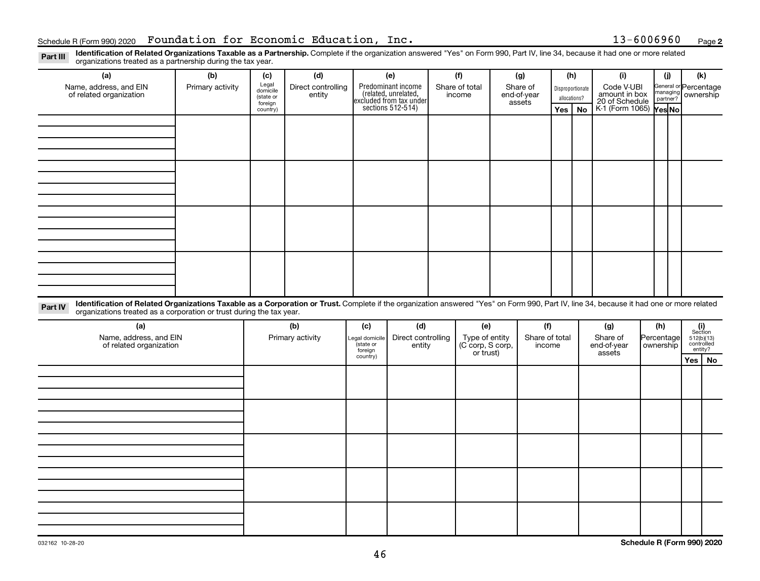Schedule R (Form 990) 2020 Foundation for Economic Education, Inc. 13-6006960 Page **2**

**Part III** **Identification of Related Organizations Taxable as a Partnership.** Complete if the organization answered "Yes" on Form 990, Part IV, line 34, because it had one or more related organizations treated as a partnership during the tax year.

| (a) Name, address, and EIN of related organization | (b) Primary activity | (c) Legal domicile (state or foreign country) | (d) Direct controlling entity | (e) Predominant income (related, unrelated, excluded from tax under sections 512-514) | (f) Share of total income | (g) Share of end-of-year assets | (h) Disproportionate allocations? Yes | (h) No | (i) Code V-UBI amount in box 20 of Schedule K-1 (Form 1065) | (j) General or managing partner? Yes | (j) No | (k) Percentage ownership |
|---|---|---|---|---|---|---|---|---|---|---|---|---|
| | | | | | | | | | | | | |
| | | | | | | | | | | | | |
| | | | | | | | | | | | | |
| | | | | | | | | | | | | |

**Part IV** **Identification of Related Organizations Taxable as a Corporation or Trust.** Complete if the organization answered "Yes" on Form 990, Part IV, line 34, because it had one or more related organizations treated as a corporation or trust during the tax year.

| (a) Name, address, and EIN of related organization | (b) Primary activity | (c) Legal domicile (state or foreign country) | (d) Direct controlling entity | (e) Type of entity (C corp, S corp, or trust) | (f) Share of total income | (g) Share of end-of-year assets | (h) Percentage ownership | (i) Section 512(b)(13) controlled entity? Yes | (i) No |
|---|---|---|---|---|---|---|---|---|---|
| | | | | | | | | | |
| | | | | | | | | | |
| | | | | | | | | | |
| | | | | | | | | | |
| | | | | | | | | | |

032162 10-28-20 **Schedule R (Form 990) 2020**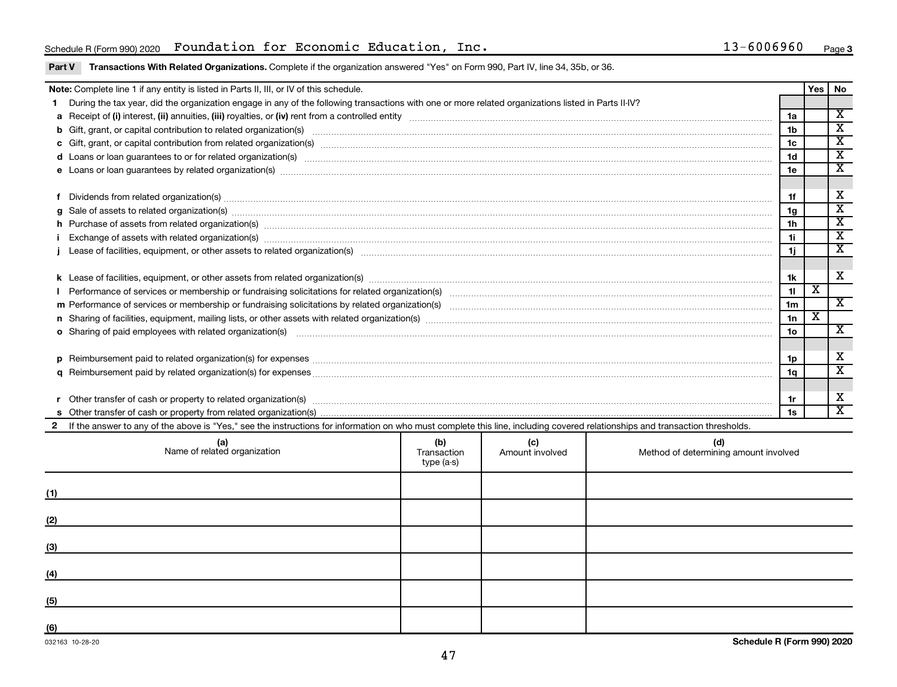Schedule R (Form 990) 2020 Foundation for Economic Education, Inc. 13-6006960 Page 3

**Part V Transactions With Related Organizations.** Complete if the organization answered "Yes" on Form 990, Part IV, line 34, 35b, or 36.

| **Note:** Complete line 1 if any entity is listed in Parts II, III, or IV of this schedule. | | Yes | No |
|---|---|---|---|
| **1** During the tax year, did the organization engage in any of the following transactions with one or more related organizations listed in Parts II-IV? | | | |
| **a** Receipt of **(i)** interest, **(ii)** annuities, **(iii)** royalties, or **(iv)** rent from a controlled entity | 1a | | X |
| **b** Gift, grant, or capital contribution to related organization(s) | 1b | | X |
| **c** Gift, grant, or capital contribution from related organization(s) | 1c | | X |
| **d** Loans or loan guarantees to or for related organization(s) | 1d | | X |
| **e** Loans or loan guarantees by related organization(s) | 1e | | X |
| **f** Dividends from related organization(s) | 1f | | X |
| **g** Sale of assets to related organization(s) | 1g | | X |
| **h** Purchase of assets from related organization(s) | 1h | | X |
| **i** Exchange of assets with related organization(s) | 1i | | X |
| **j** Lease of facilities, equipment, or other assets to related organization(s) | 1j | | X |
| **k** Lease of facilities, equipment, or other assets from related organization(s) | 1k | | X |
| **l** Performance of services or membership or fundraising solicitations for related organization(s) | 1l | X | |
| **m** Performance of services or membership or fundraising solicitations by related organization(s) | 1m | | X |
| **n** Sharing of facilities, equipment, mailing lists, or other assets with related organization(s) | 1n | X | |
| **o** Sharing of paid employees with related organization(s) | 1o | | X |
| **p** Reimbursement paid to related organization(s) for expenses | 1p | | X |
| **q** Reimbursement paid by related organization(s) for expenses | 1q | | X |
| **r** Other transfer of cash or property to related organization(s) | 1r | | X |
| **s** Other transfer of cash or property from related organization(s) | 1s | | X |

**2** If the answer to any of the above is "Yes," see the instructions for information on who must complete this line, including covered relationships and transaction thresholds.

| (a) Name of related organization | (b) Transaction type (a-s) | (c) Amount involved | (d) Method of determining amount involved |
|---|---|---|---|
| (1) | | | |
| (2) | | | |
| (3) | | | |
| (4) | | | |
| (5) | | | |
| (6) | | | |

032163 10-28-20 **Schedule R (Form 990) 2020**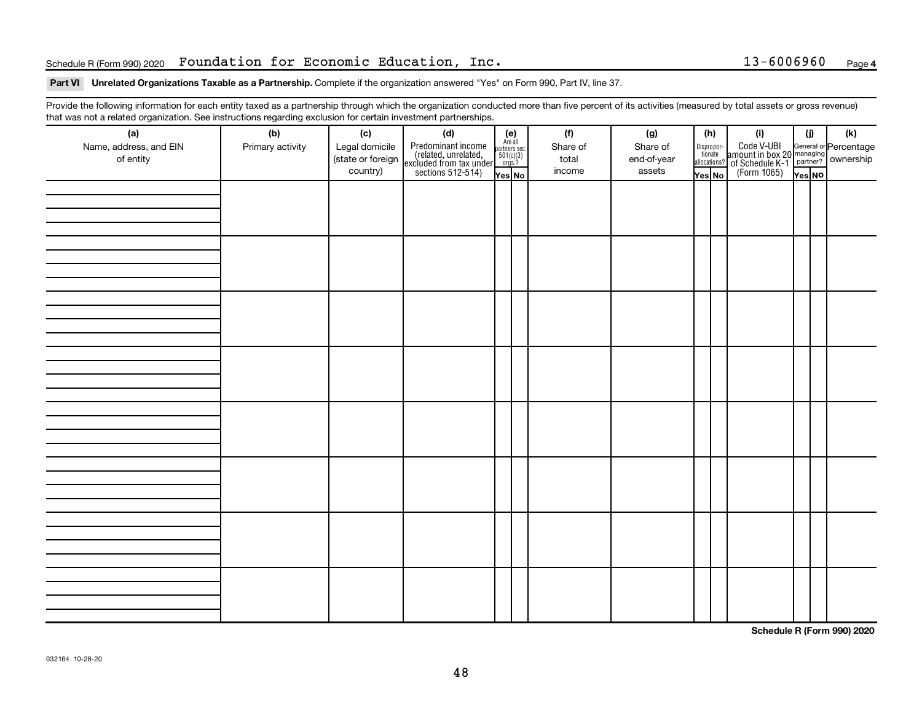Schedule R (Form 990) 2020 Foundation for Economic Education, Inc. 13-6006960 Page 4

**Part VI Unrelated Organizations Taxable as a Partnership.** Complete if the organization answered "Yes" on Form 990, Part IV, line 37.

Provide the following information for each entity taxed as a partnership through which the organization conducted more than five percent of its activities (measured by total assets or gross revenue) that was not a related organization. See instructions regarding exclusion for certain investment partnerships.

| (a) Name, address, and EIN of entity | (b) Primary activity | (c) Legal domicile (state or foreign country) | (d) Predominant income (related, unrelated, excluded from tax under sections 512-514) | (e) Are all partners sec. 501(c)(3) orgs.? Yes | No | (f) Share of total income | (g) Share of end-of-year assets | (h) Disproportionate allocations? Yes | No | (i) Code V-UBI amount in box 20 of Schedule K-1 (Form 1065) | (j) General or managing partner? Yes | No | (k) Percentage ownership |
|---|---|---|---|---|---|---|---|---|---|---|---|---|---|
| | | | | | | | | | | | | | |
| | | | | | | | | | | | | | |
| | | | | | | | | | | | | | |
| | | | | | | | | | | | | | |
| | | | | | | | | | | | | | |
| | | | | | | | | | | | | | |
| | | | | | | | | | | | | | |
| | | | | | | | | | | | | | |

Schedule R (Form 990) 2020

032164 10-28-20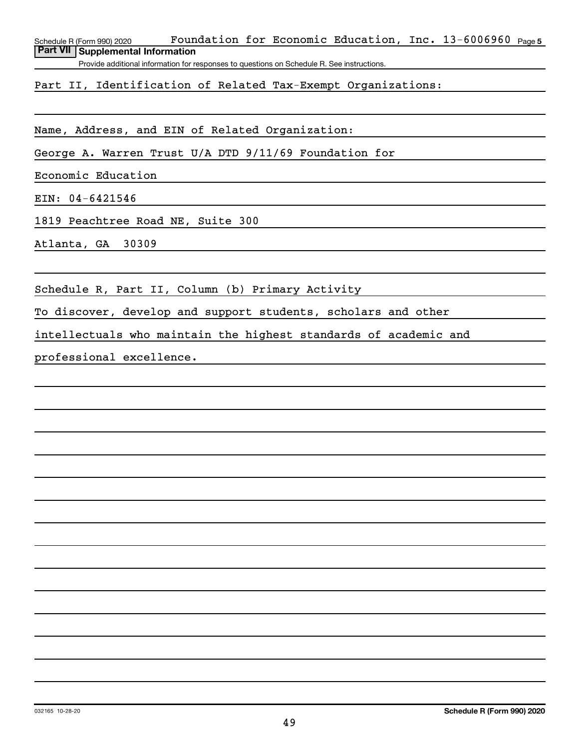## Part VII Supplemental Information

Provide additional information for responses to questions on Schedule R. See instructions.

Part II, Identification of Related Tax-Exempt Organizations:

Name, Address, and EIN of Related Organization:

George A. Warren Trust U/A DTD 9/11/69 Foundation for Economic Education

EIN: 04-6421546

1819 Peachtree Road NE, Suite 300

Atlanta, GA 30309

Schedule R, Part II, Column (b) Primary Activity

To discover, develop and support students, scholars and other intellectuals who maintain the highest standards of academic and professional excellence.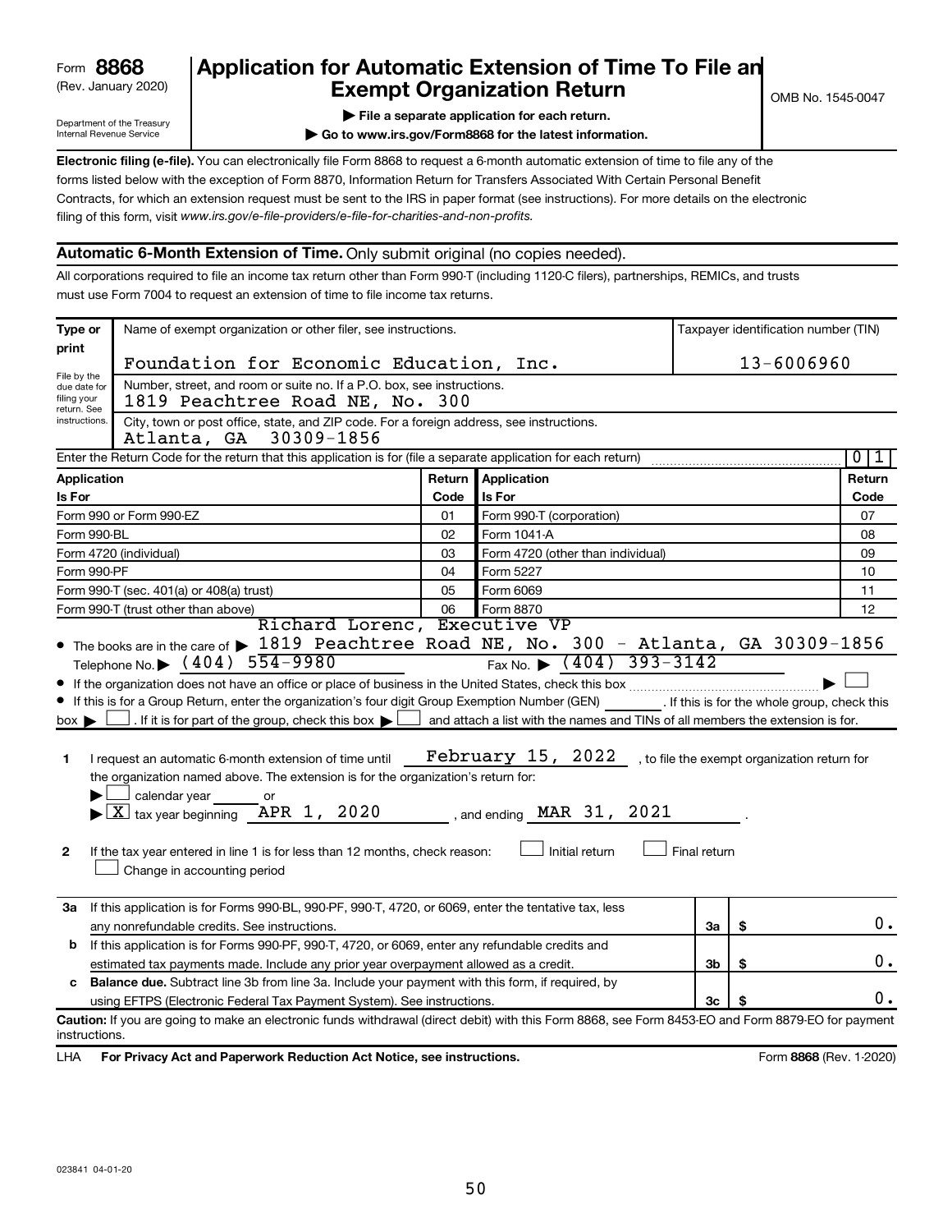Form **8868** (Rev. January 2020)

Department of the Treasury Internal Revenue Service

# Application for Automatic Extension of Time To File an Exempt Organization Return

OMB No. 1545-0047

▶ **File a separate application for each return.**

▶ **Go to www.irs.gov/Form8868 for the latest information.**

**Electronic filing (e-file).** You can electronically file Form 8868 to request a 6-month automatic extension of time to file any of the forms listed below with the exception of Form 8870, Information Return for Transfers Associated With Certain Personal Benefit Contracts, for which an extension request must be sent to the IRS in paper format (see instructions). For more details on the electronic filing of this form, visit *www.irs.gov/e-file-providers/e-file-for-charities-and-non-profits.*

## Automatic 6-Month Extension of Time. Only submit original (no copies needed).

All corporations required to file an income tax return other than Form 990-T (including 1120-C filers), partnerships, REMICs, and trusts must use Form 7004 to request an extension of time to file income tax returns.

**Type or print** — File by the due date for filing your return. See instructions.

Name of exempt organization or other filer, see instructions: Foundation for Economic Education, Inc.

Taxpayer identification number (TIN): 13-6006960

Number, street, and room or suite no. If a P.O. box, see instructions: 1819 Peachtree Road NE, No. 300

City, town or post office, state, and ZIP code. For a foreign address, see instructions: Atlanta, GA 30309-1856

Enter the Return Code for the return that this application is for (file a separate application for each return) 0 1

| Application Is For | Return Code | Application Is For | Return Code |
|---|---|---|---|
| Form 990 or Form 990-EZ | 01 | Form 990-T (corporation) | 07 |
| Form 990-BL | 02 | Form 1041-A | 08 |
| Form 4720 (individual) | 03 | Form 4720 (other than individual) | 09 |
| Form 990-PF | 04 | Form 5227 | 10 |
| Form 990-T (sec. 401(a) or 408(a) trust) | 05 | Form 6069 | 11 |
| Form 990-T (trust other than above) | 06 | Form 8870 | 12 |

- The books are in the care of ▶ Richard Lorenc, Executive VP 1819 Peachtree Road NE, No. 300 - Atlanta, GA 30309-1856

  Telephone No. ▶ (404) 554-9980 Fax No. ▶ (404) 393-3142

- If the organization does not have an office or place of business in the United States, check this box ▶ ☐
- If this is for a Group Return, enter the organization's four digit Group Exemption Number (GEN) ______ . If this is for the whole group, check this box ▶ ☐ . If it is for part of the group, check this box ▶ ☐ and attach a list with the names and TINs of all members the extension is for.

**1** I request an automatic 6-month extension of time until February 15, 2022, to file the exempt organization return for the organization named above. The extension is for the organization's return for:

▶ ☐ calendar year ______ or

▶ ☒ tax year beginning APR 1, 2020, and ending MAR 31, 2021.

**2** If the tax year entered in line 1 is for less than 12 months, check reason: ☐ Initial return ☐ Final return ☐ Change in accounting period

| | | | |
|---|---|---|---|
| **3a** | If this application is for Forms 990-BL, 990-PF, 990-T, 4720, or 6069, enter the tentative tax, less any nonrefundable credits. See instructions. | 3a | $ 0. |
| **b** | If this application is for Forms 990-PF, 990-T, 4720, or 6069, enter any refundable credits and estimated tax payments made. Include any prior year overpayment allowed as a credit. | 3b | $ 0. |
| **c** | **Balance due.** Subtract line 3b from line 3a. Include your payment with this form, if required, by using EFTPS (Electronic Federal Tax Payment System). See instructions. | 3c | $ 0. |

**Caution:** If you are going to make an electronic funds withdrawal (direct debit) with this Form 8868, see Form 8453-EO and Form 8879-EO for payment instructions.

LHA **For Privacy Act and Paperwork Reduction Act Notice, see instructions.** Form **8868** (Rev. 1-2020)

023841 04-01-20